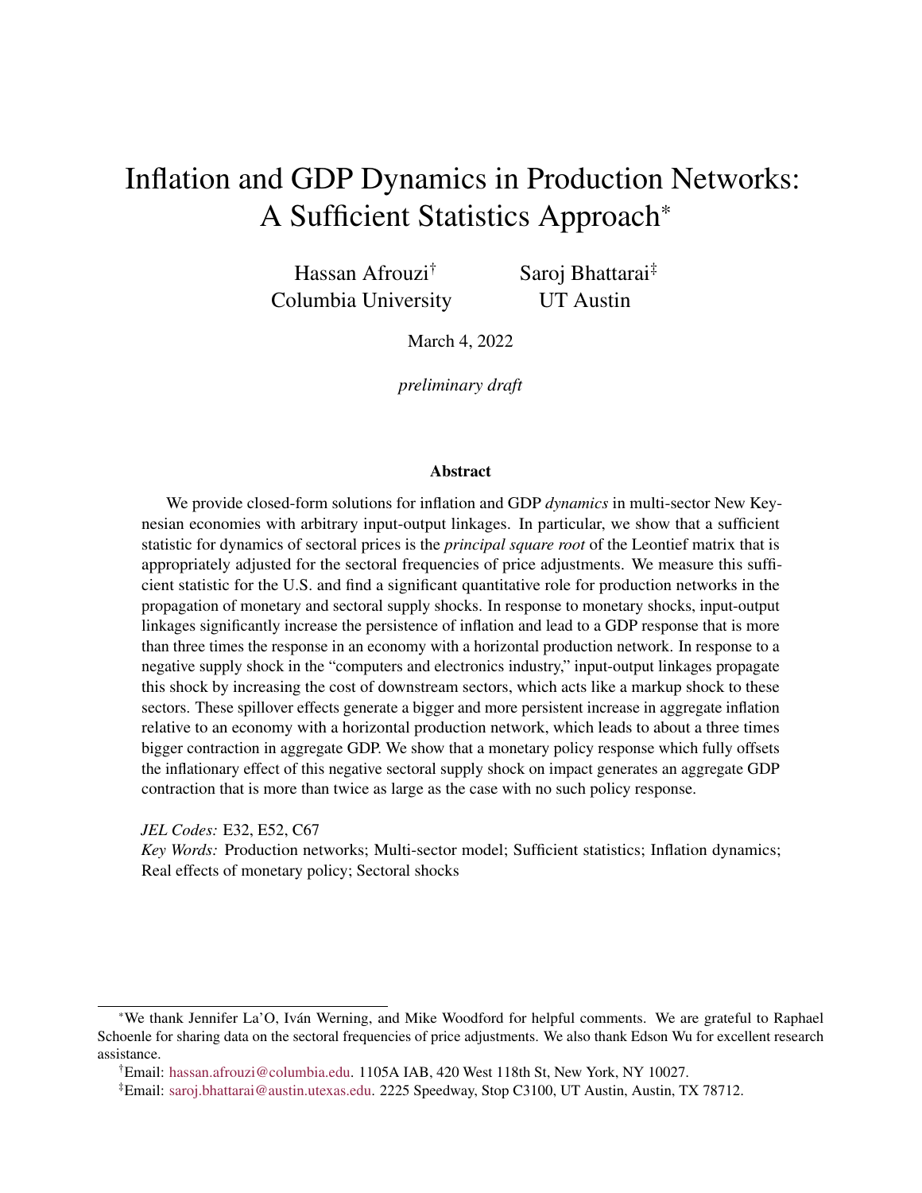# Inflation and GDP Dynamics in Production Networks: A Sufficient Statistics Approach*

Hassan Afrouzi[†]
Columbia University

Saroj Bhattarai[‡]
UT Austin

March 4, 2022

*preliminary draft*

## Abstract

We provide closed-form solutions for inflation and GDP *dynamics* in multi-sector New Keynesian economies with arbitrary input-output linkages. In particular, we show that a sufficient statistic for dynamics of sectoral prices is the *principal square root* of the Leontief matrix that is appropriately adjusted for the sectoral frequencies of price adjustments. We measure this sufficient statistic for the U.S. and find a significant quantitative role for production networks in the propagation of monetary and sectoral supply shocks. In response to monetary shocks, input-output linkages significantly increase the persistence of inflation and lead to a GDP response that is more than three times the response in an economy with a horizontal production network. In response to a negative supply shock in the "computers and electronics industry," input-output linkages propagate this shock by increasing the cost of downstream sectors, which acts like a markup shock to these sectors. These spillover effects generate a bigger and more persistent increase in aggregate inflation relative to an economy with a horizontal production network, which leads to about a three times bigger contraction in aggregate GDP. We show that a monetary policy response which fully offsets the inflationary effect of this negative sectoral supply shock on impact generates an aggregate GDP contraction that is more than twice as large as the case with no such policy response.

*JEL Codes:* E32, E52, C67

*Key Words:* Production networks; Multi-sector model; Sufficient statistics; Inflation dynamics; Real effects of monetary policy; Sectoral shocks

---

*We thank Jennifer La'O, Iván Werning, and Mike Woodford for helpful comments. We are grateful to Raphael Schoenle for sharing data on the sectoral frequencies of price adjustments. We also thank Edson Wu for excellent research assistance.

[†]Email: hassan.afrouzi@columbia.edu. 1105A IAB, 420 West 118th St, New York, NY 10027.

[‡]Email: saroj.bhattarai@austin.utexas.edu. 2225 Speedway, Stop C3100, UT Austin, Austin, TX 78712.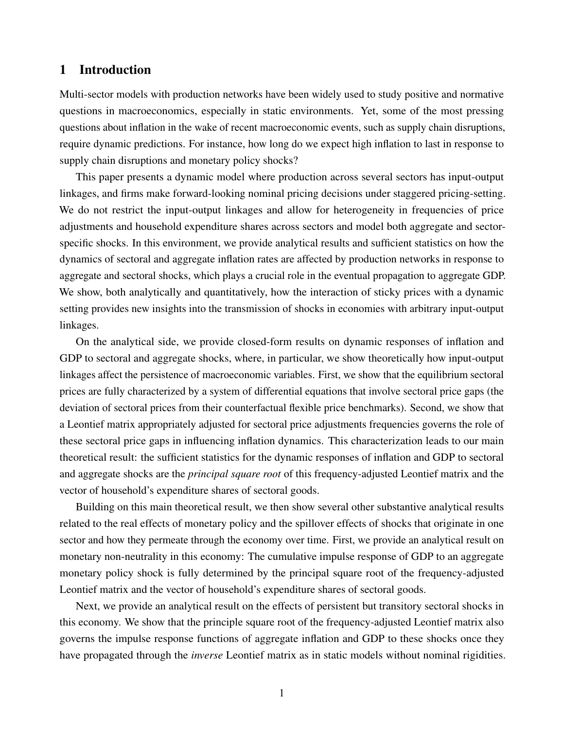# 1 Introduction

Multi-sector models with production networks have been widely used to study positive and normative questions in macroeconomics, especially in static environments. Yet, some of the most pressing questions about inflation in the wake of recent macroeconomic events, such as supply chain disruptions, require dynamic predictions. For instance, how long do we expect high inflation to last in response to supply chain disruptions and monetary policy shocks?

This paper presents a dynamic model where production across several sectors has input-output linkages, and firms make forward-looking nominal pricing decisions under staggered pricing-setting. We do not restrict the input-output linkages and allow for heterogeneity in frequencies of price adjustments and household expenditure shares across sectors and model both aggregate and sector-specific shocks. In this environment, we provide analytical results and sufficient statistics on how the dynamics of sectoral and aggregate inflation rates are affected by production networks in response to aggregate and sectoral shocks, which plays a crucial role in the eventual propagation to aggregate GDP. We show, both analytically and quantitatively, how the interaction of sticky prices with a dynamic setting provides new insights into the transmission of shocks in economies with arbitrary input-output linkages.

On the analytical side, we provide closed-form results on dynamic responses of inflation and GDP to sectoral and aggregate shocks, where, in particular, we show theoretically how input-output linkages affect the persistence of macroeconomic variables. First, we show that the equilibrium sectoral prices are fully characterized by a system of differential equations that involve sectoral price gaps (the deviation of sectoral prices from their counterfactual flexible price benchmarks). Second, we show that a Leontief matrix appropriately adjusted for sectoral price adjustments frequencies governs the role of these sectoral price gaps in influencing inflation dynamics. This characterization leads to our main theoretical result: the sufficient statistics for the dynamic responses of inflation and GDP to sectoral and aggregate shocks are the *principal square root* of this frequency-adjusted Leontief matrix and the vector of household's expenditure shares of sectoral goods.

Building on this main theoretical result, we then show several other substantive analytical results related to the real effects of monetary policy and the spillover effects of shocks that originate in one sector and how they permeate through the economy over time. First, we provide an analytical result on monetary non-neutrality in this economy: The cumulative impulse response of GDP to an aggregate monetary policy shock is fully determined by the principal square root of the frequency-adjusted Leontief matrix and the vector of household's expenditure shares of sectoral goods.

Next, we provide an analytical result on the effects of persistent but transitory sectoral shocks in this economy. We show that the principle square root of the frequency-adjusted Leontief matrix also governs the impulse response functions of aggregate inflation and GDP to these shocks once they have propagated through the *inverse* Leontief matrix as in static models without nominal rigidities.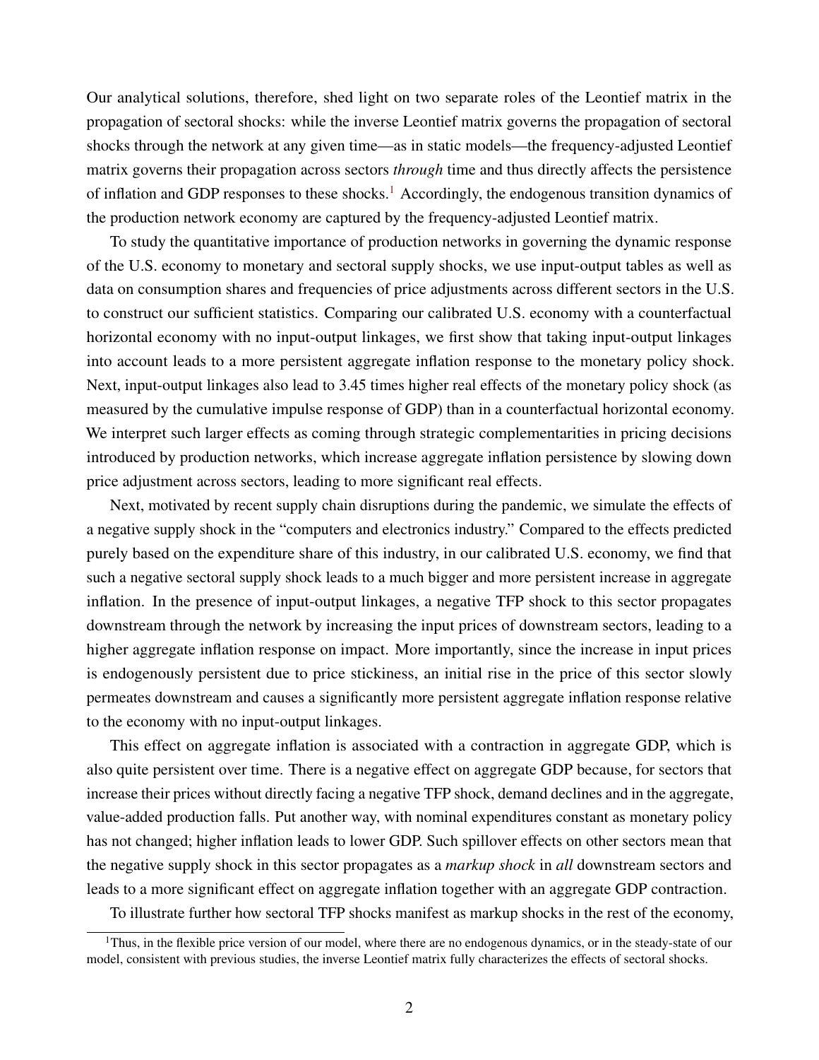Our analytical solutions, therefore, shed light on two separate roles of the Leontief matrix in the propagation of sectoral shocks: while the inverse Leontief matrix governs the propagation of sectoral shocks through the network at any given time—as in static models—the frequency-adjusted Leontief matrix governs their propagation across sectors *through* time and thus directly affects the persistence of inflation and GDP responses to these shocks.[1] Accordingly, the endogenous transition dynamics of the production network economy are captured by the frequency-adjusted Leontief matrix.

To study the quantitative importance of production networks in governing the dynamic response of the U.S. economy to monetary and sectoral supply shocks, we use input-output tables as well as data on consumption shares and frequencies of price adjustments across different sectors in the U.S. to construct our sufficient statistics. Comparing our calibrated U.S. economy with a counterfactual horizontal economy with no input-output linkages, we first show that taking input-output linkages into account leads to a more persistent aggregate inflation response to the monetary policy shock. Next, input-output linkages also lead to 3.45 times higher real effects of the monetary policy shock (as measured by the cumulative impulse response of GDP) than in a counterfactual horizontal economy. We interpret such larger effects as coming through strategic complementarities in pricing decisions introduced by production networks, which increase aggregate inflation persistence by slowing down price adjustment across sectors, leading to more significant real effects.

Next, motivated by recent supply chain disruptions during the pandemic, we simulate the effects of a negative supply shock in the "computers and electronics industry." Compared to the effects predicted purely based on the expenditure share of this industry, in our calibrated U.S. economy, we find that such a negative sectoral supply shock leads to a much bigger and more persistent increase in aggregate inflation. In the presence of input-output linkages, a negative TFP shock to this sector propagates downstream through the network by increasing the input prices of downstream sectors, leading to a higher aggregate inflation response on impact. More importantly, since the increase in input prices is endogenously persistent due to price stickiness, an initial rise in the price of this sector slowly permeates downstream and causes a significantly more persistent aggregate inflation response relative to the economy with no input-output linkages.

This effect on aggregate inflation is associated with a contraction in aggregate GDP, which is also quite persistent over time. There is a negative effect on aggregate GDP because, for sectors that increase their prices without directly facing a negative TFP shock, demand declines and in the aggregate, value-added production falls. Put another way, with nominal expenditures constant as monetary policy has not changed; higher inflation leads to lower GDP. Such spillover effects on other sectors mean that the negative supply shock in this sector propagates as a *markup shock* in *all* downstream sectors and leads to a more significant effect on aggregate inflation together with an aggregate GDP contraction.

To illustrate further how sectoral TFP shocks manifest as markup shocks in the rest of the economy,

[1] Thus, in the flexible price version of our model, where there are no endogenous dynamics, or in the steady-state of our model, consistent with previous studies, the inverse Leontief matrix fully characterizes the effects of sectoral shocks.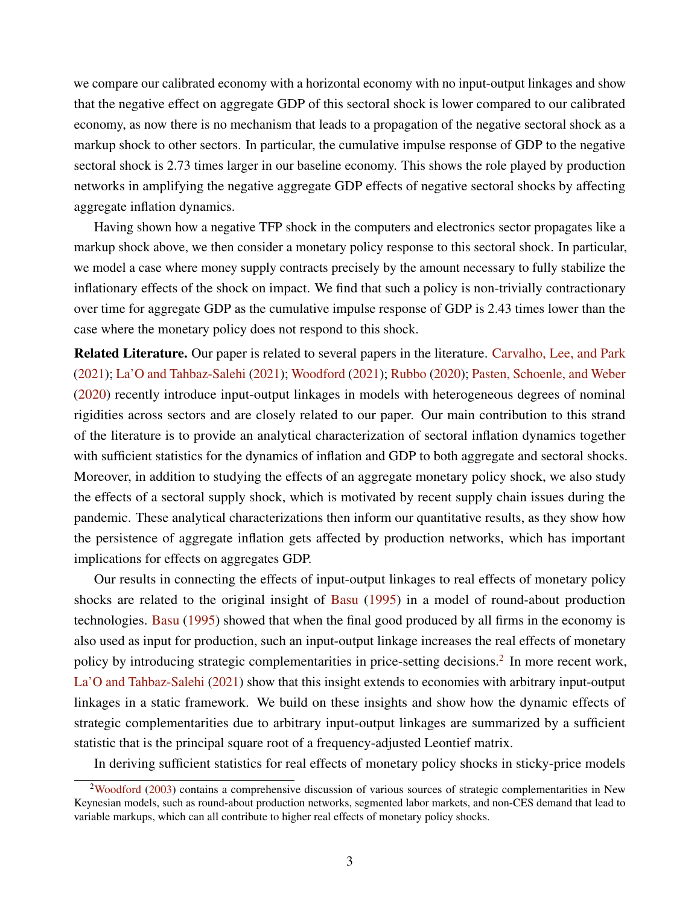we compare our calibrated economy with a horizontal economy with no input-output linkages and show that the negative effect on aggregate GDP of this sectoral shock is lower compared to our calibrated economy, as now there is no mechanism that leads to a propagation of the negative sectoral shock as a markup shock to other sectors. In particular, the cumulative impulse response of GDP to the negative sectoral shock is 2.73 times larger in our baseline economy. This shows the role played by production networks in amplifying the negative aggregate GDP effects of negative sectoral shocks by affecting aggregate inflation dynamics.

Having shown how a negative TFP shock in the computers and electronics sector propagates like a markup shock above, we then consider a monetary policy response to this sectoral shock. In particular, we model a case where money supply contracts precisely by the amount necessary to fully stabilize the inflationary effects of the shock on impact. We find that such a policy is non-trivially contractionary over time for aggregate GDP as the cumulative impulse response of GDP is 2.43 times lower than the case where the monetary policy does not respond to this shock.

**Related Literature.** Our paper is related to several papers in the literature. Carvalho, Lee, and Park (2021); La'O and Tahbaz-Salehi (2021); Woodford (2021); Rubbo (2020); Pasten, Schoenle, and Weber (2020) recently introduce input-output linkages in models with heterogeneous degrees of nominal rigidities across sectors and are closely related to our paper. Our main contribution to this strand of the literature is to provide an analytical characterization of sectoral inflation dynamics together with sufficient statistics for the dynamics of inflation and GDP to both aggregate and sectoral shocks. Moreover, in addition to studying the effects of an aggregate monetary policy shock, we also study the effects of a sectoral supply shock, which is motivated by recent supply chain issues during the pandemic. These analytical characterizations then inform our quantitative results, as they show how the persistence of aggregate inflation gets affected by production networks, which has important implications for effects on aggregates GDP.

Our results in connecting the effects of input-output linkages to real effects of monetary policy shocks are related to the original insight of Basu (1995) in a model of round-about production technologies. Basu (1995) showed that when the final good produced by all firms in the economy is also used as input for production, such an input-output linkage increases the real effects of monetary policy by introducing strategic complementarities in price-setting decisions.[2] In more recent work, La'O and Tahbaz-Salehi (2021) show that this insight extends to economies with arbitrary input-output linkages in a static framework. We build on these insights and show how the dynamic effects of strategic complementarities due to arbitrary input-output linkages are summarized by a sufficient statistic that is the principal square root of a frequency-adjusted Leontief matrix.

In deriving sufficient statistics for real effects of monetary policy shocks in sticky-price models

[2] Woodford (2003) contains a comprehensive discussion of various sources of strategic complementarities in New Keynesian models, such as round-about production networks, segmented labor markets, and non-CES demand that lead to variable markups, which can all contribute to higher real effects of monetary policy shocks.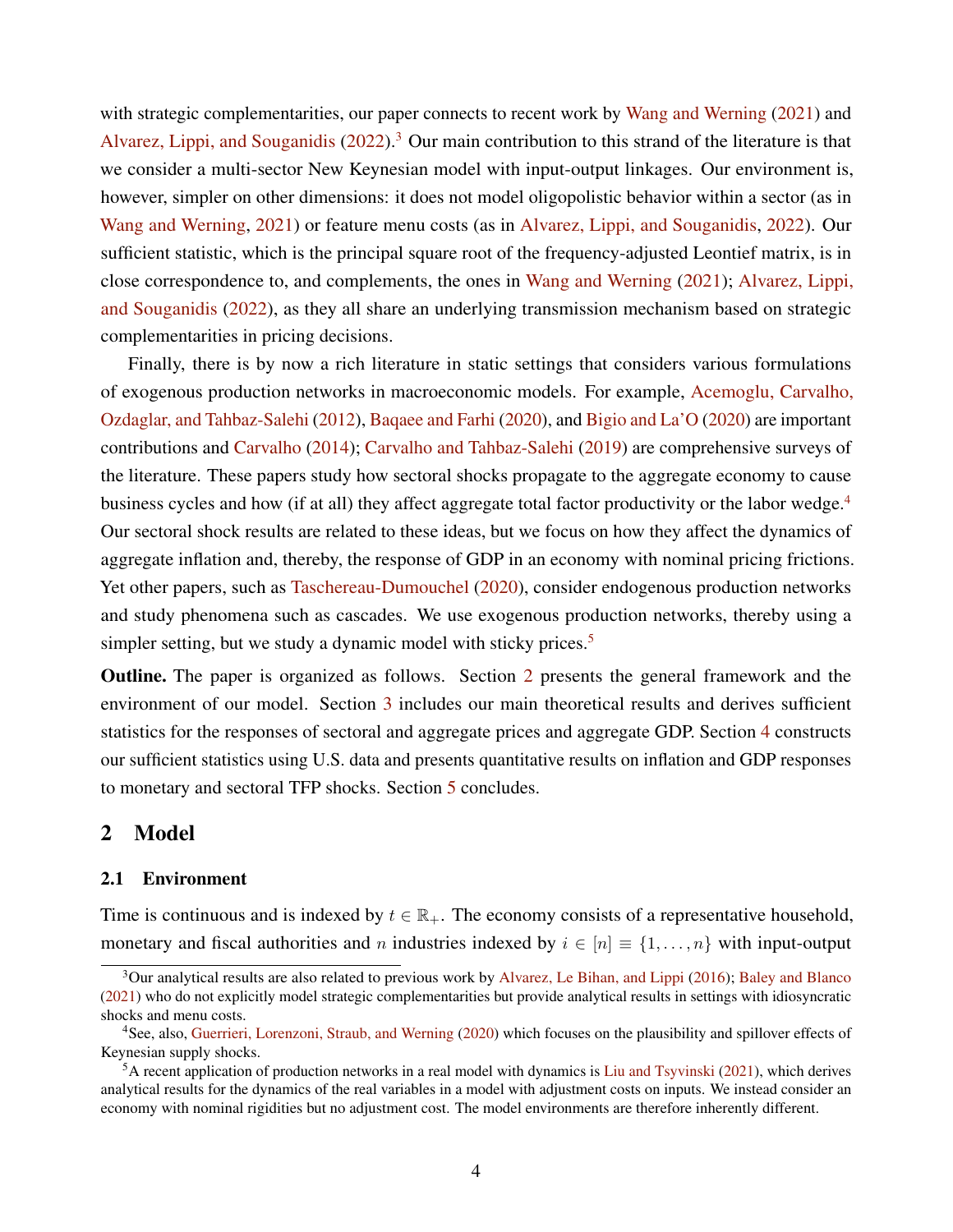with strategic complementarities, our paper connects to recent work by Wang and Werning (2021) and Alvarez, Lippi, and Souganidis (2022).[3] Our main contribution to this strand of the literature is that we consider a multi-sector New Keynesian model with input-output linkages. Our environment is, however, simpler on other dimensions: it does not model oligopolistic behavior within a sector (as in Wang and Werning, 2021) or feature menu costs (as in Alvarez, Lippi, and Souganidis, 2022). Our sufficient statistic, which is the principal square root of the frequency-adjusted Leontief matrix, is in close correspondence to, and complements, the ones in Wang and Werning (2021); Alvarez, Lippi, and Souganidis (2022), as they all share an underlying transmission mechanism based on strategic complementarities in pricing decisions.

Finally, there is by now a rich literature in static settings that considers various formulations of exogenous production networks in macroeconomic models. For example, Acemoglu, Carvalho, Ozdaglar, and Tahbaz-Salehi (2012), Baqaee and Farhi (2020), and Bigio and La'O (2020) are important contributions and Carvalho (2014); Carvalho and Tahbaz-Salehi (2019) are comprehensive surveys of the literature. These papers study how sectoral shocks propagate to the aggregate economy to cause business cycles and how (if at all) they affect aggregate total factor productivity or the labor wedge.[4] Our sectoral shock results are related to these ideas, but we focus on how they affect the dynamics of aggregate inflation and, thereby, the response of GDP in an economy with nominal pricing frictions. Yet other papers, such as Taschereau-Dumouchel (2020), consider endogenous production networks and study phenomena such as cascades. We use exogenous production networks, thereby using a simpler setting, but we study a dynamic model with sticky prices.[5]

**Outline.** The paper is organized as follows. Section 2 presents the general framework and the environment of our model. Section 3 includes our main theoretical results and derives sufficient statistics for the responses of sectoral and aggregate prices and aggregate GDP. Section 4 constructs our sufficient statistics using U.S. data and presents quantitative results on inflation and GDP responses to monetary and sectoral TFP shocks. Section 5 concludes.

## 2 Model

### 2.1 Environment

Time is continuous and is indexed by $t \in \mathbb{R}_+$. The economy consists of a representative household, monetary and fiscal authorities and $n$ industries indexed by $i \in [n] \equiv \{1, \ldots, n\}$ with input-output

[3] Our analytical results are also related to previous work by Alvarez, Le Bihan, and Lippi (2016); Baley and Blanco (2021) who do not explicitly model strategic complementarities but provide analytical results in settings with idiosyncratic shocks and menu costs.

[4] See, also, Guerrieri, Lorenzoni, Straub, and Werning (2020) which focuses on the plausibility and spillover effects of Keynesian supply shocks.

[5] A recent application of production networks in a real model with dynamics is Liu and Tsyvinski (2021), which derives analytical results for the dynamics of the real variables in a model with adjustment costs on inputs. We instead consider an economy with nominal rigidities but no adjustment cost. The model environments are therefore inherently different.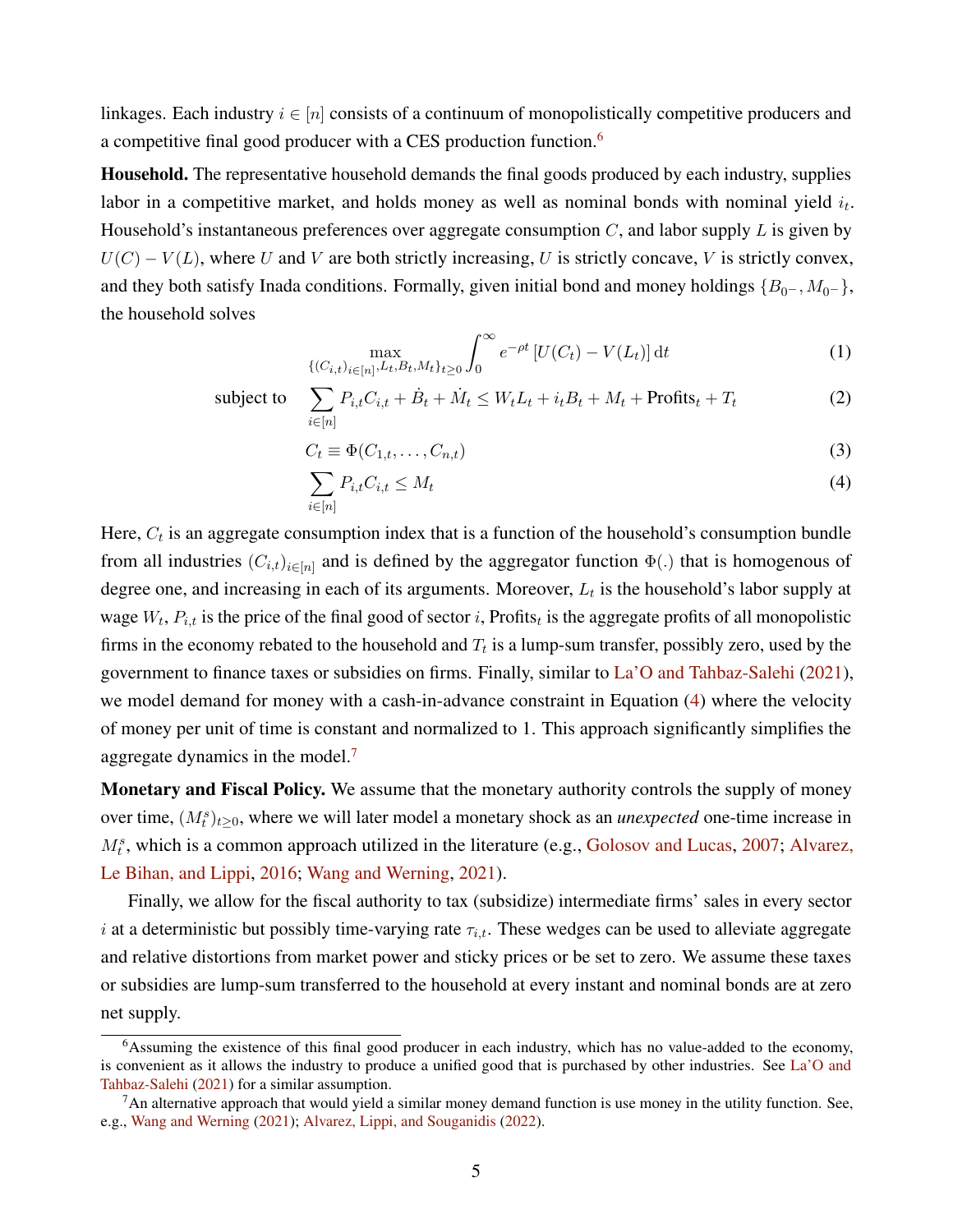linkages. Each industry $i \in [n]$ consists of a continuum of monopolistically competitive producers and a competitive final good producer with a CES production function.[6]

**Household.** The representative household demands the final goods produced by each industry, supplies labor in a competitive market, and holds money as well as nominal bonds with nominal yield $i_t$. Household's instantaneous preferences over aggregate consumption $C$, and labor supply $L$ is given by $U(C) - V(L)$, where $U$ and $V$ are both strictly increasing, $U$ is strictly concave, $V$ is strictly convex, and they both satisfy Inada conditions. Formally, given initial bond and money holdings $\{B_{0^-}, M_{0^-}\}$, the household solves

$$\max_{\{(C_{i,t})_{i\in[n]}, L_t, B_t, M_t\}_{t\geq 0}} \int_0^\infty e^{-\rho t} \left[U(C_t) - V(L_t)\right] \mathrm{d}t \tag{1}$$

$$\text{subject to} \quad \sum_{i\in[n]} P_{i,t} C_{i,t} + \dot{B}_t + \dot{M}_t \leq W_t L_t + i_t B_t + M_t + \text{Profits}_t + T_t \tag{2}$$

$$C_t \equiv \Phi(C_{1,t}, \ldots, C_{n,t}) \tag{3}$$

$$\sum_{i\in[n]} P_{i,t} C_{i,t} \leq M_t \tag{4}$$

Here, $C_t$ is an aggregate consumption index that is a function of the household's consumption bundle from all industries $(C_{i,t})_{i\in[n]}$ and is defined by the aggregator function $\Phi(.)$ that is homogenous of degree one, and increasing in each of its arguments. Moreover, $L_t$ is the household's labor supply at wage $W_t$, $P_{i,t}$ is the price of the final good of sector $i$, $\text{Profits}_t$ is the aggregate profits of all monopolistic firms in the economy rebated to the household and $T_t$ is a lump-sum transfer, possibly zero, used by the government to finance taxes or subsidies on firms. Finally, similar to La'O and Tahbaz-Salehi (2021), we model demand for money with a cash-in-advance constraint in Equation (4) where the velocity of money per unit of time is constant and normalized to 1. This approach significantly simplifies the aggregate dynamics in the model.[7]

**Monetary and Fiscal Policy.** We assume that the monetary authority controls the supply of money over time, $(M_t^s)_{t\geq 0}$, where we will later model a monetary shock as an *unexpected* one-time increase in $M_t^s$, which is a common approach utilized in the literature (e.g., Golosov and Lucas, 2007; Alvarez, Le Bihan, and Lippi, 2016; Wang and Werning, 2021).

Finally, we allow for the fiscal authority to tax (subsidize) intermediate firms' sales in every sector $i$ at a deterministic but possibly time-varying rate $\tau_{i,t}$. These wedges can be used to alleviate aggregate and relative distortions from market power and sticky prices or be set to zero. We assume these taxes or subsidies are lump-sum transferred to the household at every instant and nominal bonds are at zero net supply.

[6] Assuming the existence of this final good producer in each industry, which has no value-added to the economy, is convenient as it allows the industry to produce a unified good that is purchased by other industries. See La'O and Tahbaz-Salehi (2021) for a similar assumption.

[7] An alternative approach that would yield a similar money demand function is use money in the utility function. See, e.g., Wang and Werning (2021); Alvarez, Lippi, and Souganidis (2022).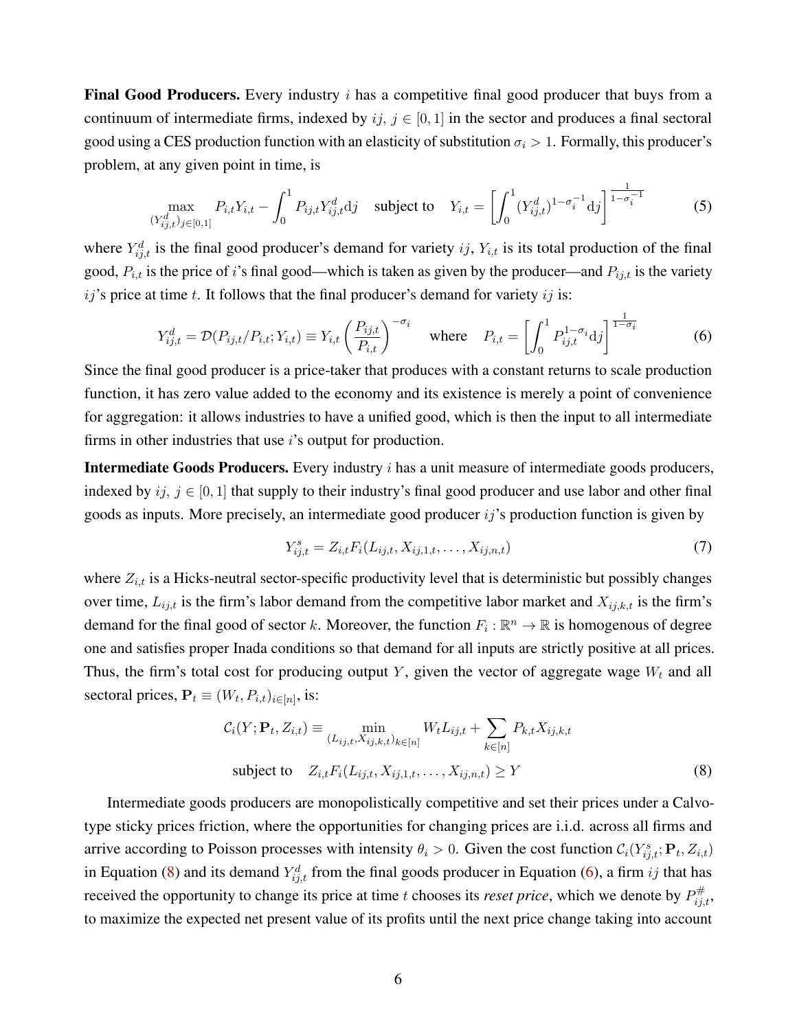**Final Good Producers.** Every industry $i$ has a competitive final good producer that buys from a continuum of intermediate firms, indexed by $ij$, $j \in [0,1]$ in the sector and produces a final sectoral good using a CES production function with an elasticity of substitution $\sigma_i > 1$. Formally, this producer's problem, at any given point in time, is

$$\max_{(Y^d_{ij,t})_{j\in[0,1]}} P_{i,t}Y_{i,t} - \int_0^1 P_{ij,t}Y^d_{ij,t}\mathrm{d}j \quad \text{subject to} \quad Y_{i,t} = \left[\int_0^1 (Y^d_{ij,t})^{1-\sigma_i^{-1}}\mathrm{d}j\right]^{\frac{1}{1-\sigma_i^{-1}}} \tag{5}$$

where $Y^d_{ij,t}$ is the final good producer's demand for variety $ij$, $Y_{i,t}$ is its total production of the final good, $P_{i,t}$ is the price of $i$'s final good—which is taken as given by the producer—and $P_{ij,t}$ is the variety $ij$'s price at time $t$. It follows that the final producer's demand for variety $ij$ is:

$$Y^d_{ij,t} = \mathcal{D}(P_{ij,t}/P_{i,t}; Y_{i,t}) \equiv Y_{i,t}\left(\frac{P_{ij,t}}{P_{i,t}}\right)^{-\sigma_i} \quad \text{where} \quad P_{i,t} = \left[\int_0^1 P_{ij,t}^{1-\sigma_i}\mathrm{d}j\right]^{\frac{1}{1-\sigma_i}} \tag{6}$$

Since the final good producer is a price-taker that produces with a constant returns to scale production function, it has zero value added to the economy and its existence is merely a point of convenience for aggregation: it allows industries to have a unified good, which is then the input to all intermediate firms in other industries that use $i$'s output for production.

**Intermediate Goods Producers.** Every industry $i$ has a unit measure of intermediate goods producers, indexed by $ij$, $j \in [0,1]$ that supply to their industry's final good producer and use labor and other final goods as inputs. More precisely, an intermediate good producer $ij$'s production function is given by

$$Y^s_{ij,t} = Z_{i,t}F_i(L_{ij,t}, X_{ij,1,t}, \ldots, X_{ij,n,t}) \tag{7}$$

where $Z_{i,t}$ is a Hicks-neutral sector-specific productivity level that is deterministic but possibly changes over time, $L_{ij,t}$ is the firm's labor demand from the competitive labor market and $X_{ij,k,t}$ is the firm's demand for the final good of sector $k$. Moreover, the function $F_i : \mathbb{R}^n \to \mathbb{R}$ is homogenous of degree one and satisfies proper Inada conditions so that demand for all inputs are strictly positive at all prices. Thus, the firm's total cost for producing output $Y$, given the vector of aggregate wage $W_t$ and all sectoral prices, $\mathbf{P}_t \equiv (W_t, P_{i,t})_{i\in[n]}$, is:

$$\begin{aligned}
\mathcal{C}_i(Y; \mathbf{P}_t, Z_{i,t}) \equiv & \min_{(L_{ij,t}, X_{ij,k,t})_{k\in[n]}} W_tL_{ij,t} + \sum_{k\in[n]} P_{k,t}X_{ij,k,t} \\
& \text{subject to} \quad Z_{i,t}F_i(L_{ij,t}, X_{ij,1,t}, \ldots, X_{ij,n,t}) \geq Y
\end{aligned} \tag{8}$$

Intermediate goods producers are monopolistically competitive and set their prices under a Calvo-type sticky prices friction, where the opportunities for changing prices are i.i.d. across all firms and arrive according to Poisson processes with intensity $\theta_i > 0$. Given the cost function $\mathcal{C}_i(Y^s_{ij,t}; \mathbf{P}_t, Z_{i,t})$ in Equation (8) and its demand $Y^d_{ij,t}$ from the final goods producer in Equation (6), a firm $ij$ that has received the opportunity to change its price at time $t$ chooses its *reset price*, which we denote by $P^{\#}_{ij,t}$, to maximize the expected net present value of its profits until the next price change taking into account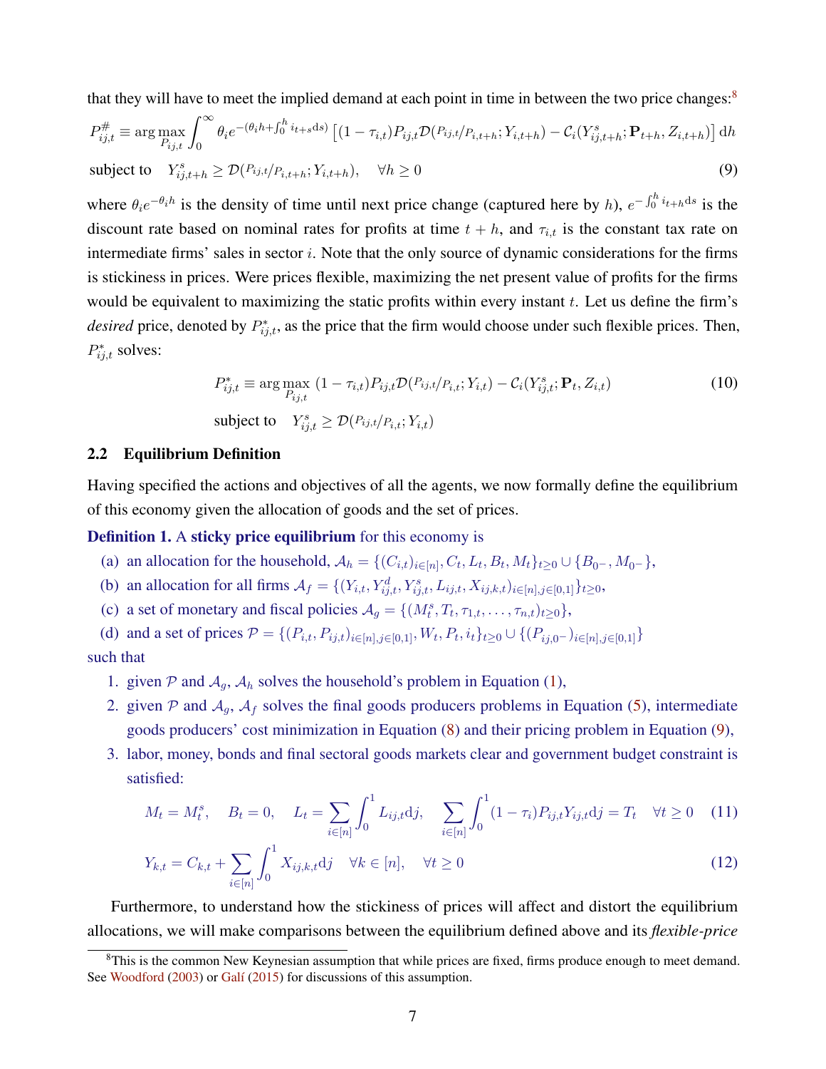that they will have to meet the implied demand at each point in time in between the two price changes:[8]

$$P^{\#}_{ij,t} \equiv \arg\max_{P_{ij,t}} \int_0^\infty \theta_i e^{-(\theta_i h + \int_0^h i_{t+s} \mathrm{d}s)} \left[ (1-\tau_{i,t}) P_{ij,t} \mathcal{D}(P_{ij,t}/P_{i,t+h}; Y_{i,t+h}) - \mathcal{C}_i(Y^s_{ij,t+h}; \mathbf{P}_{t+h}, Z_{i,t+h}) \right] \mathrm{d}h$$

$$\text{subject to} \quad Y^s_{ij,t+h} \geq \mathcal{D}(P_{ij,t}/P_{i,t+h}; Y_{i,t+h}), \quad \forall h \geq 0 \tag{9}$$

where $\theta_i e^{-\theta_i h}$ is the density of time until next price change (captured here by $h$), $e^{-\int_0^h i_{t+h} \mathrm{d}s}$ is the discount rate based on nominal rates for profits at time $t+h$, and $\tau_{i,t}$ is the constant tax rate on intermediate firms' sales in sector $i$. Note that the only source of dynamic considerations for the firms is stickiness in prices. Were prices flexible, maximizing the net present value of profits for the firms would be equivalent to maximizing the static profits within every instant $t$. Let us define the firm's *desired* price, denoted by $P^*_{ij,t}$, as the price that the firm would choose under such flexible prices. Then, $P^*_{ij,t}$ solves:

$$P^*_{ij,t} \equiv \arg\max_{P_{ij,t}} (1-\tau_{i,t}) P_{ij,t} \mathcal{D}(P_{ij,t}/P_{i,t}; Y_{i,t}) - \mathcal{C}_i(Y^s_{ij,t}; \mathbf{P}_t, Z_{i,t}) \tag{10}$$

$$\text{subject to} \quad Y^s_{ij,t} \geq \mathcal{D}(P_{ij,t}/P_{i,t}; Y_{i,t})$$

### 2.2 Equilibrium Definition

Having specified the actions and objectives of all the agents, we now formally define the equilibrium of this economy given the allocation of goods and the set of prices.

**Definition 1.** A **sticky price equilibrium** for this economy is

(a) an allocation for the household, $\mathcal{A}_h = \{(C_{i,t})_{i\in[n]}, C_t, L_t, B_t, M_t\}_{t\geq 0} \cup \{B_{0^-}, M_{0^-}\}$,

(b) an allocation for all firms $\mathcal{A}_f = \{(Y_{i,t}, Y^d_{ij,t}, Y^s_{ij,t}, L_{ij,t}, X_{ij,k,t})_{i\in[n],j\in[0,1]}\}_{t\geq 0}$,

(c) a set of monetary and fiscal policies $\mathcal{A}_g = \{(M^s_t, T_t, \tau_{1,t}, \ldots, \tau_{n,t})_{t\geq 0}\}$,

(d) and a set of prices $\mathcal{P} = \{(P_{i,t}, P_{ij,t})_{i\in[n],j\in[0,1]}, W_t, P_t, i_t\}_{t\geq 0} \cup \{(P_{ij,0^-})_{i\in[n],j\in[0,1]}\}$

such that

1. given $\mathcal{P}$ and $\mathcal{A}_g$, $\mathcal{A}_h$ solves the household's problem in Equation (1),
2. given $\mathcal{P}$ and $\mathcal{A}_g$, $\mathcal{A}_f$ solves the final goods producers problems in Equation (5), intermediate goods producers' cost minimization in Equation (8) and their pricing problem in Equation (9),
3. labor, money, bonds and final sectoral goods markets clear and government budget constraint is satisfied:

$$M_t = M^s_t, \quad B_t = 0, \quad L_t = \sum_{i\in[n]} \int_0^1 L_{ij,t} \mathrm{d}j, \quad \sum_{i\in[n]} \int_0^1 (1-\tau_i) P_{ij,t} Y_{ij,t} \mathrm{d}j = T_t \quad \forall t \geq 0 \tag{11}$$

$$Y_{k,t} = C_{k,t} + \sum_{i\in[n]} \int_0^1 X_{ij,k,t} \mathrm{d}j \quad \forall k \in [n], \quad \forall t \geq 0 \tag{12}$$

Furthermore, to understand how the stickiness of prices will affect and distort the equilibrium allocations, we will make comparisons between the equilibrium defined above and its *flexible-price*

[8] This is the common New Keynesian assumption that while prices are fixed, firms produce enough to meet demand. See Woodford (2003) or Galí (2015) for discussions of this assumption.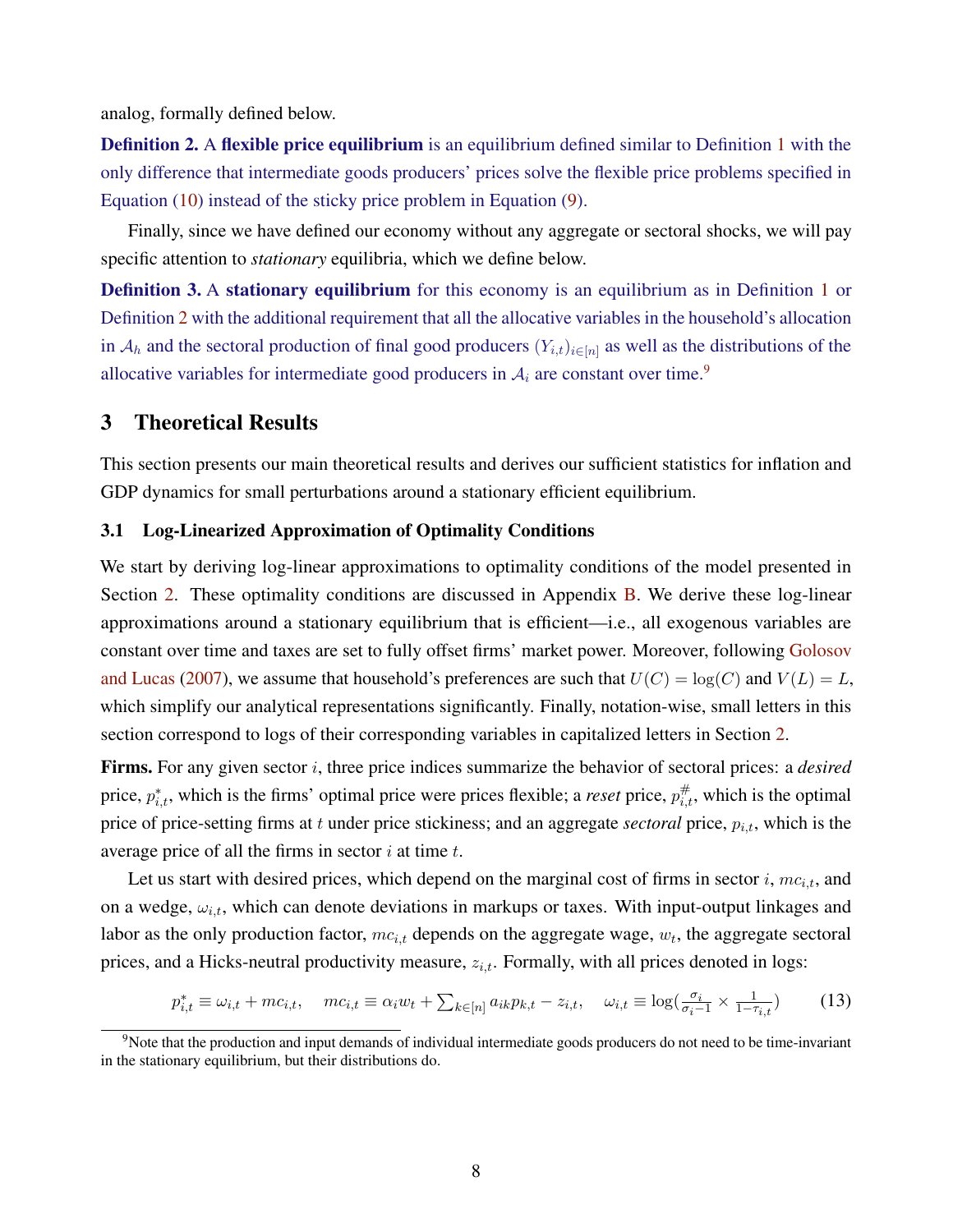analog, formally defined below.

**Definition 2.** A **flexible price equilibrium** is an equilibrium defined similar to Definition 1 with the only difference that intermediate goods producers' prices solve the flexible price problems specified in Equation (10) instead of the sticky price problem in Equation (9).

Finally, since we have defined our economy without any aggregate or sectoral shocks, we will pay specific attention to *stationary* equilibria, which we define below.

**Definition 3.** A **stationary equilibrium** for this economy is an equilibrium as in Definition 1 or Definition 2 with the additional requirement that all the allocative variables in the household's allocation in $\mathcal{A}_h$ and the sectoral production of final good producers $(Y_{i,t})_{i\in[n]}$ as well as the distributions of the allocative variables for intermediate good producers in $\mathcal{A}_i$ are constant over time.[9]

## 3 Theoretical Results

This section presents our main theoretical results and derives our sufficient statistics for inflation and GDP dynamics for small perturbations around a stationary efficient equilibrium.

### 3.1 Log-Linearized Approximation of Optimality Conditions

We start by deriving log-linear approximations to optimality conditions of the model presented in Section 2. These optimality conditions are discussed in Appendix B. We derive these log-linear approximations around a stationary equilibrium that is efficient—i.e., all exogenous variables are constant over time and taxes are set to fully offset firms' market power. Moreover, following Golosov and Lucas (2007), we assume that household's preferences are such that $U(C) = \log(C)$ and $V(L) = L$, which simplify our analytical representations significantly. Finally, notation-wise, small letters in this section correspond to logs of their corresponding variables in capitalized letters in Section 2.

**Firms.** For any given sector $i$, three price indices summarize the behavior of sectoral prices: a *desired* price, $p^*_{i,t}$, which is the firms' optimal price were prices flexible; a *reset* price, $p^\#_{i,t}$, which is the optimal price of price-setting firms at $t$ under price stickiness; and an aggregate *sectoral* price, $p_{i,t}$, which is the average price of all the firms in sector $i$ at time $t$.

Let us start with desired prices, which depend on the marginal cost of firms in sector $i$, $mc_{i,t}$, and on a wedge, $\omega_{i,t}$, which can denote deviations in markups or taxes. With input-output linkages and labor as the only production factor, $mc_{i,t}$ depends on the aggregate wage, $w_t$, the aggregate sectoral prices, and a Hicks-neutral productivity measure, $z_{i,t}$. Formally, with all prices denoted in logs:

$$p^*_{i,t} \equiv \omega_{i,t} + mc_{i,t}, \quad mc_{i,t} \equiv \alpha_i w_t + \sum_{k\in[n]} a_{ik} p_{k,t} - z_{i,t}, \quad \omega_{i,t} \equiv \log\left(\frac{\sigma_i}{\sigma_i - 1} \times \frac{1}{1-\tau_{i,t}}\right) \tag{13}$$

[9] Note that the production and input demands of individual intermediate goods producers do not need to be time-invariant in the stationary equilibrium, but their distributions do.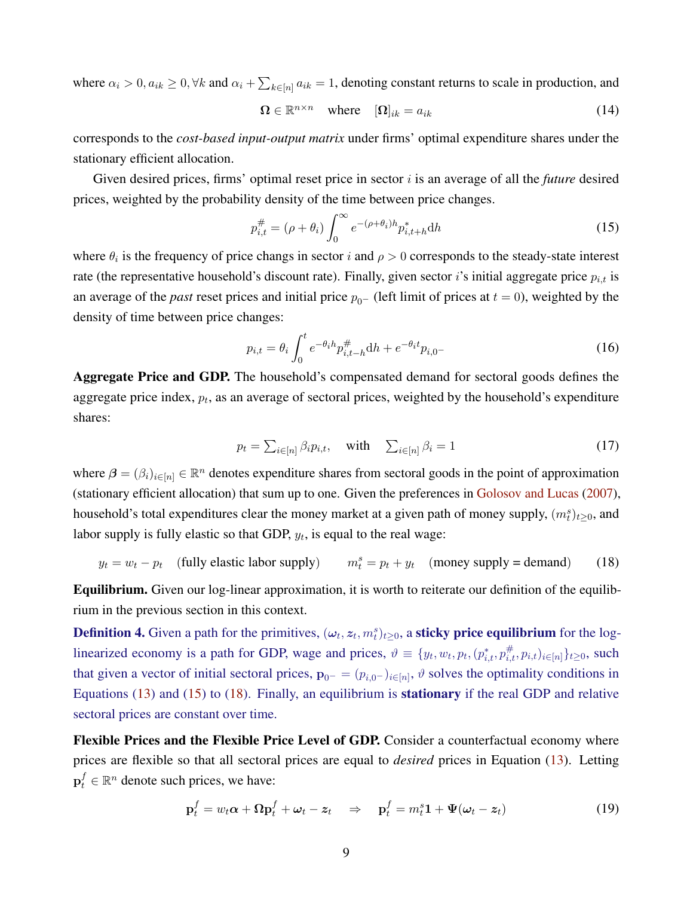where $\alpha_i > 0, a_{ik} \geq 0, \forall k$ and $\alpha_i + \sum_{k \in [n]} a_{ik} = 1$, denoting constant returns to scale in production, and

$$\mathbf{\Omega} \in \mathbb{R}^{n \times n} \quad \text{where} \quad [\mathbf{\Omega}]_{ik} = a_{ik} \tag{14}$$

corresponds to the *cost-based input-output matrix* under firms' optimal expenditure shares under the stationary efficient allocation.

Given desired prices, firms' optimal reset price in sector $i$ is an average of all the *future* desired prices, weighted by the probability density of the time between price changes.

$$p^{\#}_{i,t} = (\rho + \theta_i) \int_0^{\infty} e^{-(\rho+\theta_i)h} p^*_{i,t+h} \mathrm{d}h \tag{15}$$

where $\theta_i$ is the frequency of price changs in sector $i$ and $\rho > 0$ corresponds to the steady-state interest rate (the representative household's discount rate). Finally, given sector $i$'s initial aggregate price $p_{i,t}$ is an average of the *past* reset prices and initial price $p_{0^-}$ (left limit of prices at $t = 0$), weighted by the density of time between price changes:

$$p_{i,t} = \theta_i \int_0^t e^{-\theta_i h} p^{\#}_{i,t-h} \mathrm{d}h + e^{-\theta_i t} p_{i,0^-} \tag{16}$$

**Aggregate Price and GDP.** The household's compensated demand for sectoral goods defines the aggregate price index, $p_t$, as an average of sectoral prices, weighted by the household's expenditure shares:

$$p_t = \textstyle\sum_{i \in [n]} \beta_i p_{i,t}, \quad \text{with} \quad \sum_{i \in [n]} \beta_i = 1 \tag{17}$$

where $\boldsymbol{\beta} = (\beta_i)_{i \in [n]} \in \mathbb{R}^n$ denotes expenditure shares from sectoral goods in the point of approximation (stationary efficient allocation) that sum up to one. Given the preferences in Golosov and Lucas (2007), household's total expenditures clear the money market at a given path of money supply, $(m^s_t)_{t \geq 0}$, and labor supply is fully elastic so that GDP, $y_t$, is equal to the real wage:

$$y_t = w_t - p_t \quad \text{(fully elastic labor supply)} \qquad m^s_t = p_t + y_t \quad \text{(money supply = demand)} \tag{18}$$

**Equilibrium.** Given our log-linear approximation, it is worth to reiterate our definition of the equilibrium in the previous section in this context.

**Definition 4.** Given a path for the primitives, $(\boldsymbol{\omega}_t, \boldsymbol{z}_t, m^s_t)_{t \geq 0}$, a **sticky price equilibrium** for the log-linearized economy is a path for GDP, wage and prices, $\vartheta \equiv \{y_t, w_t, p_t, (p^*_{i,t}, p^{\#}_{i,t}, p_{i,t})_{i \in [n]}\}_{t \geq 0}$, such that given a vector of initial sectoral prices, $\mathbf{p}_{0^-} = (p_{i,0^-})_{i \in [n]}$, $\vartheta$ solves the optimality conditions in Equations (13) and (15) to (18). Finally, an equilibrium is **stationary** if the real GDP and relative sectoral prices are constant over time.

**Flexible Prices and the Flexible Price Level of GDP.** Consider a counterfactual economy where prices are flexible so that all sectoral prices are equal to *desired* prices in Equation (13). Letting $\mathbf{p}^f_t \in \mathbb{R}^n$ denote such prices, we have:

$$\mathbf{p}^f_t = w_t \boldsymbol{\alpha} + \mathbf{\Omega} \mathbf{p}^f_t + \boldsymbol{\omega}_t - \boldsymbol{z}_t \quad \Rightarrow \quad \mathbf{p}^f_t = m^s_t \mathbf{1} + \mathbf{\Psi}(\boldsymbol{\omega}_t - \boldsymbol{z}_t) \tag{19}$$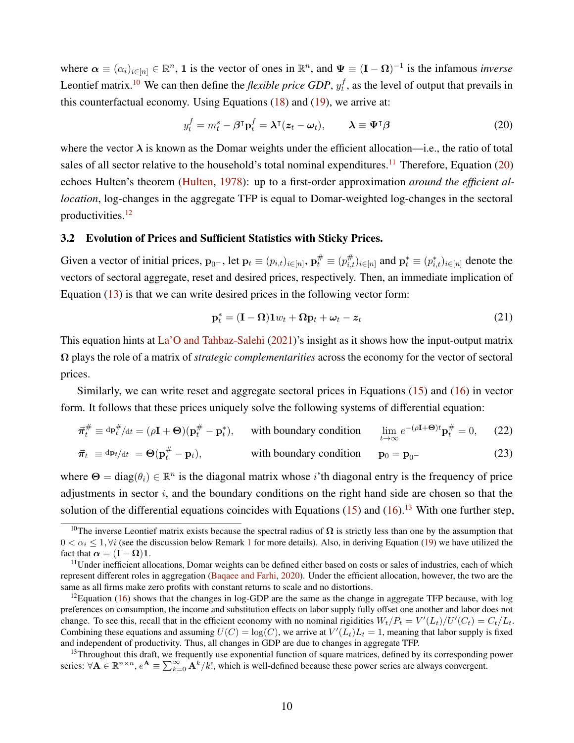where $\boldsymbol{\alpha} \equiv (\alpha_i)_{i\in[n]} \in \mathbb{R}^n$, $\mathbf{1}$ is the vector of ones in $\mathbb{R}^n$, and $\boldsymbol{\Psi} \equiv (\mathbf{I} - \boldsymbol{\Omega})^{-1}$ is the infamous *inverse* Leontief matrix.[10] We can then define the *flexible price GDP*, $y_t^f$, as the level of output that prevails in this counterfactual economy. Using Equations (18) and (19), we arrive at:

$$y_t^f = m_t^s - \boldsymbol{\beta}^\intercal \mathbf{p}_t^f = \boldsymbol{\lambda}^\intercal(\boldsymbol{z}_t - \boldsymbol{\omega}_t), \qquad \boldsymbol{\lambda} \equiv \boldsymbol{\Psi}^\intercal \boldsymbol{\beta} \tag{20}$$

where the vector $\boldsymbol{\lambda}$ is known as the Domar weights under the efficient allocation—i.e., the ratio of total sales of all sector relative to the household's total nominal expenditures.[11] Therefore, Equation (20) echoes Hulten's theorem (Hulten, 1978): up to a first-order approximation *around the efficient allocation*, log-changes in the aggregate TFP is equal to Domar-weighted log-changes in the sectoral productivities.[12]

### 3.2 Evolution of Prices and Sufficient Statistics with Sticky Prices.

Given a vector of initial prices, $\mathbf{p}_{0^-}$, let $\mathbf{p}_t \equiv (p_{i,t})_{i\in[n]}$, $\mathbf{p}_t^\# \equiv (p_{i,t}^\#)_{i\in[n]}$ and $\mathbf{p}_t^* \equiv (p_{i,t}^*)_{i\in[n]}$ denote the vectors of sectoral aggregate, reset and desired prices, respectively. Then, an immediate implication of Equation (13) is that we can write desired prices in the following vector form:

$$\mathbf{p}_t^* = (\mathbf{I} - \boldsymbol{\Omega})\mathbf{1}w_t + \boldsymbol{\Omega}\mathbf{p}_t + \boldsymbol{\omega}_t - \boldsymbol{z}_t \tag{21}$$

This equation hints at La'O and Tahbaz-Salehi (2021)'s insight as it shows how the input-output matrix $\boldsymbol{\Omega}$ plays the role of a matrix of *strategic complementarities* across the economy for the vector of sectoral prices.

Similarly, we can write reset and aggregate sectoral prices in Equations (15) and (16) in vector form. It follows that these prices uniquely solve the following systems of differential equation:

$$\vec{\boldsymbol{\pi}}_t^\# \equiv {}^{\mathrm{d}\mathbf{p}_t^\#}/_{\mathrm{d}t} = (\rho\mathbf{I} + \boldsymbol{\Theta})(\mathbf{p}_t^\# - \mathbf{p}_t^*), \qquad \text{with boundary condition} \qquad \lim_{t\to\infty} e^{-(\rho\mathbf{I}+\boldsymbol{\Theta})t}\mathbf{p}_t^\# = 0, \tag{22}$$

$$\vec{\boldsymbol{\pi}}_t \equiv {}^{\mathrm{d}\mathbf{p}_t}/_{\mathrm{d}t} = \boldsymbol{\Theta}(\mathbf{p}_t^\# - \mathbf{p}_t), \qquad \text{with boundary condition} \qquad \mathbf{p}_0 = \mathbf{p}_{0^-} \tag{23}$$

where $\boldsymbol{\Theta} = \operatorname{diag}(\theta_i) \in \mathbb{R}^n$ is the diagonal matrix whose $i$'th diagonal entry is the frequency of price adjustments in sector $i$, and the boundary conditions on the right hand side are chosen so that the solution of the differential equations coincides with Equations (15) and (16).[13] With one further step,

[10] The inverse Leontief matrix exists because the spectral radius of $\boldsymbol{\Omega}$ is strictly less than one by the assumption that $0 < \alpha_i \leq 1, \forall i$ (see the discussion below Remark 1 for more details). Also, in deriving Equation (19) we have utilized the fact that $\boldsymbol{\alpha} = (\mathbf{I} - \boldsymbol{\Omega})\mathbf{1}$.

[11] Under inefficient allocations, Domar weights can be defined either based on costs or sales of industries, each of which represent different roles in aggregation (Baqaee and Farhi, 2020). Under the efficient allocation, however, the two are the same as all firms make zero profits with constant returns to scale and no distortions.

[12] Equation (16) shows that the changes in log-GDP are the same as the change in aggregate TFP because, with log preferences on consumption, the income and substitution effects on labor supply fully offset one another and labor does not change. To see this, recall that in the efficient economy with no nominal rigidities $W_t/P_t = V'(L_t)/U'(C_t) = C_t/L_t$. Combining these equations and assuming $U(C) = \log(C)$, we arrive at $V'(L_t)L_t = 1$, meaning that labor supply is fixed and independent of productivity. Thus, all changes in GDP are due to changes in aggregate TFP.

[13] Throughout this draft, we frequently use exponential function of square matrices, defined by its corresponding power series: $\forall \mathbf{A} \in \mathbb{R}^{n\times n}$, $e^{\mathbf{A}} \equiv \sum_{k=0}^{\infty} \mathbf{A}^k/k!$, which is well-defined because these power series are always convergent.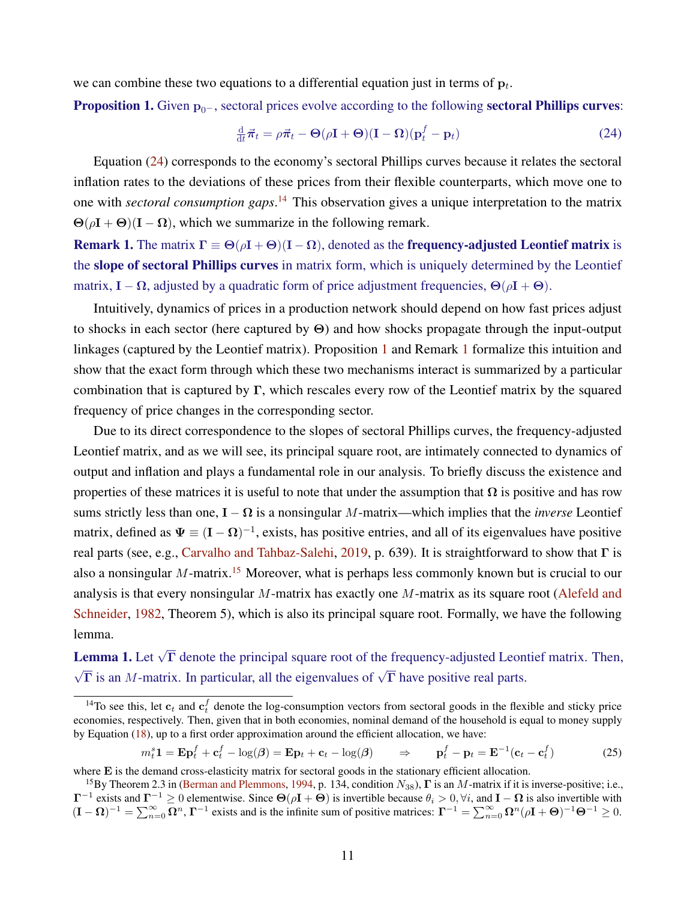we can combine these two equations to a differential equation just in terms of $\mathbf{p}_t$.

**Proposition 1.** Given $\mathbf{p}_{0^-}$, sectoral prices evolve according to the following **sectoral Phillips curves**:

$$\tfrac{\mathrm{d}}{\mathrm{d}t}\vec{\boldsymbol{\pi}}_t = \rho\vec{\boldsymbol{\pi}}_t - \boldsymbol{\Theta}(\rho\mathbf{I} + \boldsymbol{\Theta})(\mathbf{I} - \boldsymbol{\Omega})(\mathbf{p}_t^f - \mathbf{p}_t) \tag{24}$$

Equation (24) corresponds to the economy's sectoral Phillips curves because it relates the sectoral inflation rates to the deviations of these prices from their flexible counterparts, which move one to one with *sectoral consumption gaps*.[14] This observation gives a unique interpretation to the matrix $\boldsymbol{\Theta}(\rho\mathbf{I} + \boldsymbol{\Theta})(\mathbf{I} - \boldsymbol{\Omega})$, which we summarize in the following remark.

**Remark 1.** The matrix $\boldsymbol{\Gamma} \equiv \boldsymbol{\Theta}(\rho\mathbf{I} + \boldsymbol{\Theta})(\mathbf{I} - \boldsymbol{\Omega})$, denoted as the **frequency-adjusted Leontief matrix** is the **slope of sectoral Phillips curves** in matrix form, which is uniquely determined by the Leontief matrix, $\mathbf{I} - \boldsymbol{\Omega}$, adjusted by a quadratic form of price adjustment frequencies, $\boldsymbol{\Theta}(\rho\mathbf{I} + \boldsymbol{\Theta})$.

Intuitively, dynamics of prices in a production network should depend on how fast prices adjust to shocks in each sector (here captured by $\boldsymbol{\Theta}$) and how shocks propagate through the input-output linkages (captured by the Leontief matrix). Proposition 1 and Remark 1 formalize this intuition and show that the exact form through which these two mechanisms interact is summarized by a particular combination that is captured by $\boldsymbol{\Gamma}$, which rescales every row of the Leontief matrix by the squared frequency of price changes in the corresponding sector.

Due to its direct correspondence to the slopes of sectoral Phillips curves, the frequency-adjusted Leontief matrix, and as we will see, its principal square root, are intimately connected to dynamics of output and inflation and plays a fundamental role in our analysis. To briefly discuss the existence and properties of these matrices it is useful to note that under the assumption that $\boldsymbol{\Omega}$ is positive and has row sums strictly less than one, $\mathbf{I} - \boldsymbol{\Omega}$ is a nonsingular $M$-matrix—which implies that the *inverse* Leontief matrix, defined as $\boldsymbol{\Psi} \equiv (\mathbf{I} - \boldsymbol{\Omega})^{-1}$, exists, has positive entries, and all of its eigenvalues have positive real parts (see, e.g., Carvalho and Tahbaz-Salehi, 2019, p. 639). It is straightforward to show that $\boldsymbol{\Gamma}$ is also a nonsingular $M$-matrix.[15] Moreover, what is perhaps less commonly known but is crucial to our analysis is that every nonsingular $M$-matrix has exactly one $M$-matrix as its square root (Alefeld and Schneider, 1982, Theorem 5), which is also its principal square root. Formally, we have the following lemma.

**Lemma 1.** Let $\sqrt{\boldsymbol{\Gamma}}$ denote the principal square root of the frequency-adjusted Leontief matrix. Then, $\sqrt{\boldsymbol{\Gamma}}$ is an $M$-matrix. In particular, all the eigenvalues of $\sqrt{\boldsymbol{\Gamma}}$ have positive real parts.

---

[14] To see this, let $\mathbf{c}_t$ and $\mathbf{c}_t^f$ denote the log-consumption vectors from sectoral goods in the flexible and sticky price economies, respectively. Then, given that in both economies, nominal demand of the household is equal to money supply by Equation (18), up to a first order approximation around the efficient allocation, we have:

$$m_t^s\mathbf{1} = \mathbf{E}\mathbf{p}_t^f + \mathbf{c}_t^f - \log(\boldsymbol{\beta}) = \mathbf{E}\mathbf{p}_t + \mathbf{c}_t - \log(\boldsymbol{\beta}) \qquad \Rightarrow \qquad \mathbf{p}_t^f - \mathbf{p}_t = \mathbf{E}^{-1}(\mathbf{c}_t - \mathbf{c}_t^f) \tag{25}$$

where $\mathbf{E}$ is the demand cross-elasticity matrix for sectoral goods in the stationary efficient allocation.

[15] By Theorem 2.3 in (Berman and Plemmons, 1994, p. 134, condition $N_{38}$), $\boldsymbol{\Gamma}$ is an $M$-matrix if it is inverse-positive; i.e., $\boldsymbol{\Gamma}^{-1}$ exists and $\boldsymbol{\Gamma}^{-1} \geq 0$ elementwise. Since $\boldsymbol{\Theta}(\rho\mathbf{I} + \boldsymbol{\Theta})$ is invertible because $\theta_i > 0, \forall i$, and $\mathbf{I} - \boldsymbol{\Omega}$ is also invertible with $(\mathbf{I} - \boldsymbol{\Omega})^{-1} = \sum_{n=0}^{\infty} \boldsymbol{\Omega}^n$, $\boldsymbol{\Gamma}^{-1}$ exists and is the infinite sum of positive matrices: $\boldsymbol{\Gamma}^{-1} = \sum_{n=0}^{\infty} \boldsymbol{\Omega}^n(\rho\mathbf{I} + \boldsymbol{\Theta})^{-1}\boldsymbol{\Theta}^{-1} \geq 0$.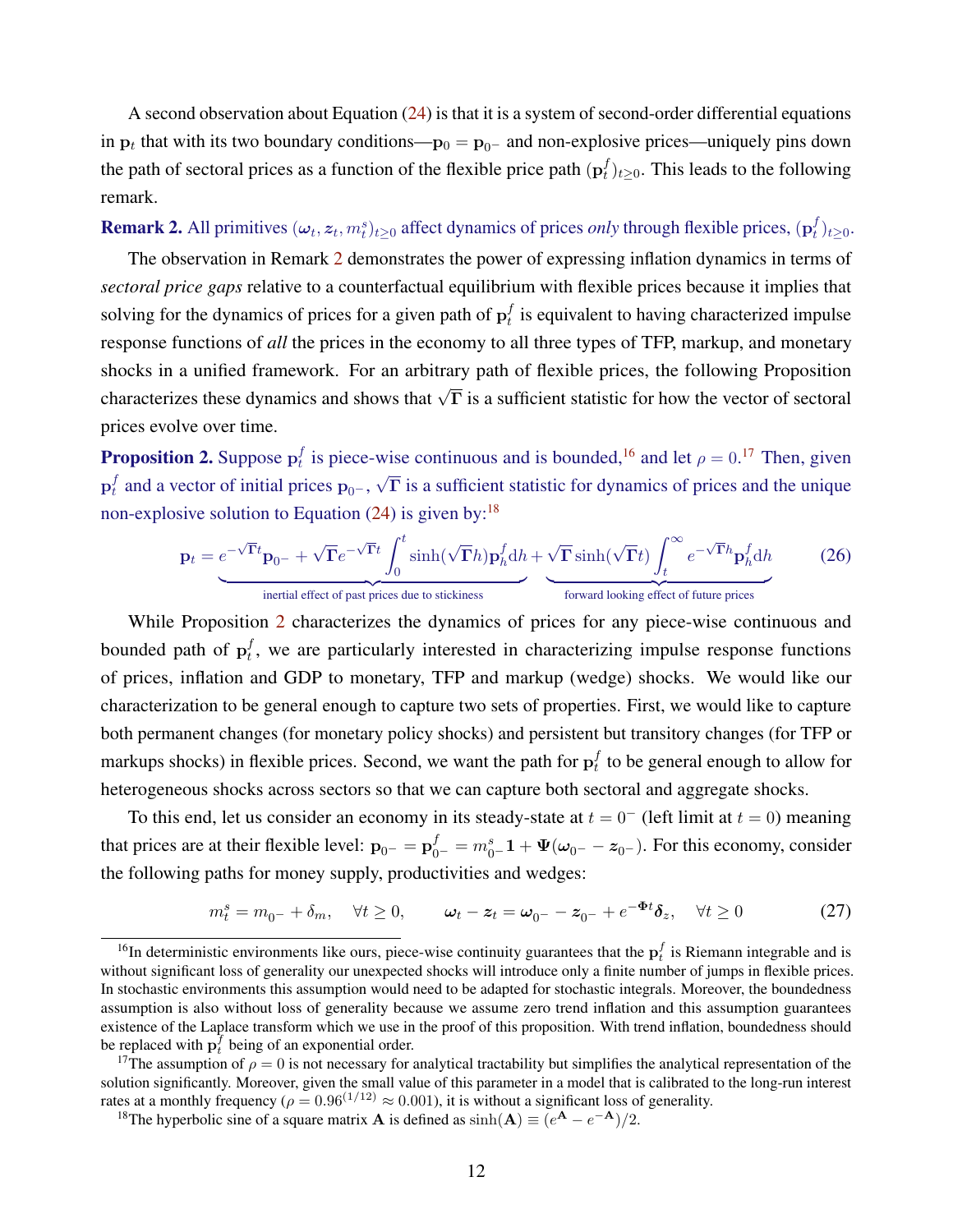A second observation about Equation (24) is that it is a system of second-order differential equations in $\mathbf{p}_t$ that with its two boundary conditions—$\mathbf{p}_0 = \mathbf{p}_{0^-}$ and non-explosive prices—uniquely pins down the path of sectoral prices as a function of the flexible price path $(\mathbf{p}_t^f)_{t\geq 0}$. This leads to the following remark.

**Remark 2.** All primitives $(\boldsymbol{\omega}_t, \boldsymbol{z}_t, m_t^s)_{t\geq 0}$ affect dynamics of prices *only* through flexible prices, $(\mathbf{p}_t^f)_{t\geq 0}$.

The observation in Remark 2 demonstrates the power of expressing inflation dynamics in terms of *sectoral price gaps* relative to a counterfactual equilibrium with flexible prices because it implies that solving for the dynamics of prices for a given path of $\mathbf{p}_t^f$ is equivalent to having characterized impulse response functions of *all* the prices in the economy to all three types of TFP, markup, and monetary shocks in a unified framework. For an arbitrary path of flexible prices, the following Proposition characterizes these dynamics and shows that $\sqrt{\mathbf{\Gamma}}$ is a sufficient statistic for how the vector of sectoral prices evolve over time.

**Proposition 2.** Suppose $\mathbf{p}_t^f$ is piece-wise continuous and is bounded,[16] and let $\rho = 0$.[17] Then, given $\mathbf{p}_t^f$ and a vector of initial prices $\mathbf{p}_{0^-}$, $\sqrt{\mathbf{\Gamma}}$ is a sufficient statistic for dynamics of prices and the unique non-explosive solution to Equation (24) is given by:[18]

$$\mathbf{p}_t = \underbrace{e^{-\sqrt{\mathbf{\Gamma}}t}\mathbf{p}_{0^-} + \sqrt{\mathbf{\Gamma}}e^{-\sqrt{\mathbf{\Gamma}}t}\int_0^t \sinh(\sqrt{\mathbf{\Gamma}}h)\mathbf{p}_h^f \mathrm{d}h}_{\text{inertial effect of past prices due to stickiness}} + \underbrace{\sqrt{\mathbf{\Gamma}}\sinh(\sqrt{\mathbf{\Gamma}}t)\int_t^\infty e^{-\sqrt{\mathbf{\Gamma}}h}\mathbf{p}_h^f \mathrm{d}h}_{\text{forward looking effect of future prices}} \tag{26}$$

While Proposition 2 characterizes the dynamics of prices for any piece-wise continuous and bounded path of $\mathbf{p}_t^f$, we are particularly interested in characterizing impulse response functions of prices, inflation and GDP to monetary, TFP and markup (wedge) shocks. We would like our characterization to be general enough to capture two sets of properties. First, we would like to capture both permanent changes (for monetary policy shocks) and persistent but transitory changes (for TFP or markups shocks) in flexible prices. Second, we want the path for $\mathbf{p}_t^f$ to be general enough to allow for heterogeneous shocks across sectors so that we can capture both sectoral and aggregate shocks.

To this end, let us consider an economy in its steady-state at $t = 0^-$ (left limit at $t = 0$) meaning that prices are at their flexible level: $\mathbf{p}_{0^-} = \mathbf{p}_{0^-}^f = m_{0^-}^s \mathbf{1} + \mathbf{\Psi}(\boldsymbol{\omega}_{0^-} - \boldsymbol{z}_{0^-})$. For this economy, consider the following paths for money supply, productivities and wedges:

$$m_t^s = m_{0^-} + \delta_m, \quad \forall t \geq 0, \qquad \boldsymbol{\omega}_t - \boldsymbol{z}_t = \boldsymbol{\omega}_{0^-} - \boldsymbol{z}_{0^-} + e^{-\mathbf{\Phi}t}\boldsymbol{\delta}_z, \quad \forall t \geq 0 \tag{27}$$

---

[16] In deterministic environments like ours, piece-wise continuity guarantees that the $\mathbf{p}_t^f$ is Riemann integrable and is without significant loss of generality our unexpected shocks will introduce only a finite number of jumps in flexible prices. In stochastic environments this assumption would need to be adapted for stochastic integrals. Moreover, the boundedness assumption is also without loss of generality because we assume zero trend inflation and this assumption guarantees existence of the Laplace transform which we use in the proof of this proposition. With trend inflation, boundedness should be replaced with $\mathbf{p}_t^f$ being of an exponential order.

[17] The assumption of $\rho = 0$ is not necessary for analytical tractability but simplifies the analytical representation of the solution significantly. Moreover, given the small value of this parameter in a model that is calibrated to the long-run interest rates at a monthly frequency ($\rho = 0.96^{(1/12)} \approx 0.001$), it is without a significant loss of generality.

[18] The hyperbolic sine of a square matrix $\mathbf{A}$ is defined as $\sinh(\mathbf{A}) \equiv (e^{\mathbf{A}} - e^{-\mathbf{A}})/2$.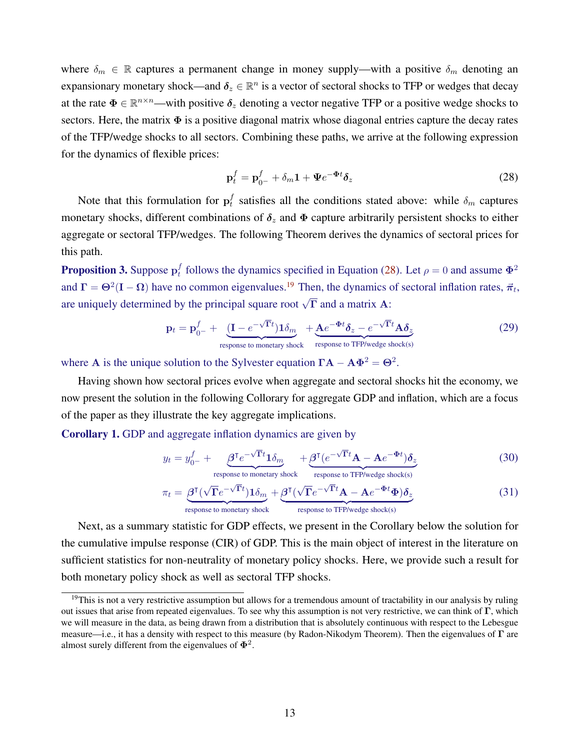where $\delta_m \in \mathbb{R}$ captures a permanent change in money supply—with a positive $\delta_m$ denoting an expansionary monetary shock—and $\boldsymbol{\delta}_z \in \mathbb{R}^n$ is a vector of sectoral shocks to TFP or wedges that decay at the rate $\boldsymbol{\Phi} \in \mathbb{R}^{n\times n}$—with positive $\boldsymbol{\delta}_z$ denoting a vector negative TFP or a positive wedge shocks to sectors. Here, the matrix $\boldsymbol{\Phi}$ is a positive diagonal matrix whose diagonal entries capture the decay rates of the TFP/wedge shocks to all sectors. Combining these paths, we arrive at the following expression for the dynamics of flexible prices:

$$\mathbf{p}_t^f = \mathbf{p}_{0^-}^f + \delta_m \mathbf{1} + \boldsymbol{\Psi} e^{-\boldsymbol{\Phi} t}\boldsymbol{\delta}_z \tag{28}$$

Note that this formulation for $\mathbf{p}_t^f$ satisfies all the conditions stated above: while $\delta_m$ captures monetary shocks, different combinations of $\boldsymbol{\delta}_z$ and $\boldsymbol{\Phi}$ capture arbitrarily persistent shocks to either aggregate or sectoral TFP/wedges. The following Theorem derives the dynamics of sectoral prices for this path.

**Proposition 3.** Suppose $\mathbf{p}_t^f$ follows the dynamics specified in Equation (28). Let $\rho = 0$ and assume $\boldsymbol{\Phi}^2$ and $\boldsymbol{\Gamma} = \boldsymbol{\Theta}^2(\mathbf{I} - \boldsymbol{\Omega})$ have no common eigenvalues.[19] Then, the dynamics of sectoral inflation rates, $\vec{\pi}_t$, are uniquely determined by the principal square root $\sqrt{\boldsymbol{\Gamma}}$ and a matrix $\mathbf{A}$:

$$\mathbf{p}_t = \mathbf{p}_{0^-}^f + \underbrace{(\mathbf{I} - e^{-\sqrt{\boldsymbol{\Gamma}}t})\mathbf{1}\delta_m}_{\text{response to monetary shock}} + \underbrace{\mathbf{A}e^{-\boldsymbol{\Phi}t}\boldsymbol{\delta}_z - e^{-\sqrt{\boldsymbol{\Gamma}}t}\mathbf{A}\boldsymbol{\delta}_z}_{\text{response to TFP/wedge shock(s)}} \tag{29}$$

where $\mathbf{A}$ is the unique solution to the Sylvester equation $\boldsymbol{\Gamma}\mathbf{A} - \mathbf{A}\boldsymbol{\Phi}^2 = \boldsymbol{\Theta}^2$.

Having shown how sectoral prices evolve when aggregate and sectoral shocks hit the economy, we now present the solution in the following Collorary for aggregate GDP and inflation, which are a focus of the paper as they illustrate the key aggregate implications.

**Corollary 1.** GDP and aggregate inflation dynamics are given by

$$y_t = y_{0^-}^f + \underbrace{\boldsymbol{\beta}^\intercal e^{-\sqrt{\boldsymbol{\Gamma}}t}\mathbf{1}\delta_m}_{\text{response to monetary shock}} + \underbrace{\boldsymbol{\beta}^\intercal(e^{-\sqrt{\boldsymbol{\Gamma}}t}\mathbf{A} - \mathbf{A}e^{-\boldsymbol{\Phi}t})\boldsymbol{\delta}_z}_{\text{response to TFP/wedge shock(s)}} \tag{30}$$

$$\pi_t = \underbrace{\boldsymbol{\beta}^\intercal(\sqrt{\boldsymbol{\Gamma}}e^{-\sqrt{\boldsymbol{\Gamma}}t})\mathbf{1}\delta_m}_{\text{response to monetary shock}} + \underbrace{\boldsymbol{\beta}^\intercal(\sqrt{\boldsymbol{\Gamma}}e^{-\sqrt{\boldsymbol{\Gamma}}t}\mathbf{A} - \mathbf{A}e^{-\boldsymbol{\Phi}t}\boldsymbol{\Phi})\boldsymbol{\delta}_z}_{\text{response to TFP/wedge shock(s)}} \tag{31}$$

Next, as a summary statistic for GDP effects, we present in the Corollary below the solution for the cumulative impulse response (CIR) of GDP. This is the main object of interest in the literature on sufficient statistics for non-neutrality of monetary policy shocks. Here, we provide such a result for both monetary policy shock as well as sectoral TFP shocks.

[19] This is not a very restrictive assumption but allows for a tremendous amount of tractability in our analysis by ruling out issues that arise from repeated eigenvalues. To see why this assumption is not very restrictive, we can think of $\boldsymbol{\Gamma}$, which we will measure in the data, as being drawn from a distribution that is absolutely continuous with respect to the Lebesgue measure—i.e., it has a density with respect to this measure (by Radon-Nikodym Theorem). Then the eigenvalues of $\boldsymbol{\Gamma}$ are almost surely different from the eigenvalues of $\boldsymbol{\Phi}^2$.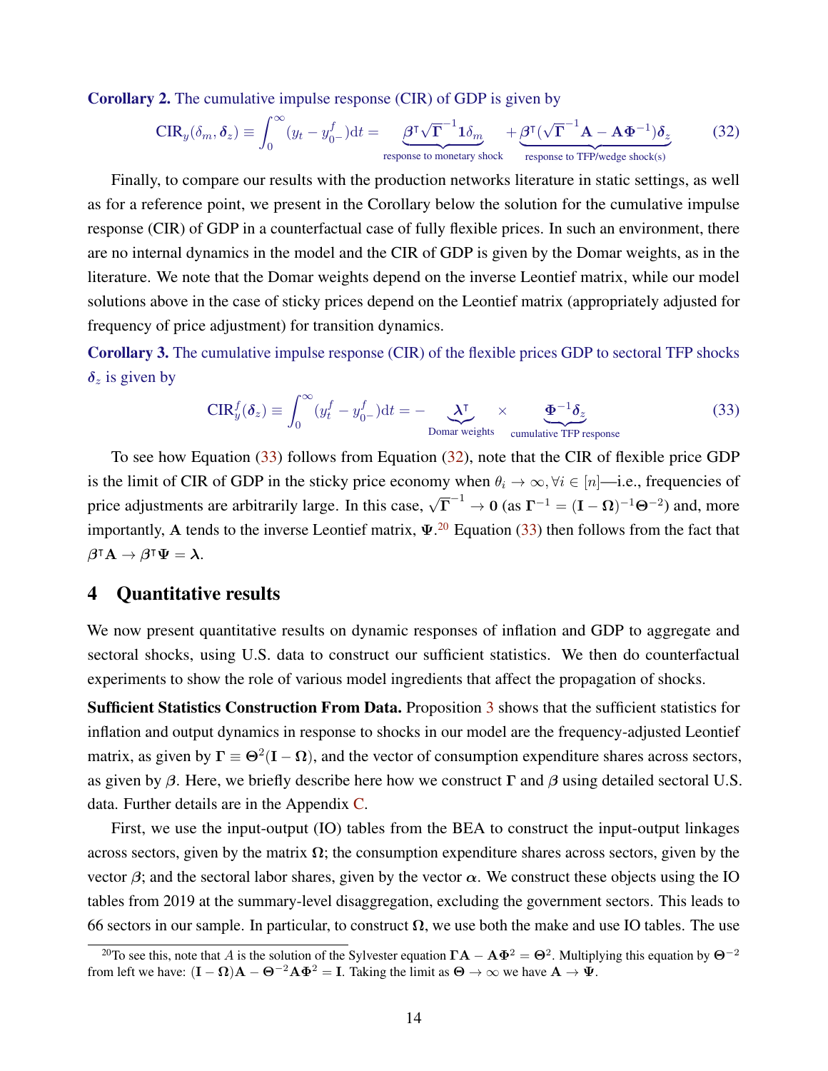**Corollary 2.** The cumulative impulse response (CIR) of GDP is given by

$$\text{CIR}_y(\delta_m, \boldsymbol{\delta}_z) \equiv \int_0^\infty (y_t - y^f_{0^-})\text{d}t = \underbrace{\boldsymbol{\beta}^\intercal \sqrt{\boldsymbol{\Gamma}}^{-1} \mathbf{1}\delta_m}_{\text{response to monetary shock}} + \underbrace{\boldsymbol{\beta}^\intercal (\sqrt{\boldsymbol{\Gamma}}^{-1}\mathbf{A} - \mathbf{A}\boldsymbol{\Phi}^{-1})\boldsymbol{\delta}_z}_{\text{response to TFP/wedge shock(s)}} \tag{32}$$

Finally, to compare our results with the production networks literature in static settings, as well as for a reference point, we present in the Corollary below the solution for the cumulative impulse response (CIR) of GDP in a counterfactual case of fully flexible prices. In such an environment, there are no internal dynamics in the model and the CIR of GDP is given by the Domar weights, as in the literature. We note that the Domar weights depend on the inverse Leontief matrix, while our model solutions above in the case of sticky prices depend on the Leontief matrix (appropriately adjusted for frequency of price adjustment) for transition dynamics.

**Corollary 3.** The cumulative impulse response (CIR) of the flexible prices GDP to sectoral TFP shocks $\boldsymbol{\delta}_z$ is given by

$$\text{CIR}^f_y(\boldsymbol{\delta}_z) \equiv \int_0^\infty (y^f_t - y^f_{0^-})\text{d}t = -\underbrace{\boldsymbol{\lambda}^\intercal}_{\text{Domar weights}} \times \underbrace{\boldsymbol{\Phi}^{-1}\boldsymbol{\delta}_z}_{\text{cumulative TFP response}} \tag{33}$$

To see how Equation (33) follows from Equation (32), note that the CIR of flexible price GDP is the limit of CIR of GDP in the sticky price economy when $\theta_i \to \infty, \forall i \in [n]$—i.e., frequencies of price adjustments are arbitrarily large. In this case, $\sqrt{\boldsymbol{\Gamma}}^{-1} \to \mathbf{0}$ (as $\boldsymbol{\Gamma}^{-1} = (\mathbf{I} - \boldsymbol{\Omega})^{-1}\boldsymbol{\Theta}^{-2}$) and, more importantly, $\mathbf{A}$ tends to the inverse Leontief matrix, $\boldsymbol{\Psi}$.[20] Equation (33) then follows from the fact that $\boldsymbol{\beta}^\intercal \mathbf{A} \to \boldsymbol{\beta}^\intercal \boldsymbol{\Psi} = \boldsymbol{\lambda}$.

# 4 Quantitative results

We now present quantitative results on dynamic responses of inflation and GDP to aggregate and sectoral shocks, using U.S. data to construct our sufficient statistics. We then do counterfactual experiments to show the role of various model ingredients that affect the propagation of shocks.

**Sufficient Statistics Construction From Data.** Proposition 3 shows that the sufficient statistics for inflation and output dynamics in response to shocks in our model are the frequency-adjusted Leontief matrix, as given by $\boldsymbol{\Gamma} \equiv \boldsymbol{\Theta}^2(\mathbf{I} - \boldsymbol{\Omega})$, and the vector of consumption expenditure shares across sectors, as given by $\beta$. Here, we briefly describe here how we construct $\boldsymbol{\Gamma}$ and $\boldsymbol{\beta}$ using detailed sectoral U.S. data. Further details are in the Appendix C.

First, we use the input-output (IO) tables from the BEA to construct the input-output linkages across sectors, given by the matrix $\boldsymbol{\Omega}$; the consumption expenditure shares across sectors, given by the vector $\beta$; and the sectoral labor shares, given by the vector $\boldsymbol{\alpha}$. We construct these objects using the IO tables from 2019 at the summary-level disaggregation, excluding the government sectors. This leads to 66 sectors in our sample. In particular, to construct $\boldsymbol{\Omega}$, we use both the make and use IO tables. The use

[20] To see this, note that $A$ is the solution of the Sylvester equation $\boldsymbol{\Gamma}\mathbf{A} - \mathbf{A}\boldsymbol{\Phi}^2 = \boldsymbol{\Theta}^2$. Multiplying this equation by $\boldsymbol{\Theta}^{-2}$ from left we have: $(\mathbf{I} - \boldsymbol{\Omega})\mathbf{A} - \boldsymbol{\Theta}^{-2}\mathbf{A}\boldsymbol{\Phi}^2 = \mathbf{I}$. Taking the limit as $\boldsymbol{\Theta} \to \infty$ we have $\mathbf{A} \to \boldsymbol{\Psi}$.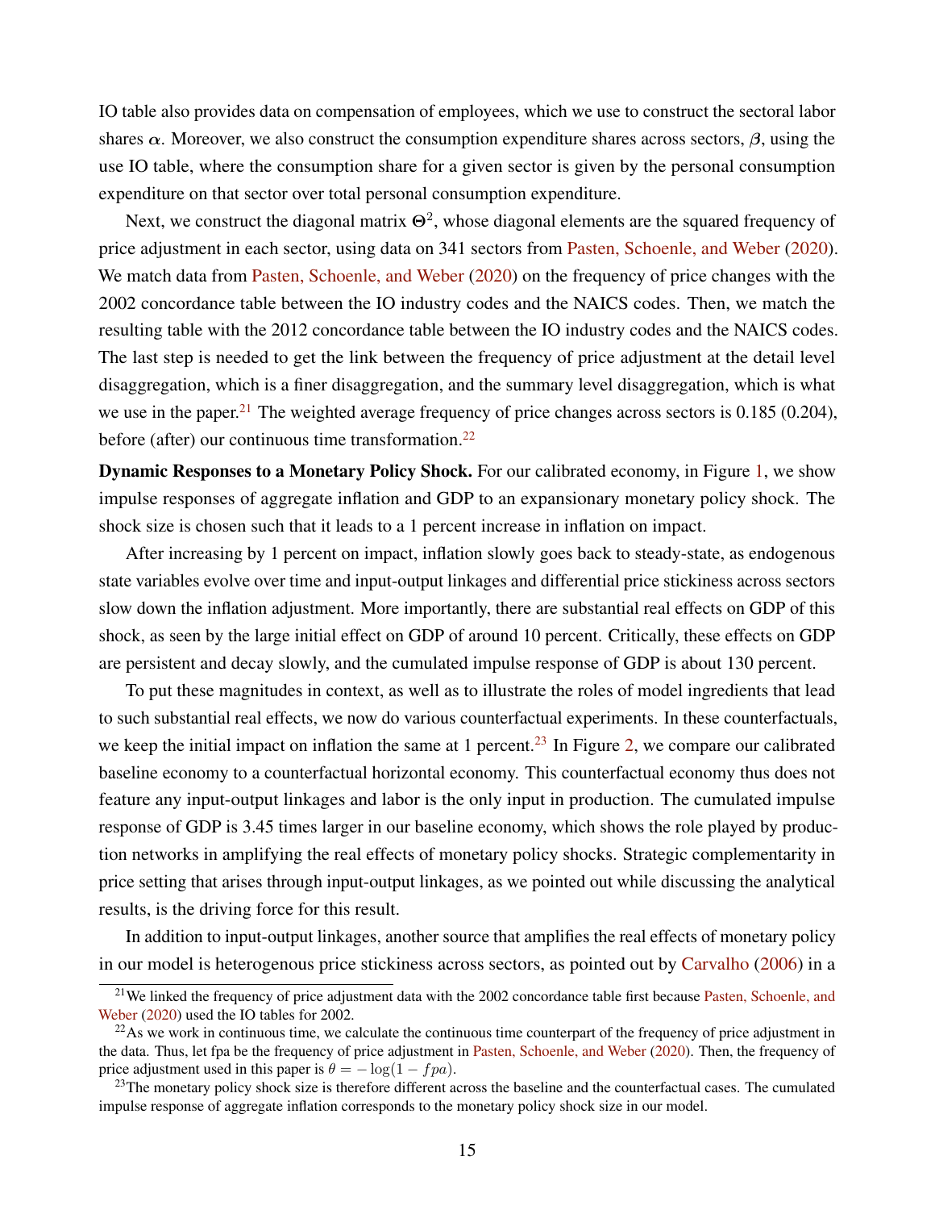IO table also provides data on compensation of employees, which we use to construct the sectoral labor shares $\boldsymbol{\alpha}$. Moreover, we also construct the consumption expenditure shares across sectors, $\boldsymbol{\beta}$, using the use IO table, where the consumption share for a given sector is given by the personal consumption expenditure on that sector over total personal consumption expenditure.

Next, we construct the diagonal matrix $\boldsymbol{\Theta}^2$, whose diagonal elements are the squared frequency of price adjustment in each sector, using data on 341 sectors from Pasten, Schoenle, and Weber (2020). We match data from Pasten, Schoenle, and Weber (2020) on the frequency of price changes with the 2002 concordance table between the IO industry codes and the NAICS codes. Then, we match the resulting table with the 2012 concordance table between the IO industry codes and the NAICS codes. The last step is needed to get the link between the frequency of price adjustment at the detail level disaggregation, which is a finer disaggregation, and the summary level disaggregation, which is what we use in the paper.[21] The weighted average frequency of price changes across sectors is 0.185 (0.204), before (after) our continuous time transformation.[22]

**Dynamic Responses to a Monetary Policy Shock.** For our calibrated economy, in Figure 1, we show impulse responses of aggregate inflation and GDP to an expansionary monetary policy shock. The shock size is chosen such that it leads to a 1 percent increase in inflation on impact.

After increasing by 1 percent on impact, inflation slowly goes back to steady-state, as endogenous state variables evolve over time and input-output linkages and differential price stickiness across sectors slow down the inflation adjustment. More importantly, there are substantial real effects on GDP of this shock, as seen by the large initial effect on GDP of around 10 percent. Critically, these effects on GDP are persistent and decay slowly, and the cumulated impulse response of GDP is about 130 percent.

To put these magnitudes in context, as well as to illustrate the roles of model ingredients that lead to such substantial real effects, we now do various counterfactual experiments. In these counterfactuals, we keep the initial impact on inflation the same at 1 percent.[23] In Figure 2, we compare our calibrated baseline economy to a counterfactual horizontal economy. This counterfactual economy thus does not feature any input-output linkages and labor is the only input in production. The cumulated impulse response of GDP is 3.45 times larger in our baseline economy, which shows the role played by production networks in amplifying the real effects of monetary policy shocks. Strategic complementarity in price setting that arises through input-output linkages, as we pointed out while discussing the analytical results, is the driving force for this result.

In addition to input-output linkages, another source that amplifies the real effects of monetary policy in our model is heterogenous price stickiness across sectors, as pointed out by Carvalho (2006) in a

[21] We linked the frequency of price adjustment data with the 2002 concordance table first because Pasten, Schoenle, and Weber (2020) used the IO tables for 2002.

[22] As we work in continuous time, we calculate the continuous time counterpart of the frequency of price adjustment in the data. Thus, let fpa be the frequency of price adjustment in Pasten, Schoenle, and Weber (2020). Then, the frequency of price adjustment used in this paper is $\theta = -\log(1 - fpa)$.

[23] The monetary policy shock size is therefore different across the baseline and the counterfactual cases. The cumulated impulse response of aggregate inflation corresponds to the monetary policy shock size in our model.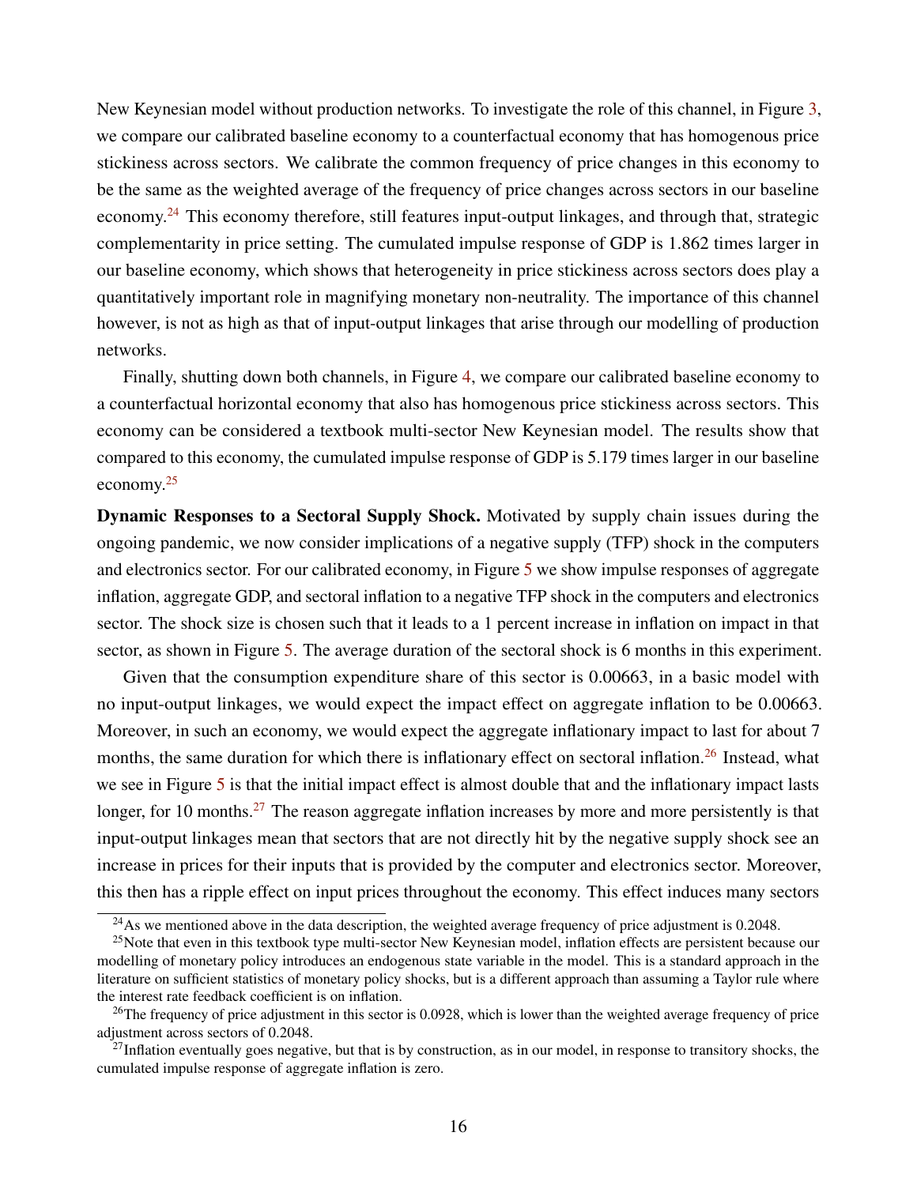New Keynesian model without production networks. To investigate the role of this channel, in Figure 3, we compare our calibrated baseline economy to a counterfactual economy that has homogenous price stickiness across sectors. We calibrate the common frequency of price changes in this economy to be the same as the weighted average of the frequency of price changes across sectors in our baseline economy.[24] This economy therefore, still features input-output linkages, and through that, strategic complementarity in price setting. The cumulated impulse response of GDP is 1.862 times larger in our baseline economy, which shows that heterogeneity in price stickiness across sectors does play a quantitatively important role in magnifying monetary non-neutrality. The importance of this channel however, is not as high as that of input-output linkages that arise through our modelling of production networks.

Finally, shutting down both channels, in Figure 4, we compare our calibrated baseline economy to a counterfactual horizontal economy that also has homogenous price stickiness across sectors. This economy can be considered a textbook multi-sector New Keynesian model. The results show that compared to this economy, the cumulated impulse response of GDP is 5.179 times larger in our baseline economy.[25]

**Dynamic Responses to a Sectoral Supply Shock.** Motivated by supply chain issues during the ongoing pandemic, we now consider implications of a negative supply (TFP) shock in the computers and electronics sector. For our calibrated economy, in Figure 5 we show impulse responses of aggregate inflation, aggregate GDP, and sectoral inflation to a negative TFP shock in the computers and electronics sector. The shock size is chosen such that it leads to a 1 percent increase in inflation on impact in that sector, as shown in Figure 5. The average duration of the sectoral shock is 6 months in this experiment.

Given that the consumption expenditure share of this sector is 0.00663, in a basic model with no input-output linkages, we would expect the impact effect on aggregate inflation to be 0.00663. Moreover, in such an economy, we would expect the aggregate inflationary impact to last for about 7 months, the same duration for which there is inflationary effect on sectoral inflation.[26] Instead, what we see in Figure 5 is that the initial impact effect is almost double that and the inflationary impact lasts longer, for 10 months.[27] The reason aggregate inflation increases by more and more persistently is that input-output linkages mean that sectors that are not directly hit by the negative supply shock see an increase in prices for their inputs that is provided by the computer and electronics sector. Moreover, this then has a ripple effect on input prices throughout the economy. This effect induces many sectors

[24] As we mentioned above in the data description, the weighted average frequency of price adjustment is 0.2048.

[25] Note that even in this textbook type multi-sector New Keynesian model, inflation effects are persistent because our modelling of monetary policy introduces an endogenous state variable in the model. This is a standard approach in the literature on sufficient statistics of monetary policy shocks, but is a different approach than assuming a Taylor rule where the interest rate feedback coefficient is on inflation.

[26] The frequency of price adjustment in this sector is 0.0928, which is lower than the weighted average frequency of price adjustment across sectors of 0.2048.

[27] Inflation eventually goes negative, but that is by construction, as in our model, in response to transitory shocks, the cumulated impulse response of aggregate inflation is zero.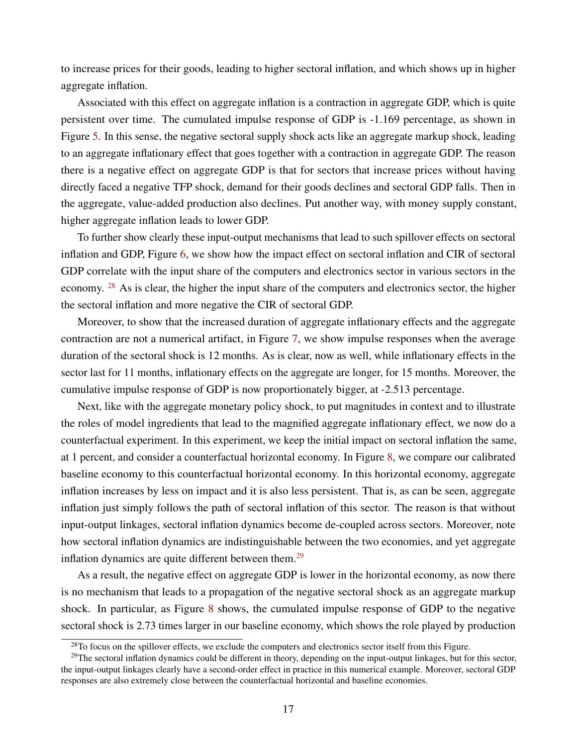to increase prices for their goods, leading to higher sectoral inflation, and which shows up in higher aggregate inflation.

Associated with this effect on aggregate inflation is a contraction in aggregate GDP, which is quite persistent over time. The cumulated impulse response of GDP is -1.169 percentage, as shown in Figure 5. In this sense, the negative sectoral supply shock acts like an aggregate markup shock, leading to an aggregate inflationary effect that goes together with a contraction in aggregate GDP. The reason there is a negative effect on aggregate GDP is that for sectors that increase prices without having directly faced a negative TFP shock, demand for their goods declines and sectoral GDP falls. Then in the aggregate, value-added production also declines. Put another way, with money supply constant, higher aggregate inflation leads to lower GDP.

To further show clearly these input-output mechanisms that lead to such spillover effects on sectoral inflation and GDP, Figure 6, we show how the impact effect on sectoral inflation and CIR of sectoral GDP correlate with the input share of the computers and electronics sector in various sectors in the economy. [28] As is clear, the higher the input share of the computers and electronics sector, the higher the sectoral inflation and more negative the CIR of sectoral GDP.

Moreover, to show that the increased duration of aggregate inflationary effects and the aggregate contraction are not a numerical artifact, in Figure 7, we show impulse responses when the average duration of the sectoral shock is 12 months. As is clear, now as well, while inflationary effects in the sector last for 11 months, inflationary effects on the aggregate are longer, for 15 months. Moreover, the cumulative impulse response of GDP is now proportionately bigger, at -2.513 percentage.

Next, like with the aggregate monetary policy shock, to put magnitudes in context and to illustrate the roles of model ingredients that lead to the magnified aggregate inflationary effect, we now do a counterfactual experiment. In this experiment, we keep the initial impact on sectoral inflation the same, at 1 percent, and consider a counterfactual horizontal economy. In Figure 8, we compare our calibrated baseline economy to this counterfactual horizontal economy. In this horizontal economy, aggregate inflation increases by less on impact and it is also less persistent. That is, as can be seen, aggregate inflation just simply follows the path of sectoral inflation of this sector. The reason is that without input-output linkages, sectoral inflation dynamics become de-coupled across sectors. Moreover, note how sectoral inflation dynamics are indistinguishable between the two economies, and yet aggregate inflation dynamics are quite different between them.[29]

As a result, the negative effect on aggregate GDP is lower in the horizontal economy, as now there is no mechanism that leads to a propagation of the negative sectoral shock as an aggregate markup shock. In particular, as Figure 8 shows, the cumulated impulse response of GDP to the negative sectoral shock is 2.73 times larger in our baseline economy, which shows the role played by production

[28] To focus on the spillover effects, we exclude the computers and electronics sector itself from this Figure.

[29] The sectoral inflation dynamics could be different in theory, depending on the input-output linkages, but for this sector, the input-output linkages clearly have a second-order effect in practice in this numerical example. Moreover, sectoral GDP responses are also extremely close between the counterfactual horizontal and baseline economies.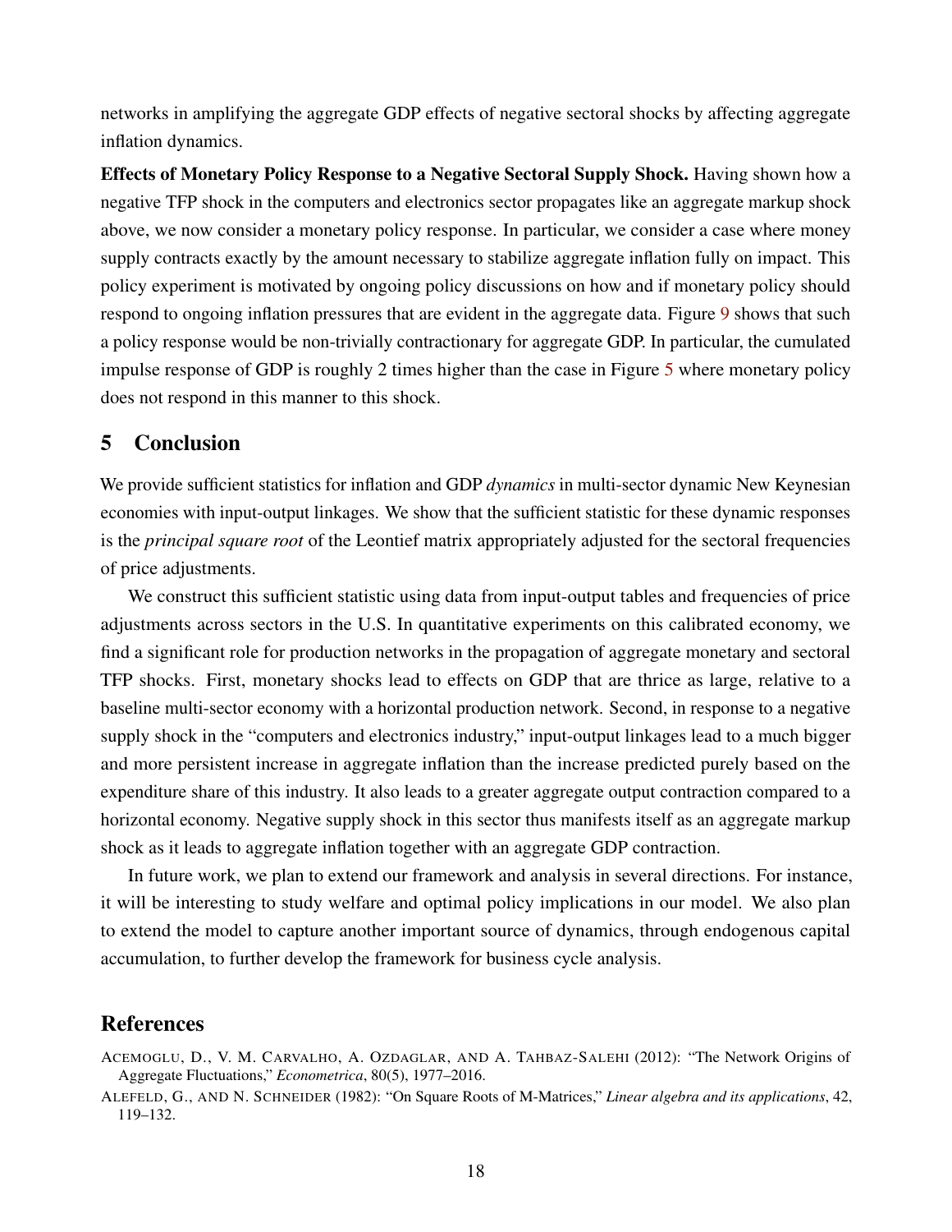networks in amplifying the aggregate GDP effects of negative sectoral shocks by affecting aggregate inflation dynamics.

**Effects of Monetary Policy Response to a Negative Sectoral Supply Shock.** Having shown how a negative TFP shock in the computers and electronics sector propagates like an aggregate markup shock above, we now consider a monetary policy response. In particular, we consider a case where money supply contracts exactly by the amount necessary to stabilize aggregate inflation fully on impact. This policy experiment is motivated by ongoing policy discussions on how and if monetary policy should respond to ongoing inflation pressures that are evident in the aggregate data. Figure 9 shows that such a policy response would be non-trivially contractionary for aggregate GDP. In particular, the cumulated impulse response of GDP is roughly 2 times higher than the case in Figure 5 where monetary policy does not respond in this manner to this shock.

## 5 Conclusion

We provide sufficient statistics for inflation and GDP *dynamics* in multi-sector dynamic New Keynesian economies with input-output linkages. We show that the sufficient statistic for these dynamic responses is the *principal square root* of the Leontief matrix appropriately adjusted for the sectoral frequencies of price adjustments.

We construct this sufficient statistic using data from input-output tables and frequencies of price adjustments across sectors in the U.S. In quantitative experiments on this calibrated economy, we find a significant role for production networks in the propagation of aggregate monetary and sectoral TFP shocks. First, monetary shocks lead to effects on GDP that are thrice as large, relative to a baseline multi-sector economy with a horizontal production network. Second, in response to a negative supply shock in the "computers and electronics industry," input-output linkages lead to a much bigger and more persistent increase in aggregate inflation than the increase predicted purely based on the expenditure share of this industry. It also leads to a greater aggregate output contraction compared to a horizontal economy. Negative supply shock in this sector thus manifests itself as an aggregate markup shock as it leads to aggregate inflation together with an aggregate GDP contraction.

In future work, we plan to extend our framework and analysis in several directions. For instance, it will be interesting to study welfare and optimal policy implications in our model. We also plan to extend the model to capture another important source of dynamics, through endogenous capital accumulation, to further develop the framework for business cycle analysis.

## References

ACEMOGLU, D., V. M. CARVALHO, A. OZDAGLAR, AND A. TAHBAZ-SALEHI (2012): "The Network Origins of Aggregate Fluctuations," *Econometrica*, 80(5), 1977–2016.

ALEFELD, G., AND N. SCHNEIDER (1982): "On Square Roots of M-Matrices," *Linear algebra and its applications*, 42, 119–132.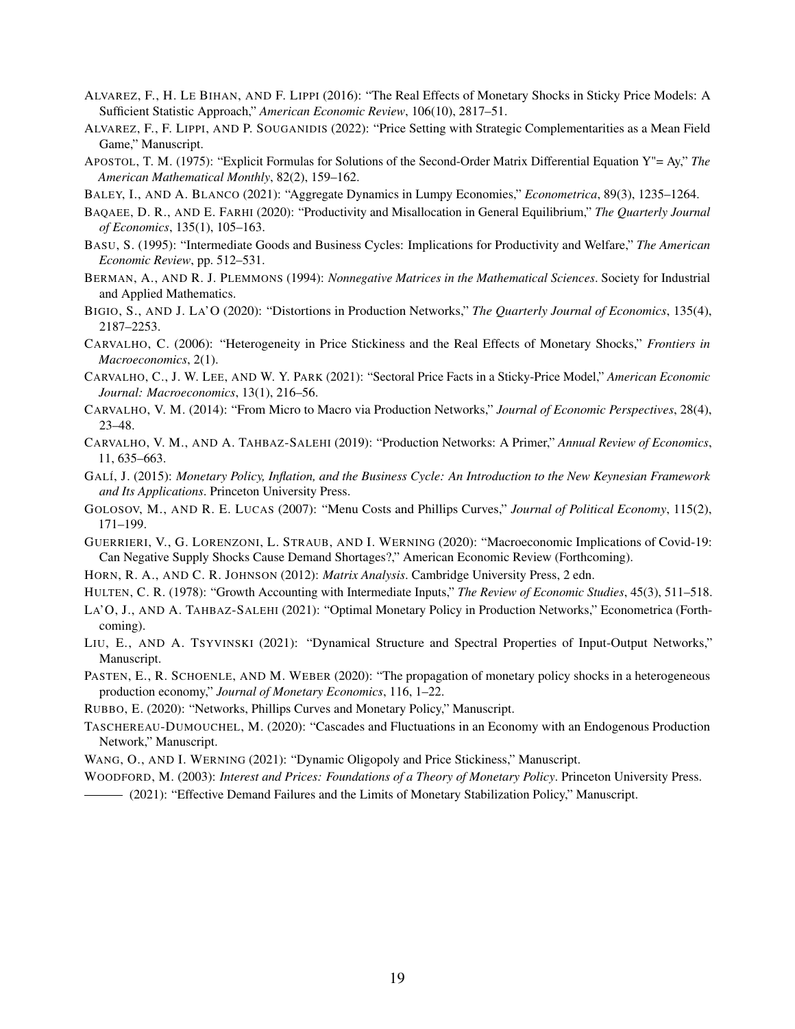ALVAREZ, F., H. LE BIHAN, AND F. LIPPI (2016): "The Real Effects of Monetary Shocks in Sticky Price Models: A Sufficient Statistic Approach," *American Economic Review*, 106(10), 2817–51.

ALVAREZ, F., F. LIPPI, AND P. SOUGANIDIS (2022): "Price Setting with Strategic Complementarities as a Mean Field Game," Manuscript.

APOSTOL, T. M. (1975): "Explicit Formulas for Solutions of the Second-Order Matrix Differential Equation Y"= Ay," *The American Mathematical Monthly*, 82(2), 159–162.

BALEY, I., AND A. BLANCO (2021): "Aggregate Dynamics in Lumpy Economies," *Econometrica*, 89(3), 1235–1264.

BAQAEE, D. R., AND E. FARHI (2020): "Productivity and Misallocation in General Equilibrium," *The Quarterly Journal of Economics*, 135(1), 105–163.

BASU, S. (1995): "Intermediate Goods and Business Cycles: Implications for Productivity and Welfare," *The American Economic Review*, pp. 512–531.

BERMAN, A., AND R. J. PLEMMONS (1994): *Nonnegative Matrices in the Mathematical Sciences*. Society for Industrial and Applied Mathematics.

BIGIO, S., AND J. LA'O (2020): "Distortions in Production Networks," *The Quarterly Journal of Economics*, 135(4), 2187–2253.

CARVALHO, C. (2006): "Heterogeneity in Price Stickiness and the Real Effects of Monetary Shocks," *Frontiers in Macroeconomics*, 2(1).

CARVALHO, C., J. W. LEE, AND W. Y. PARK (2021): "Sectoral Price Facts in a Sticky-Price Model," *American Economic Journal: Macroeconomics*, 13(1), 216–56.

CARVALHO, V. M. (2014): "From Micro to Macro via Production Networks," *Journal of Economic Perspectives*, 28(4), 23–48.

CARVALHO, V. M., AND A. TAHBAZ-SALEHI (2019): "Production Networks: A Primer," *Annual Review of Economics*, 11, 635–663.

GALÍ, J. (2015): *Monetary Policy, Inflation, and the Business Cycle: An Introduction to the New Keynesian Framework and Its Applications*. Princeton University Press.

GOLOSOV, M., AND R. E. LUCAS (2007): "Menu Costs and Phillips Curves," *Journal of Political Economy*, 115(2), 171–199.

GUERRIERI, V., G. LORENZONI, L. STRAUB, AND I. WERNING (2020): "Macroeconomic Implications of Covid-19: Can Negative Supply Shocks Cause Demand Shortages?," American Economic Review (Forthcoming).

HORN, R. A., AND C. R. JOHNSON (2012): *Matrix Analysis*. Cambridge University Press, 2 edn.

HULTEN, C. R. (1978): "Growth Accounting with Intermediate Inputs," *The Review of Economic Studies*, 45(3), 511–518.

LA'O, J., AND A. TAHBAZ-SALEHI (2021): "Optimal Monetary Policy in Production Networks," Econometrica (Forthcoming).

LIU, E., AND A. TSYVINSKI (2021): "Dynamical Structure and Spectral Properties of Input-Output Networks," Manuscript.

PASTEN, E., R. SCHOENLE, AND M. WEBER (2020): "The propagation of monetary policy shocks in a heterogeneous production economy," *Journal of Monetary Economics*, 116, 1–22.

RUBBO, E. (2020): "Networks, Phillips Curves and Monetary Policy," Manuscript.

TASCHEREAU-DUMOUCHEL, M. (2020): "Cascades and Fluctuations in an Economy with an Endogenous Production Network," Manuscript.

WANG, O., AND I. WERNING (2021): "Dynamic Oligopoly and Price Stickiness," Manuscript.

WOODFORD, M. (2003): *Interest and Prices: Foundations of a Theory of Monetary Policy*. Princeton University Press.

——— (2021): "Effective Demand Failures and the Limits of Monetary Stabilization Policy," Manuscript.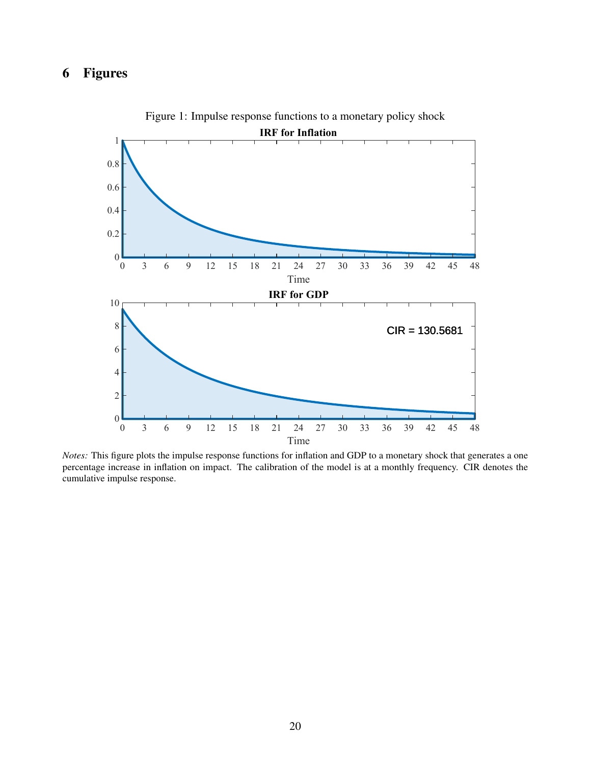# 6 Figures

Figure 1: Impulse response functions to a monetary policy shock

*Notes:* This figure plots the impulse response functions for inflation and GDP to a monetary shock that generates a one percentage increase in inflation on impact. The calibration of the model is at a monthly frequency. CIR denotes the cumulative impulse response.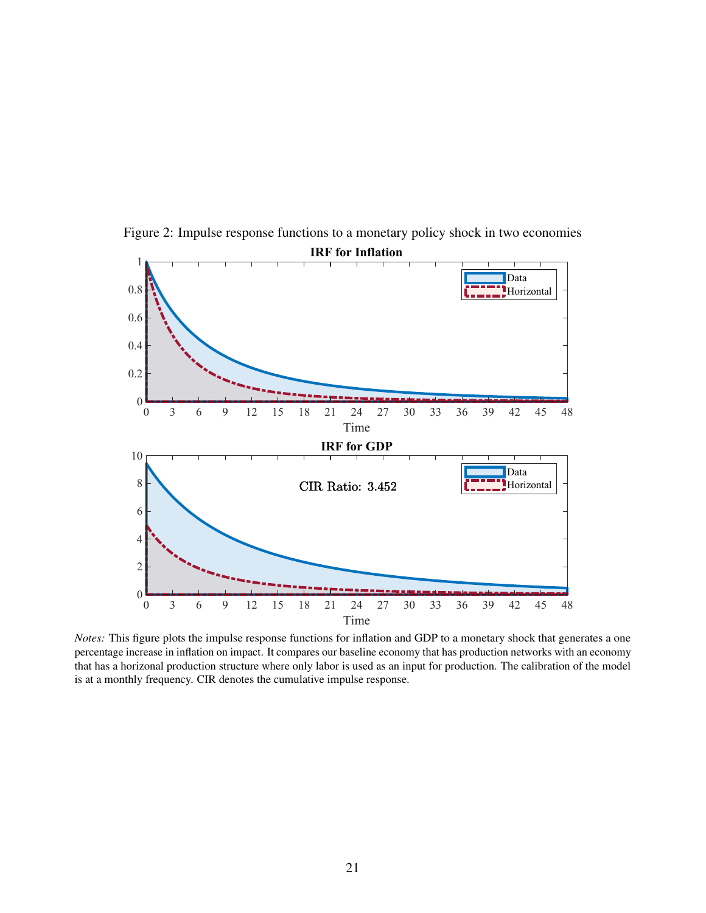Figure 2: Impulse response functions to a monetary policy shock in two economies

*Notes:* This figure plots the impulse response functions for inflation and GDP to a monetary shock that generates a one percentage increase in inflation on impact. It compares our baseline economy that has production networks with an economy that has a horizonal production structure where only labor is used as an input for production. The calibration of the model is at a monthly frequency. CIR denotes the cumulative impulse response.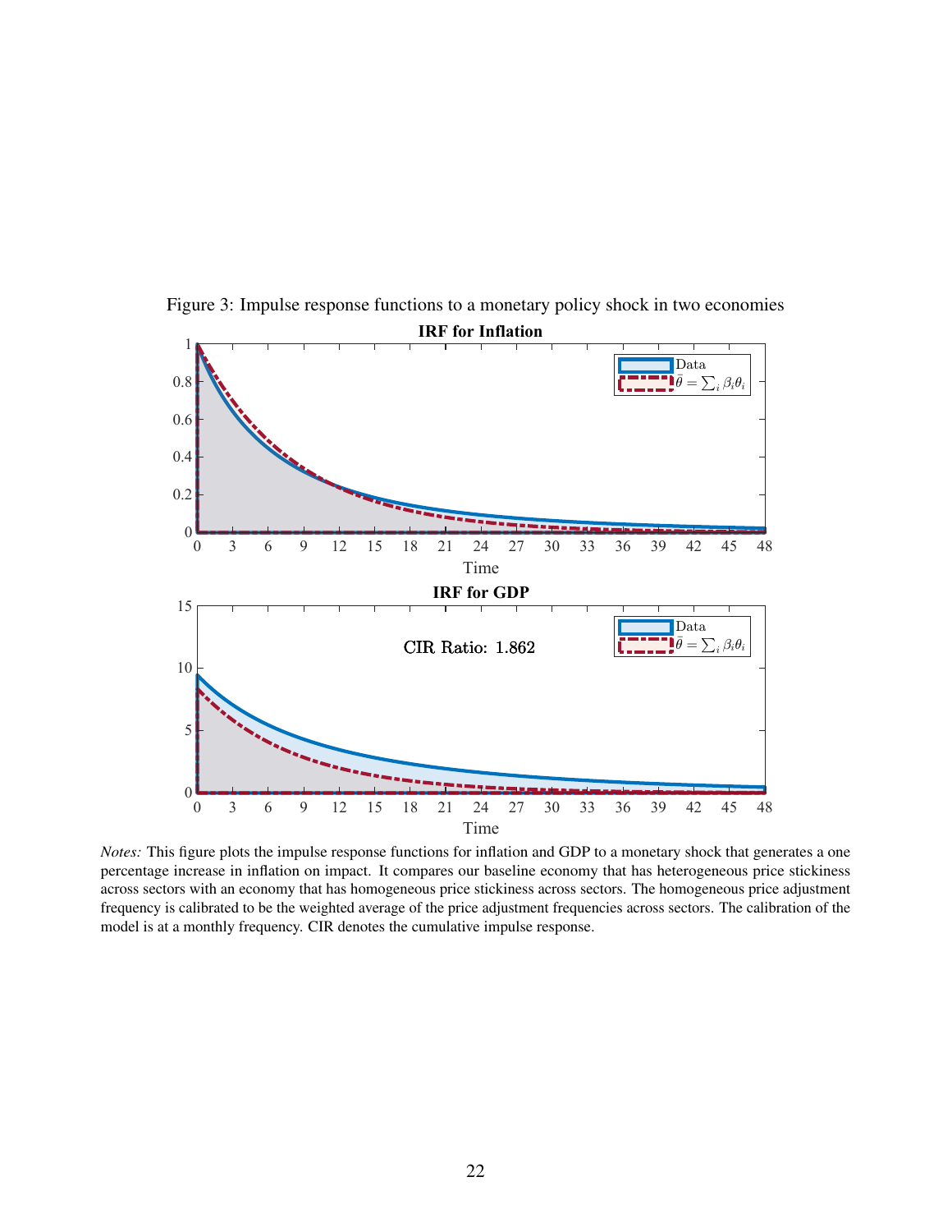Figure 3: Impulse response functions to a monetary policy shock in two economies

*Notes:* This figure plots the impulse response functions for inflation and GDP to a monetary shock that generates a one percentage increase in inflation on impact. It compares our baseline economy that has heterogeneous price stickiness across sectors with an economy that has homogeneous price stickiness across sectors. The homogeneous price adjustment frequency is calibrated to be the weighted average of the price adjustment frequencies across sectors. The calibration of the model is at a monthly frequency. CIR denotes the cumulative impulse response.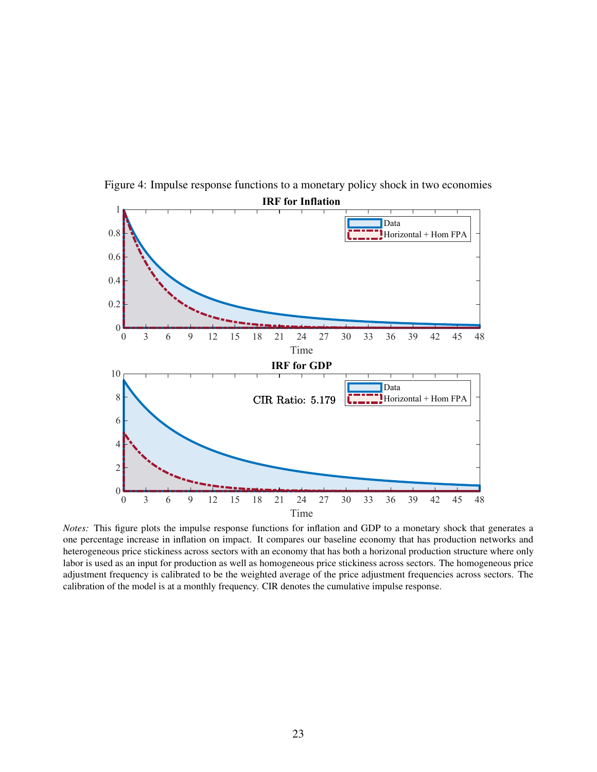Figure 4: Impulse response functions to a monetary policy shock in two economies

*Notes:* This figure plots the impulse response functions for inflation and GDP to a monetary shock that generates a one percentage increase in inflation on impact. It compares our baseline economy that has production networks and heterogeneous price stickiness across sectors with an economy that has both a horizonal production structure where only labor is used as an input for production as well as homogeneous price stickiness across sectors. The homogeneous price adjustment frequency is calibrated to be the weighted average of the price adjustment frequencies across sectors. The calibration of the model is at a monthly frequency. CIR denotes the cumulative impulse response.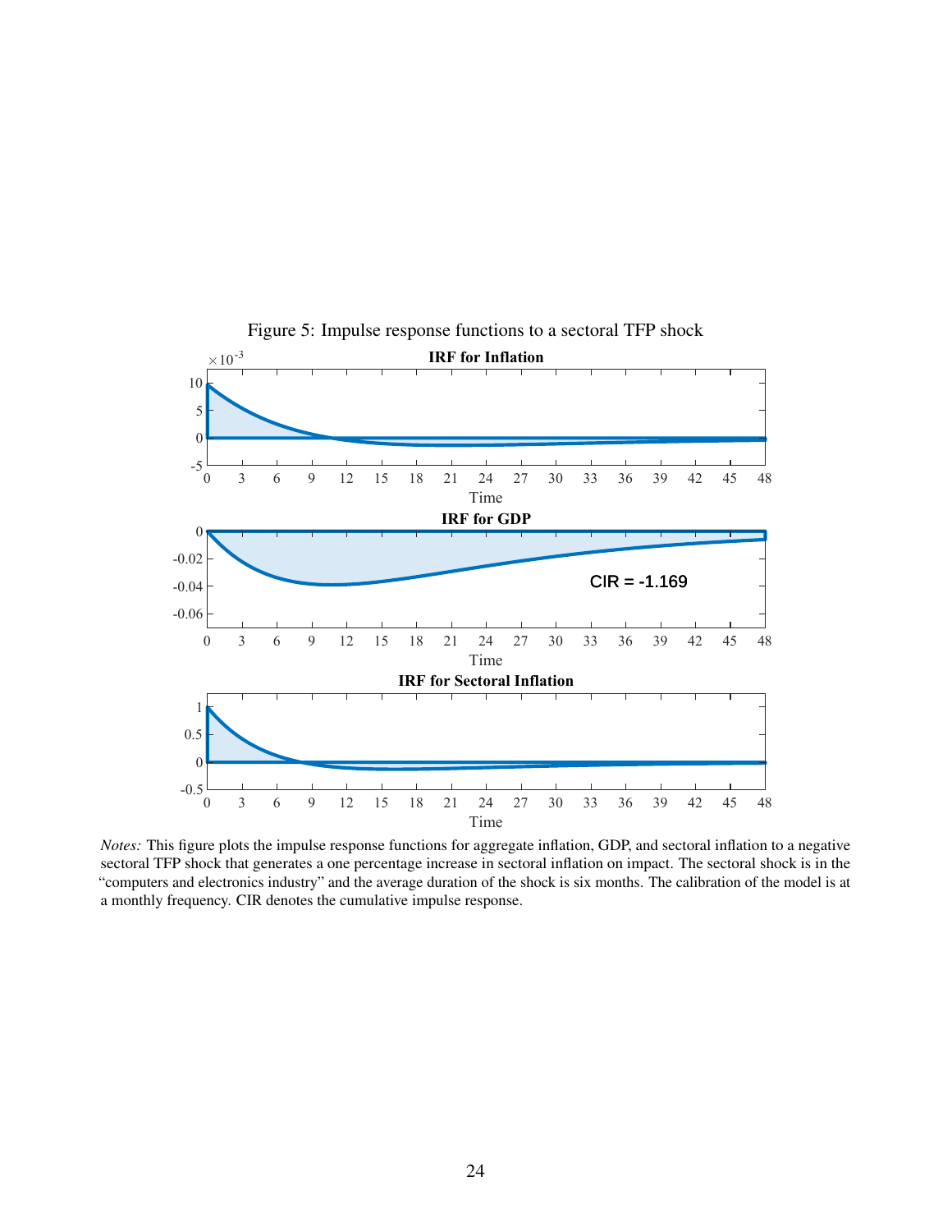Figure 5: Impulse response functions to a sectoral TFP shock

*Notes:* This figure plots the impulse response functions for aggregate inflation, GDP, and sectoral inflation to a negative sectoral TFP shock that generates a one percentage increase in sectoral inflation on impact. The sectoral shock is in the "computers and electronics industry" and the average duration of the shock is six months. The calibration of the model is at a monthly frequency. CIR denotes the cumulative impulse response.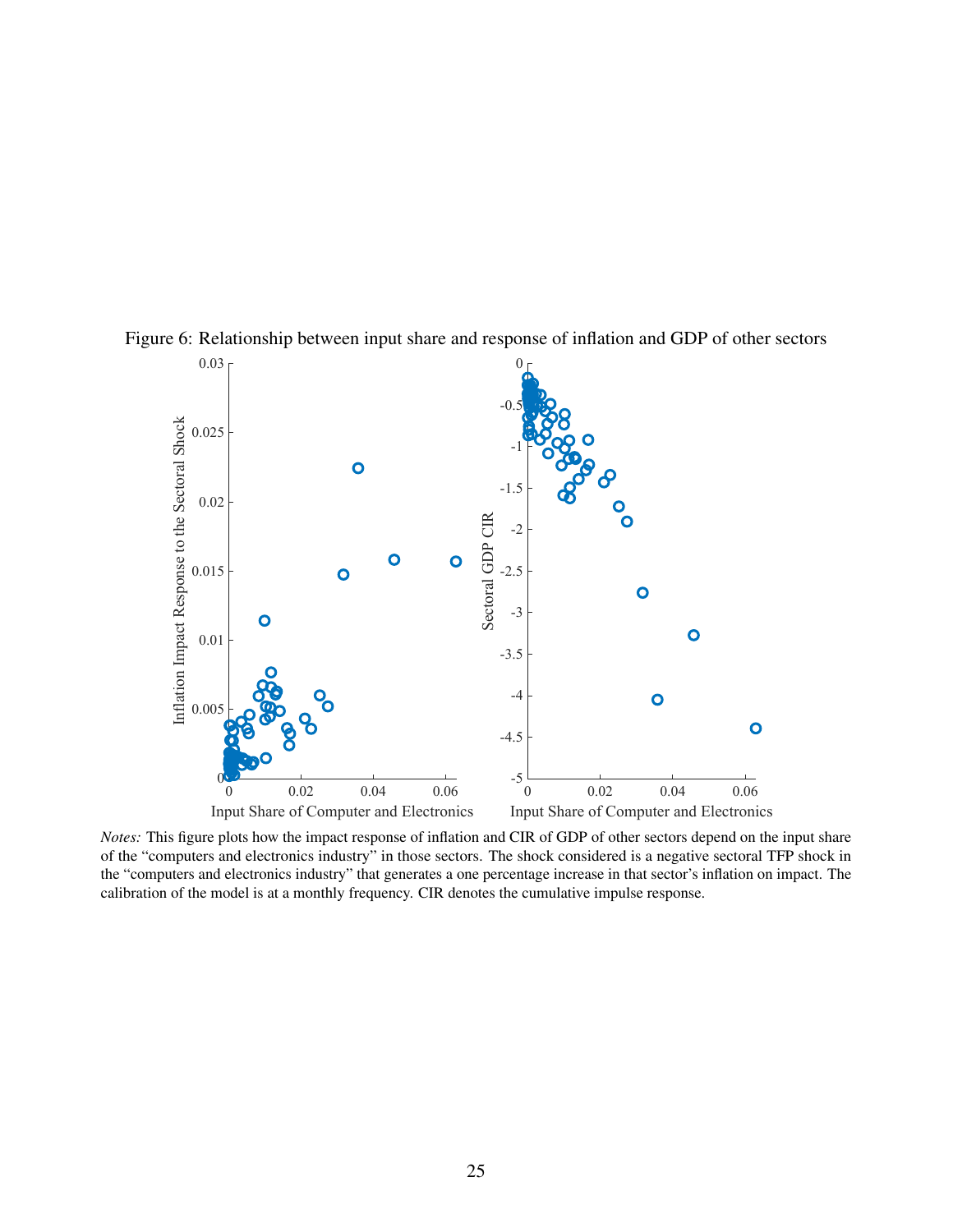Figure 6: Relationship between input share and response of inflation and GDP of other sectors

*Notes:* This figure plots how the impact response of inflation and CIR of GDP of other sectors depend on the input share of the "computers and electronics industry" in those sectors. The shock considered is a negative sectoral TFP shock in the "computers and electronics industry" that generates a one percentage increase in that sector's inflation on impact. The calibration of the model is at a monthly frequency. CIR denotes the cumulative impulse response.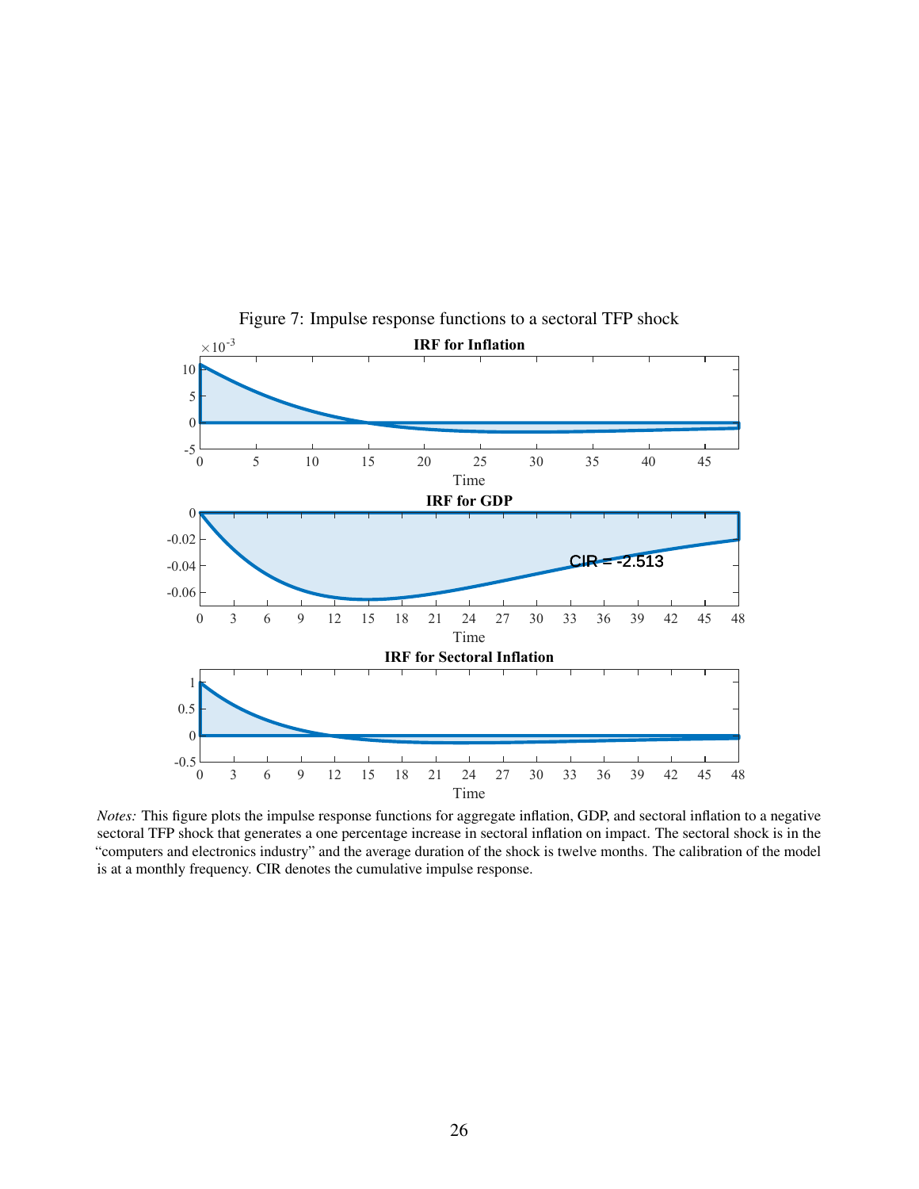Figure 7: Impulse response functions to a sectoral TFP shock

*Notes:* This figure plots the impulse response functions for aggregate inflation, GDP, and sectoral inflation to a negative sectoral TFP shock that generates a one percentage increase in sectoral inflation on impact. The sectoral shock is in the "computers and electronics industry" and the average duration of the shock is twelve months. The calibration of the model is at a monthly frequency. CIR denotes the cumulative impulse response.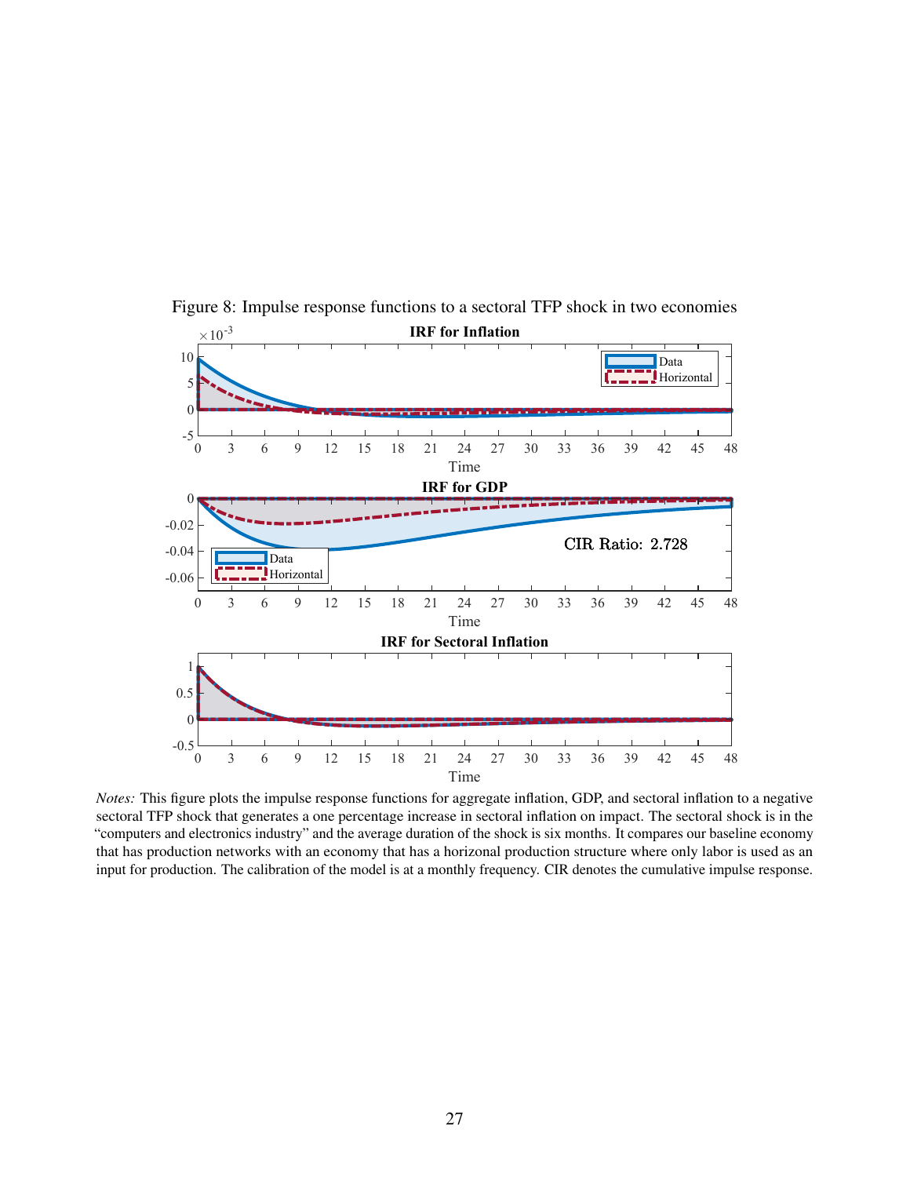Figure 8: Impulse response functions to a sectoral TFP shock in two economies

*Notes:* This figure plots the impulse response functions for aggregate inflation, GDP, and sectoral inflation to a negative sectoral TFP shock that generates a one percentage increase in sectoral inflation on impact. The sectoral shock is in the "computers and electronics industry" and the average duration of the shock is six months. It compares our baseline economy that has production networks with an economy that has a horizonal production structure where only labor is used as an input for production. The calibration of the model is at a monthly frequency. CIR denotes the cumulative impulse response.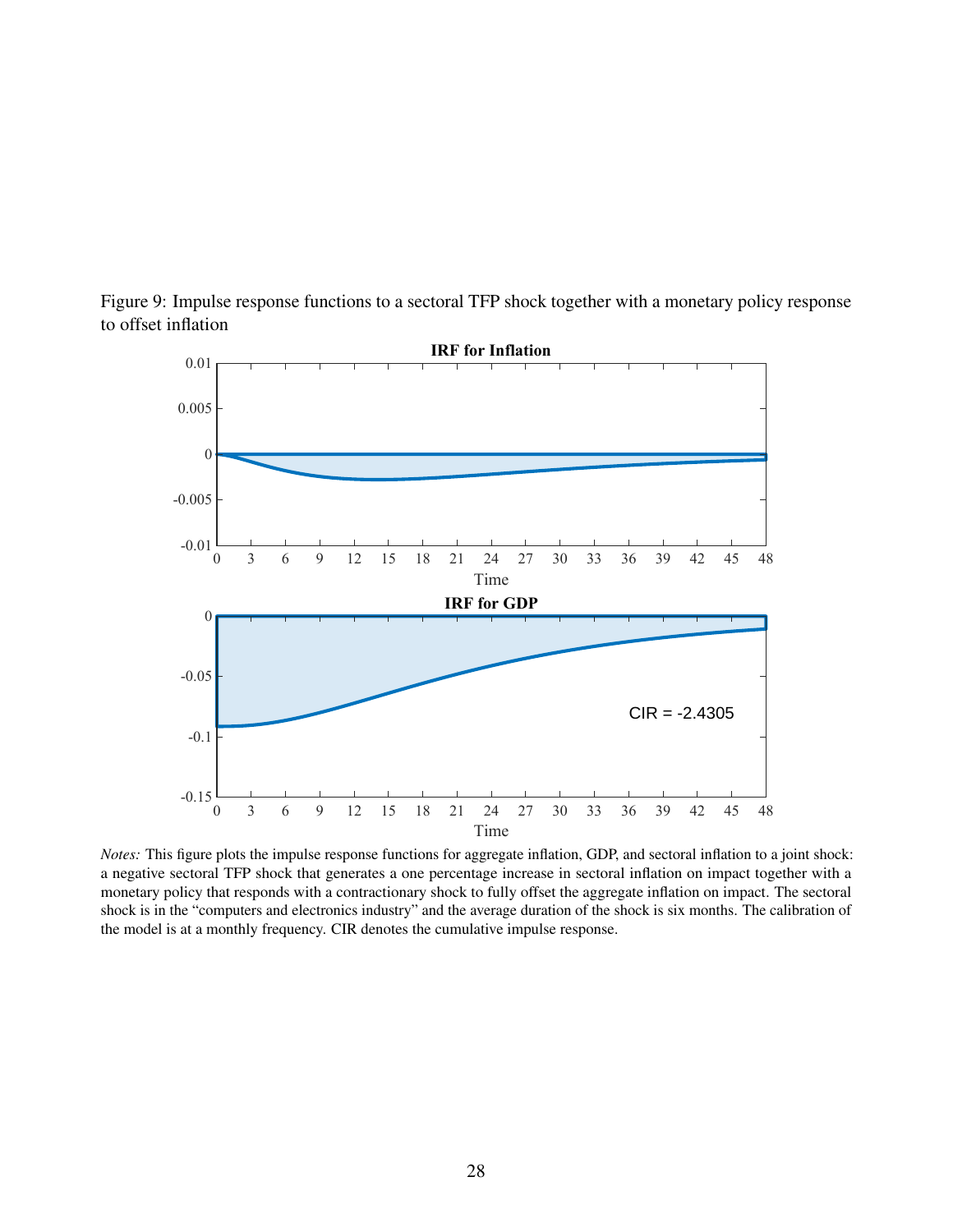Figure 9: Impulse response functions to a sectoral TFP shock together with a monetary policy response to offset inflation

*Notes:* This figure plots the impulse response functions for aggregate inflation, GDP, and sectoral inflation to a joint shock: a negative sectoral TFP shock that generates a one percentage increase in sectoral inflation on impact together with a monetary policy that responds with a contractionary shock to fully offset the aggregate inflation on impact. The sectoral shock is in the "computers and electronics industry" and the average duration of the shock is six months. The calibration of the model is at a monthly frequency. CIR denotes the cumulative impulse response.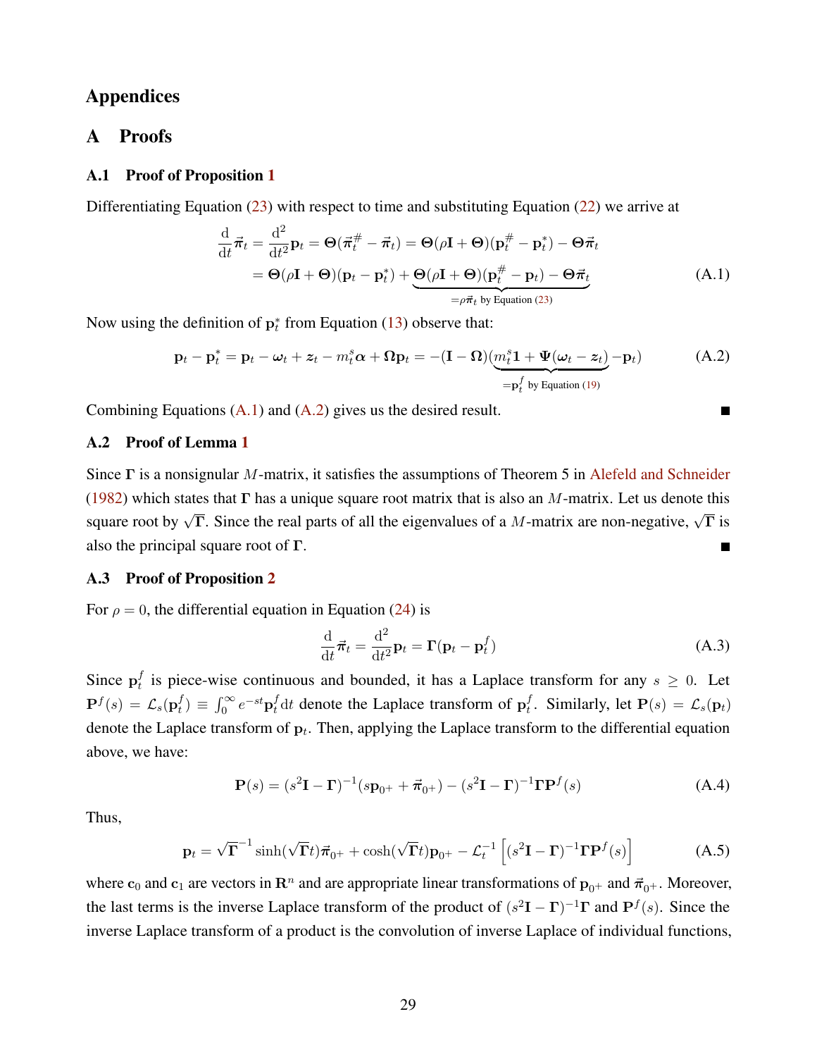# Appendices

## A Proofs

### A.1 Proof of Proposition 1

Differentiating Equation (23) with respect to time and substituting Equation (22) we arrive at

$$
\begin{aligned}
\frac{\mathrm{d}}{\mathrm{d}t}\vec{\boldsymbol{\pi}}_t = \frac{\mathrm{d}^2}{\mathrm{d}t^2}\mathbf{p}_t &= \boldsymbol{\Theta}(\vec{\boldsymbol{\pi}}_t^{\#} - \vec{\boldsymbol{\pi}}_t) = \boldsymbol{\Theta}(\rho\mathbf{I} + \boldsymbol{\Theta})(\mathbf{p}_t^{\#} - \mathbf{p}_t^{*}) - \boldsymbol{\Theta}\vec{\boldsymbol{\pi}}_t \\
&= \boldsymbol{\Theta}(\rho\mathbf{I} + \boldsymbol{\Theta})(\mathbf{p}_t - \mathbf{p}_t^{*}) + \underbrace{\boldsymbol{\Theta}(\rho\mathbf{I} + \boldsymbol{\Theta})(\mathbf{p}_t^{\#} - \mathbf{p}_t) - \boldsymbol{\Theta}\vec{\boldsymbol{\pi}}_t}_{=\rho\vec{\boldsymbol{\pi}}_t \text{ by Equation (23)}}
\end{aligned} \tag{A.1}
$$

Now using the definition of $\mathbf{p}_t^*$ from Equation (13) observe that:

$$
\mathbf{p}_t - \mathbf{p}_t^* = \mathbf{p}_t - \boldsymbol{\omega}_t + \boldsymbol{z}_t - m_t^s\boldsymbol{\alpha} + \boldsymbol{\Omega}\mathbf{p}_t = -(\mathbf{I} - \boldsymbol{\Omega})(\underbrace{m_t^s\mathbf{1} + \boldsymbol{\Psi}(\boldsymbol{\omega}_t - \boldsymbol{z}_t)}_{=\mathbf{p}_t^f \text{ by Equation (19)}} - \mathbf{p}_t) \tag{A.2}
$$

Combining Equations (A.1) and (A.2) gives us the desired result. ■

### A.2 Proof of Lemma 1

Since $\boldsymbol{\Gamma}$ is a nonsignular $M$-matrix, it satisfies the assumptions of Theorem 5 in Alefeld and Schneider (1982) which states that $\boldsymbol{\Gamma}$ has a unique square root matrix that is also an $M$-matrix. Let us denote this square root by $\sqrt{\boldsymbol{\Gamma}}$. Since the real parts of all the eigenvalues of a $M$-matrix are non-negative, $\sqrt{\boldsymbol{\Gamma}}$ is also the principal square root of $\boldsymbol{\Gamma}$. ■

### A.3 Proof of Proposition 2

For $\rho = 0$, the differential equation in Equation (24) is

$$
\frac{\mathrm{d}}{\mathrm{d}t}\vec{\boldsymbol{\pi}}_t = \frac{\mathrm{d}^2}{\mathrm{d}t^2}\mathbf{p}_t = \boldsymbol{\Gamma}(\mathbf{p}_t - \mathbf{p}_t^f) \tag{A.3}
$$

Since $\mathbf{p}_t^f$ is piece-wise continuous and bounded, it has a Laplace transform for any $s \geq 0$. Let $\mathbf{P}^f(s) = \mathcal{L}_s(\mathbf{p}_t^f) \equiv \int_0^\infty e^{-st}\mathbf{p}_t^f \mathrm{d}t$ denote the Laplace transform of $\mathbf{p}_t^f$. Similarly, let $\mathbf{P}(s) = \mathcal{L}_s(\mathbf{p}_t)$ denote the Laplace transform of $\mathbf{p}_t$. Then, applying the Laplace transform to the differential equation above, we have:

$$
\mathbf{P}(s) = (s^2\mathbf{I} - \boldsymbol{\Gamma})^{-1}(s\mathbf{p}_{0^+} + \vec{\boldsymbol{\pi}}_{0^+}) - (s^2\mathbf{I} - \boldsymbol{\Gamma})^{-1}\boldsymbol{\Gamma}\mathbf{P}^f(s) \tag{A.4}
$$

Thus,

$$
\mathbf{p}_t = \sqrt{\boldsymbol{\Gamma}}^{-1}\sinh(\sqrt{\boldsymbol{\Gamma}}t)\vec{\boldsymbol{\pi}}_{0^+} + \cosh(\sqrt{\boldsymbol{\Gamma}}t)\mathbf{p}_{0^+} - \mathcal{L}_t^{-1}\left[(s^2\mathbf{I} - \boldsymbol{\Gamma})^{-1}\boldsymbol{\Gamma}\mathbf{P}^f(s)\right] \tag{A.5}
$$

where $\mathbf{c}_0$ and $\mathbf{c}_1$ are vectors in $\mathbf{R}^n$ and are appropriate linear transformations of $\mathbf{p}_{0^+}$ and $\vec{\boldsymbol{\pi}}_{0^+}$. Moreover, the last terms is the inverse Laplace transform of the product of $(s^2\mathbf{I} - \boldsymbol{\Gamma})^{-1}\boldsymbol{\Gamma}$ and $\mathbf{P}^f(s)$. Since the inverse Laplace transform of a product is the convolution of inverse Laplace of individual functions,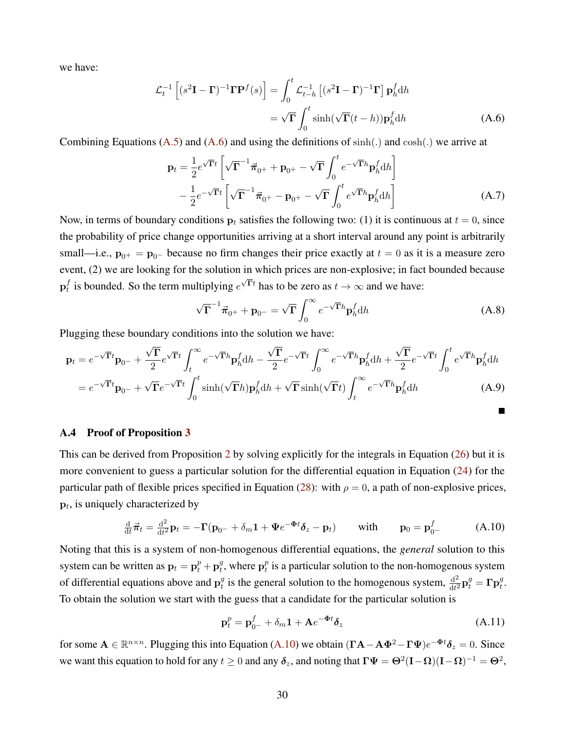we have:

$$
\mathcal{L}_t^{-1}\left[(s^2\mathbf{I}-\boldsymbol{\Gamma})^{-1}\boldsymbol{\Gamma}\mathbf{P}^f(s)\right] = \int_0^t \mathcal{L}_{t-h}^{-1}\left[(s^2\mathbf{I}-\boldsymbol{\Gamma})^{-1}\boldsymbol{\Gamma}\right]\mathbf{p}_h^f \mathrm{d}h
$$

$$
= \sqrt{\boldsymbol{\Gamma}}\int_0^t \sinh(\sqrt{\boldsymbol{\Gamma}}(t-h))\mathbf{p}_h^f \mathrm{d}h \tag{A.6}
$$

Combining Equations (A.5) and (A.6) and using the definitions of $\sinh(.)$ and $\cosh(.)$ we arrive at

$$
\mathbf{p}_t = \frac{1}{2}e^{\sqrt{\boldsymbol{\Gamma}}t}\left[\sqrt{\boldsymbol{\Gamma}}^{-1}\vec{\boldsymbol{\pi}}_{0+} + \mathbf{p}_{0+} - \sqrt{\boldsymbol{\Gamma}}\int_0^t e^{-\sqrt{\boldsymbol{\Gamma}}h}\mathbf{p}_h^f \mathrm{d}h\right]
$$

$$
- \frac{1}{2}e^{-\sqrt{\boldsymbol{\Gamma}}t}\left[\sqrt{\boldsymbol{\Gamma}}^{-1}\vec{\boldsymbol{\pi}}_{0+} - \mathbf{p}_{0+} - \sqrt{\boldsymbol{\Gamma}}\int_0^t e^{\sqrt{\boldsymbol{\Gamma}}h}\mathbf{p}_h^f \mathrm{d}h\right] \tag{A.7}
$$

Now, in terms of boundary conditions $\mathbf{p}_t$ satisfies the following two: (1) it is continuous at $t=0$, since the probability of price change opportunities arriving at a short interval around any point is arbitrarily small—i.e., $\mathbf{p}_{0+} = \mathbf{p}_{0-}$ because no firm changes their price exactly at $t=0$ as it is a measure zero event, (2) we are looking for the solution in which prices are non-explosive; in fact bounded because $\mathbf{p}_t^f$ is bounded. So the term multiplying $e^{\sqrt{\boldsymbol{\Gamma}}t}$ has to be zero as $t\to\infty$ and we have:

$$
\sqrt{\boldsymbol{\Gamma}}^{-1}\vec{\boldsymbol{\pi}}_{0+} + \mathbf{p}_{0-} = \sqrt{\boldsymbol{\Gamma}}\int_0^\infty e^{-\sqrt{\boldsymbol{\Gamma}}h}\mathbf{p}_h^f \mathrm{d}h \tag{A.8}
$$

Plugging these boundary conditions into the solution we have:

$$
\mathbf{p}_t = e^{-\sqrt{\boldsymbol{\Gamma}}t}\mathbf{p}_{0-} + \frac{\sqrt{\boldsymbol{\Gamma}}}{2}e^{\sqrt{\boldsymbol{\Gamma}}t}\int_t^\infty e^{-\sqrt{\boldsymbol{\Gamma}}h}\mathbf{p}_h^f \mathrm{d}h - \frac{\sqrt{\boldsymbol{\Gamma}}}{2}e^{-\sqrt{\boldsymbol{\Gamma}}t}\int_0^\infty e^{-\sqrt{\boldsymbol{\Gamma}}h}\mathbf{p}_h^f \mathrm{d}h + \frac{\sqrt{\boldsymbol{\Gamma}}}{2}e^{-\sqrt{\boldsymbol{\Gamma}}t}\int_0^t e^{\sqrt{\boldsymbol{\Gamma}}h}\mathbf{p}_h^f dh
$$

$$
= e^{-\sqrt{\boldsymbol{\Gamma}}t}\mathbf{p}_{0-} + \sqrt{\boldsymbol{\Gamma}}e^{-\sqrt{\boldsymbol{\Gamma}}t}\int_0^t \sinh(\sqrt{\boldsymbol{\Gamma}}h)\mathbf{p}_h^f \mathrm{d}h + \sqrt{\boldsymbol{\Gamma}}\sinh(\sqrt{\boldsymbol{\Gamma}}t)\int_t^\infty e^{-\sqrt{\boldsymbol{\Gamma}}h}\mathbf{p}_h^f \mathrm{d}h \tag{A.9}
$$

■

### A.4 Proof of Proposition 3

This can be derived from Proposition 2 by solving explicitly for the integrals in Equation (26) but it is more convenient to guess a particular solution for the differential equation in Equation (24) for the particular path of flexible prices specified in Equation (28): with $\rho = 0$, a path of non-explosive prices, $\mathbf{p}_t$, is uniquely characterized by

$$
\tfrac{\mathrm{d}}{\mathrm{d}t}\vec{\boldsymbol{\pi}}_t = \tfrac{\mathrm{d}^2}{\mathrm{d}t^2}\mathbf{p}_t = -\boldsymbol{\Gamma}(\mathbf{p}_{0-} + \delta_m\mathbf{1} + \boldsymbol{\Psi}e^{-\boldsymbol{\Phi}t}\boldsymbol{\delta}_z - \mathbf{p}_t) \qquad \text{with} \qquad \mathbf{p}_0 = \mathbf{p}_{0-}^f \tag{A.10}
$$

Noting that this is a system of non-homogenous differential equations, the *general* solution to this system can be written as $\mathbf{p}_t = \mathbf{p}_t^p + \mathbf{p}_t^g$, where $\mathbf{p}_t^p$ is a particular solution to the non-homogenous system of differential equations above and $\mathbf{p}_t^g$ is the general solution to the homogenous system, $\frac{\mathrm{d}^2}{\mathrm{d}t^2}\mathbf{p}_t^g = \boldsymbol{\Gamma}\mathbf{p}_t^g$. To obtain the solution we start with the guess that a candidate for the particular solution is

$$
\mathbf{p}_t^p = \mathbf{p}_{0-}^f + \delta_m\mathbf{1} + \mathbf{A}e^{-\boldsymbol{\Phi}t}\boldsymbol{\delta}_z \tag{A.11}
$$

for some $\mathbf{A}\in\mathbb{R}^{n\times n}$. Plugging this into Equation (A.10) we obtain $(\boldsymbol{\Gamma}\mathbf{A} - \mathbf{A}\boldsymbol{\Phi}^2 - \boldsymbol{\Gamma}\boldsymbol{\Psi})e^{-\boldsymbol{\Phi}t}\boldsymbol{\delta}_z = 0$. Since we want this equation to hold for any $t\geq 0$ and any $\boldsymbol{\delta}_z$, and noting that $\boldsymbol{\Gamma}\boldsymbol{\Psi} = \boldsymbol{\Theta}^2(\mathbf{I}-\boldsymbol{\Omega})(\mathbf{I}-\boldsymbol{\Omega})^{-1} = \boldsymbol{\Theta}^2$,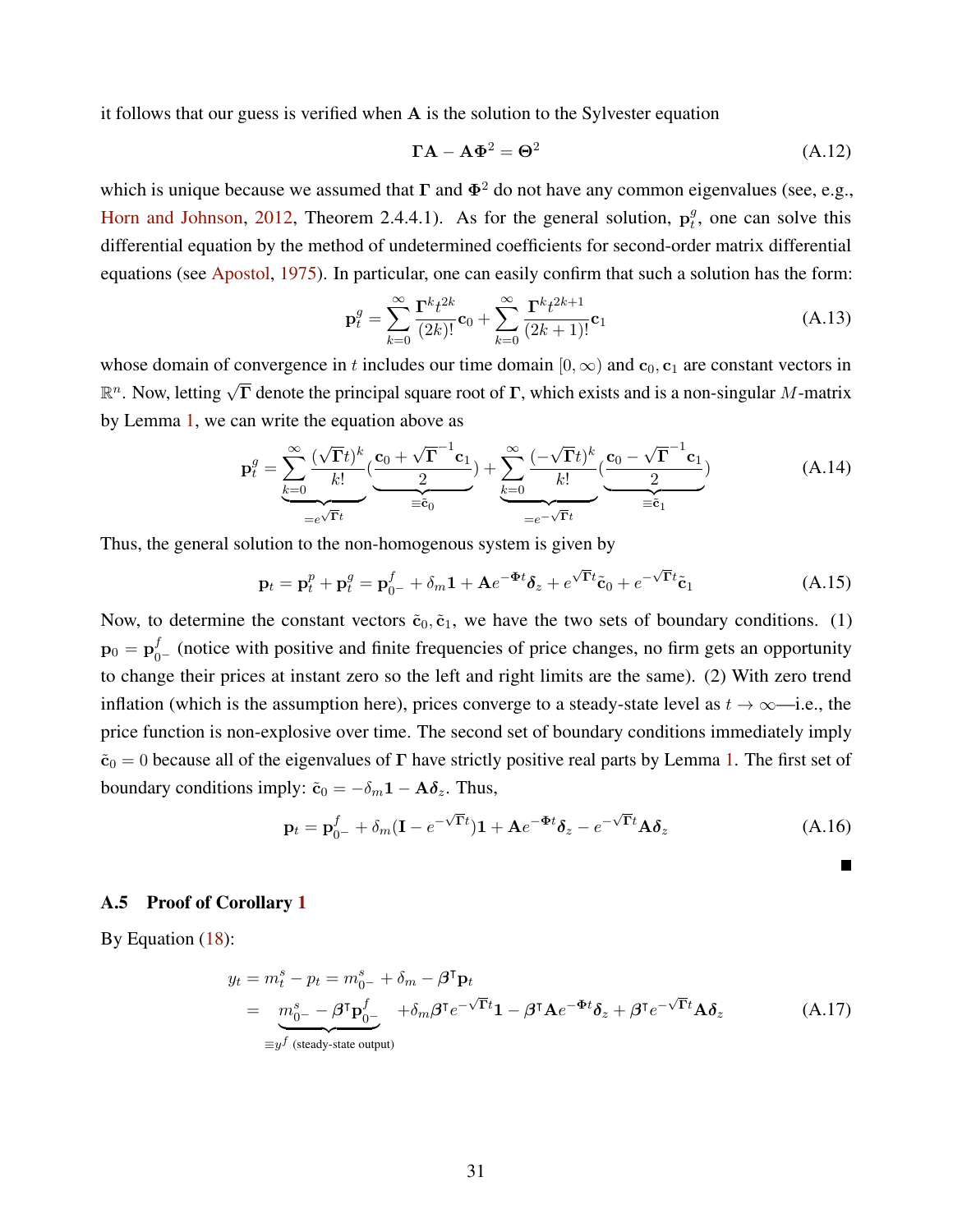it follows that our guess is verified when $\mathbf{A}$ is the solution to the Sylvester equation

$$\mathbf{\Gamma}\mathbf{A} - \mathbf{A}\mathbf{\Phi}^2 = \mathbf{\Theta}^2 \tag{A.12}$$

which is unique because we assumed that $\mathbf{\Gamma}$ and $\mathbf{\Phi}^2$ do not have any common eigenvalues (see, e.g., Horn and Johnson, 2012, Theorem 2.4.4.1). As for the general solution, $\mathbf{p}_t^g$, one can solve this differential equation by the method of undetermined coefficients for second-order matrix differential equations (see Apostol, 1975). In particular, one can easily confirm that such a solution has the form:

$$\mathbf{p}_t^g = \sum_{k=0}^{\infty} \frac{\mathbf{\Gamma}^k t^{2k}}{(2k)!}\mathbf{c}_0 + \sum_{k=0}^{\infty} \frac{\mathbf{\Gamma}^k t^{2k+1}}{(2k+1)!}\mathbf{c}_1 \tag{A.13}$$

whose domain of convergence in $t$ includes our time domain $[0, \infty)$ and $\mathbf{c}_0, \mathbf{c}_1$ are constant vectors in $\mathbb{R}^n$. Now, letting $\sqrt{\mathbf{\Gamma}}$ denote the principal square root of $\mathbf{\Gamma}$, which exists and is a non-singular $M$-matrix by Lemma 1, we can write the equation above as

$$\mathbf{p}_t^g = \underbrace{\sum_{k=0}^{\infty} \frac{(\sqrt{\mathbf{\Gamma}}t)^k}{k!}}_{=e^{\sqrt{\mathbf{\Gamma}}t}} \underbrace{\left(\frac{\mathbf{c}_0 + \sqrt{\mathbf{\Gamma}}^{-1}\mathbf{c}_1}{2}\right)}_{\equiv \tilde{\mathbf{c}}_0} + \underbrace{\sum_{k=0}^{\infty} \frac{(-\sqrt{\mathbf{\Gamma}}t)^k}{k!}}_{=e^{-\sqrt{\mathbf{\Gamma}}t}} \underbrace{\left(\frac{\mathbf{c}_0 - \sqrt{\mathbf{\Gamma}}^{-1}\mathbf{c}_1}{2}\right)}_{\equiv \tilde{\mathbf{c}}_1} \tag{A.14}$$

Thus, the general solution to the non-homogenous system is given by

$$\mathbf{p}_t = \mathbf{p}_t^p + \mathbf{p}_t^g = \mathbf{p}_{0-}^f + \delta_m \mathbf{1} + \mathbf{A}e^{-\mathbf{\Phi}t}\boldsymbol{\delta}_z + e^{\sqrt{\mathbf{\Gamma}}t}\tilde{\mathbf{c}}_0 + e^{-\sqrt{\mathbf{\Gamma}}t}\tilde{\mathbf{c}}_1 \tag{A.15}$$

Now, to determine the constant vectors $\tilde{\mathbf{c}}_0, \tilde{\mathbf{c}}_1$, we have the two sets of boundary conditions. (1) $\mathbf{p}_0 = \mathbf{p}_{0-}^f$ (notice with positive and finite frequencies of price changes, no firm gets an opportunity to change their prices at instant zero so the left and right limits are the same). (2) With zero trend inflation (which is the assumption here), prices converge to a steady-state level as $t \to \infty$—i.e., the price function is non-explosive over time. The second set of boundary conditions immediately imply $\tilde{\mathbf{c}}_0 = 0$ because all of the eigenvalues of $\mathbf{\Gamma}$ have strictly positive real parts by Lemma 1. The first set of boundary conditions imply: $\tilde{\mathbf{c}}_0 = -\delta_m \mathbf{1} - \mathbf{A}\boldsymbol{\delta}_z$. Thus,

$$\mathbf{p}_t = \mathbf{p}_{0-}^f + \delta_m(\mathbf{I} - e^{-\sqrt{\mathbf{\Gamma}}t})\mathbf{1} + \mathbf{A}e^{-\mathbf{\Phi}t}\boldsymbol{\delta}_z - e^{-\sqrt{\mathbf{\Gamma}}t}\mathbf{A}\boldsymbol{\delta}_z \tag{A.16}$$

■

### A.5 Proof of Corollary 1

By Equation (18):

$$\begin{aligned} y_t &= m_t^s - p_t = m_{0-}^s + \delta_m - \boldsymbol{\beta}^\intercal \mathbf{p}_t \\ &= \underbrace{m_{0-}^s - \boldsymbol{\beta}^\intercal \mathbf{p}_{0-}^f}_{\equiv y^f \text{ (steady-state output)}} + \delta_m \boldsymbol{\beta}^\intercal e^{-\sqrt{\mathbf{\Gamma}}t}\mathbf{1} - \boldsymbol{\beta}^\intercal \mathbf{A}e^{-\mathbf{\Phi}t}\boldsymbol{\delta}_z + \boldsymbol{\beta}^\intercal e^{-\sqrt{\mathbf{\Gamma}}t}\mathbf{A}\boldsymbol{\delta}_z \end{aligned} \tag{A.17}$$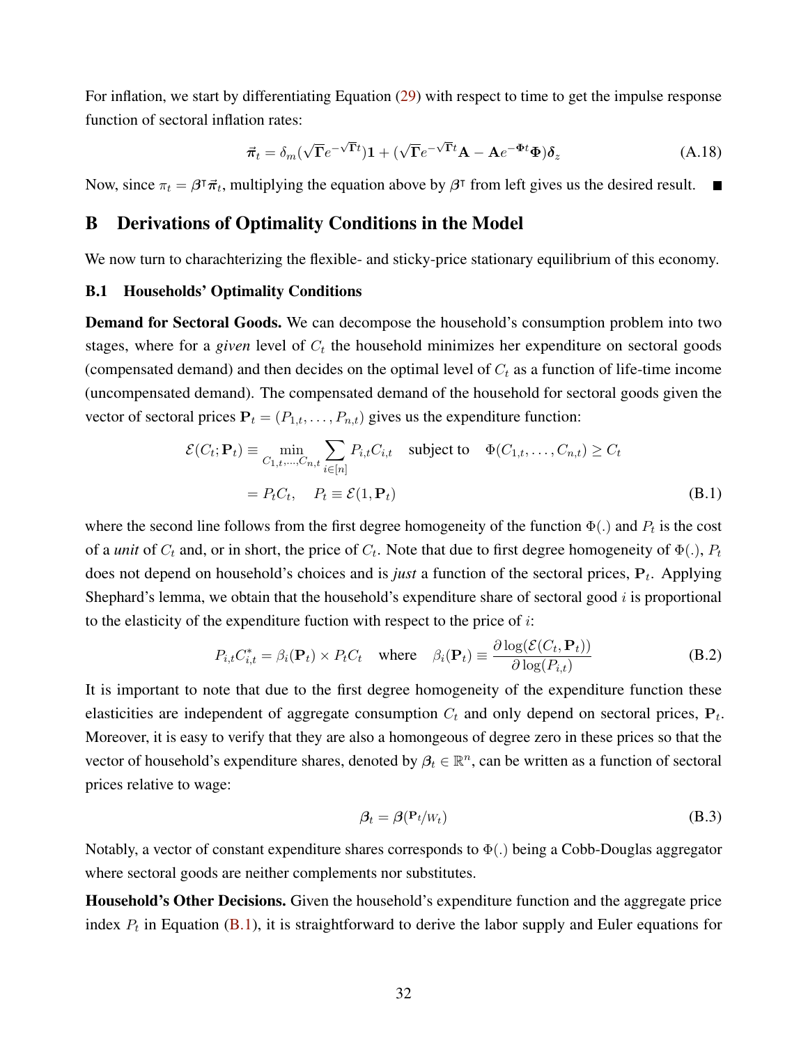For inflation, we start by differentiating Equation (29) with respect to time to get the impulse response function of sectoral inflation rates:

$$\vec{\boldsymbol{\pi}}_t = \delta_m(\sqrt{\boldsymbol{\Gamma}}e^{-\sqrt{\boldsymbol{\Gamma}}t})\mathbf{1} + (\sqrt{\boldsymbol{\Gamma}}e^{-\sqrt{\boldsymbol{\Gamma}}t}\mathbf{A} - \mathbf{A}e^{-\boldsymbol{\Phi}t}\boldsymbol{\Phi})\boldsymbol{\delta}_z \tag{A.18}$$

Now, since $\pi_t = \boldsymbol{\beta}^\intercal \vec{\boldsymbol{\pi}}_t$, multiplying the equation above by $\boldsymbol{\beta}^\intercal$ from left gives us the desired result. ■

# B Derivations of Optimality Conditions in the Model

We now turn to charachterizing the flexible- and sticky-price stationary equilibrium of this economy.

## B.1 Households' Optimality Conditions

**Demand for Sectoral Goods.** We can decompose the household's consumption problem into two stages, where for a *given* level of $C_t$ the household minimizes her expenditure on sectoral goods (compensated demand) and then decides on the optimal level of $C_t$ as a function of life-time income (uncompensated demand). The compensated demand of the household for sectoral goods given the vector of sectoral prices $\mathbf{P}_t = (P_{1,t}, \ldots, P_{n,t})$ gives us the expenditure function:

$$\begin{aligned}\mathcal{E}(C_t; \mathbf{P}_t) &\equiv \min_{C_{1,t},\ldots,C_{n,t}} \sum_{i\in[n]} P_{i,t}C_{i,t} \quad \text{subject to} \quad \Phi(C_{1,t},\ldots,C_{n,t}) \geq C_t \\ &= P_t C_t, \quad P_t \equiv \mathcal{E}(1, \mathbf{P}_t)\end{aligned} \tag{B.1}$$

where the second line follows from the first degree homogeneity of the function $\Phi(.)$ and $P_t$ is the cost of a *unit* of $C_t$ and, or in short, the price of $C_t$. Note that due to first degree homogeneity of $\Phi(.)$, $P_t$ does not depend on household's choices and is *just* a function of the sectoral prices, $\mathbf{P}_t$. Applying Shephard's lemma, we obtain that the household's expenditure share of sectoral good $i$ is proportional to the elasticity of the expenditure fuction with respect to the price of $i$:

$$P_{i,t}C_{i,t}^* = \beta_i(\mathbf{P}_t) \times P_t C_t \quad \text{where} \quad \beta_i(\mathbf{P}_t) \equiv \frac{\partial \log(\mathcal{E}(C_t, \mathbf{P}_t))}{\partial \log(P_{i,t})} \tag{B.2}$$

It is important to note that due to the first degree homogeneity of the expenditure function these elasticities are independent of aggregate consumption $C_t$ and only depend on sectoral prices, $\mathbf{P}_t$. Moreover, it is easy to verify that they are also a homongeous of degree zero in these prices so that the vector of household's expenditure shares, denoted by $\boldsymbol{\beta}_t \in \mathbb{R}^n$, can be written as a function of sectoral prices relative to wage:

$$\boldsymbol{\beta}_t = \boldsymbol{\beta}(\mathbf{P}_t/W_t) \tag{B.3}$$

Notably, a vector of constant expenditure shares corresponds to $\Phi(.)$ being a Cobb-Douglas aggregator where sectoral goods are neither complements nor substitutes.

**Household's Other Decisions.** Given the household's expenditure function and the aggregate price index $P_t$ in Equation (B.1), it is straightforward to derive the labor supply and Euler equations for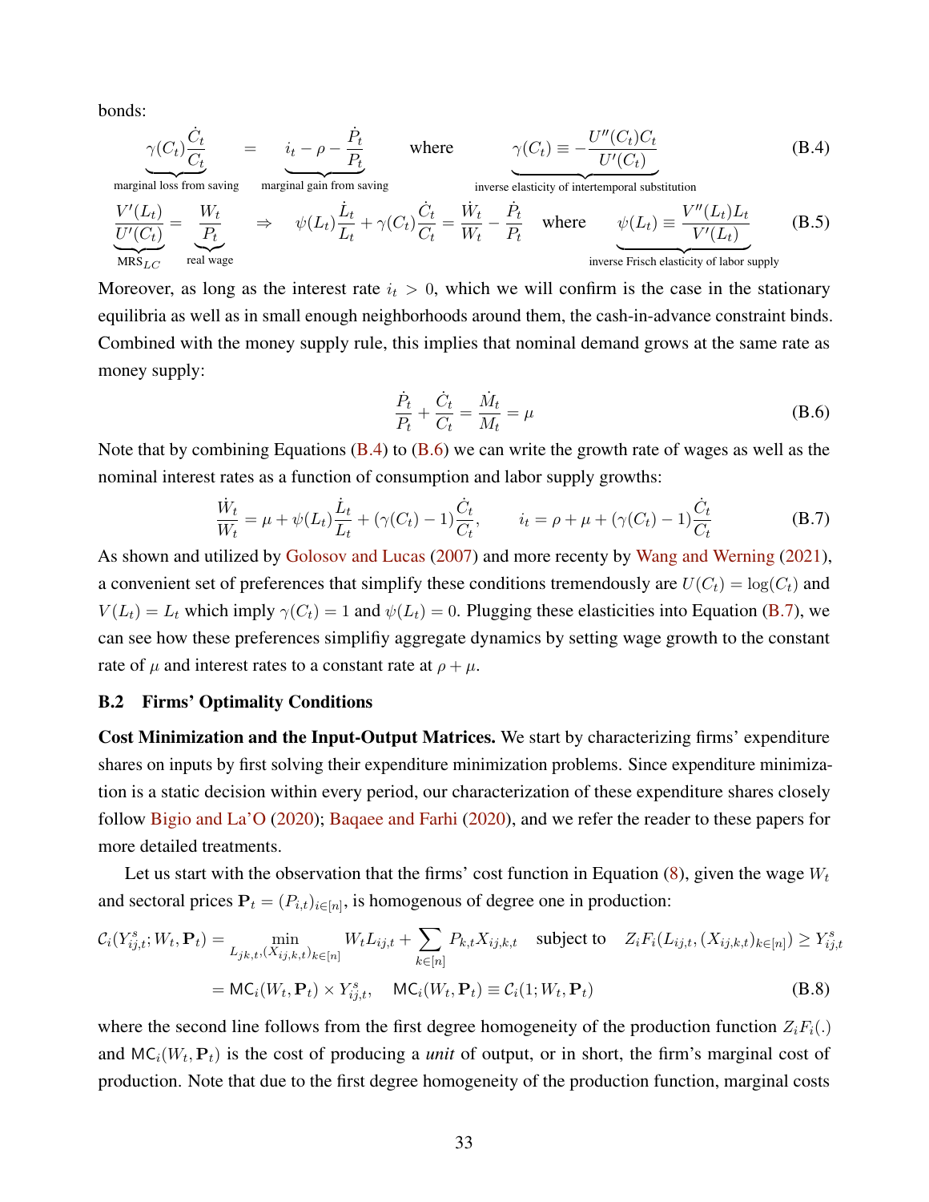bonds:

$$\underbrace{\gamma(C_t)\frac{\dot{C}_t}{C_t}}_{\text{marginal loss from saving}} = \underbrace{i_t - \rho - \frac{\dot{P}_t}{P_t}}_{\text{marginal gain from saving}} \quad \text{where} \quad \underbrace{\gamma(C_t) \equiv -\frac{U''(C_t)C_t}{U'(C_t)}}_{\text{inverse elasticity of intertemporal substitution}} \tag{B.4}$$

$$\underbrace{\frac{V'(L_t)}{U'(C_t)}}_{\text{MRS}_{LC}} = \underbrace{\frac{W_t}{P_t}}_{\text{real wage}} \quad \Rightarrow \quad \psi(L_t)\frac{\dot{L}_t}{L_t} + \gamma(C_t)\frac{\dot{C}_t}{C_t} = \frac{\dot{W}_t}{W_t} - \frac{\dot{P}_t}{P_t} \quad \text{where} \quad \underbrace{\psi(L_t) \equiv \frac{V''(L_t)L_t}{V'(L_t)}}_{\text{inverse Frisch elasticity of labor supply}} \tag{B.5}$$

Moreover, as long as the interest rate $i_t > 0$, which we will confirm is the case in the stationary equilibria as well as in small enough neighborhoods around them, the cash-in-advance constraint binds. Combined with the money supply rule, this implies that nominal demand grows at the same rate as money supply:

$$\frac{\dot{P}_t}{P_t} + \frac{\dot{C}_t}{C_t} = \frac{\dot{M}_t}{M_t} = \mu \tag{B.6}$$

Note that by combining Equations (B.4) to (B.6) we can write the growth rate of wages as well as the nominal interest rates as a function of consumption and labor supply growths:

$$\frac{\dot{W}_t}{W_t} = \mu + \psi(L_t)\frac{\dot{L}_t}{L_t} + (\gamma(C_t) - 1)\frac{\dot{C}_t}{C_t}, \qquad i_t = \rho + \mu + (\gamma(C_t) - 1)\frac{\dot{C}_t}{C_t} \tag{B.7}$$

As shown and utilized by Golosov and Lucas (2007) and more recenty by Wang and Werning (2021), a convenient set of preferences that simplify these conditions tremendously are $U(C_t) = \log(C_t)$ and $V(L_t) = L_t$ which imply $\gamma(C_t) = 1$ and $\psi(L_t) = 0$. Plugging these elasticities into Equation (B.7), we can see how these preferences simplifiy aggregate dynamics by setting wage growth to the constant rate of $\mu$ and interest rates to a constant rate at $\rho + \mu$.

## B.2 Firms' Optimality Conditions

**Cost Minimization and the Input-Output Matrices.** We start by characterizing firms' expenditure shares on inputs by first solving their expenditure minimization problems. Since expenditure minimization is a static decision within every period, our characterization of these expenditure shares closely follow Bigio and La'O (2020); Baqaee and Farhi (2020), and we refer the reader to these papers for more detailed treatments.

Let us start with the observation that the firms' cost function in Equation (8), given the wage $W_t$ and sectoral prices $\mathbf{P}_t = (P_{i,t})_{i\in[n]}$, is homogenous of degree one in production:

$$\begin{aligned}
\mathcal{C}_i(Y^s_{ij,t}; W_t, \mathbf{P}_t) &= \min_{L_{jk,t},(X_{ij,k,t})_{k\in[n]}} W_t L_{ij,t} + \sum_{k\in[n]} P_{k,t}X_{ij,k,t} \quad \text{subject to} \quad Z_iF_i(L_{ij,t},(X_{ij,k,t})_{k\in[n]}) \geq Y^s_{ij,t} \\
&= \mathsf{MC}_i(W_t, \mathbf{P}_t) \times Y^s_{ij,t}, \quad \mathsf{MC}_i(W_t, \mathbf{P}_t) \equiv \mathcal{C}_i(1; W_t, \mathbf{P}_t)
\end{aligned} \tag{B.8}$$

where the second line follows from the first degree homogeneity of the production function $Z_iF_i(.)$ and $\mathsf{MC}_i(W_t, \mathbf{P}_t)$ is the cost of producing a *unit* of output, or in short, the firm's marginal cost of production. Note that due to the first degree homogeneity of the production function, marginal costs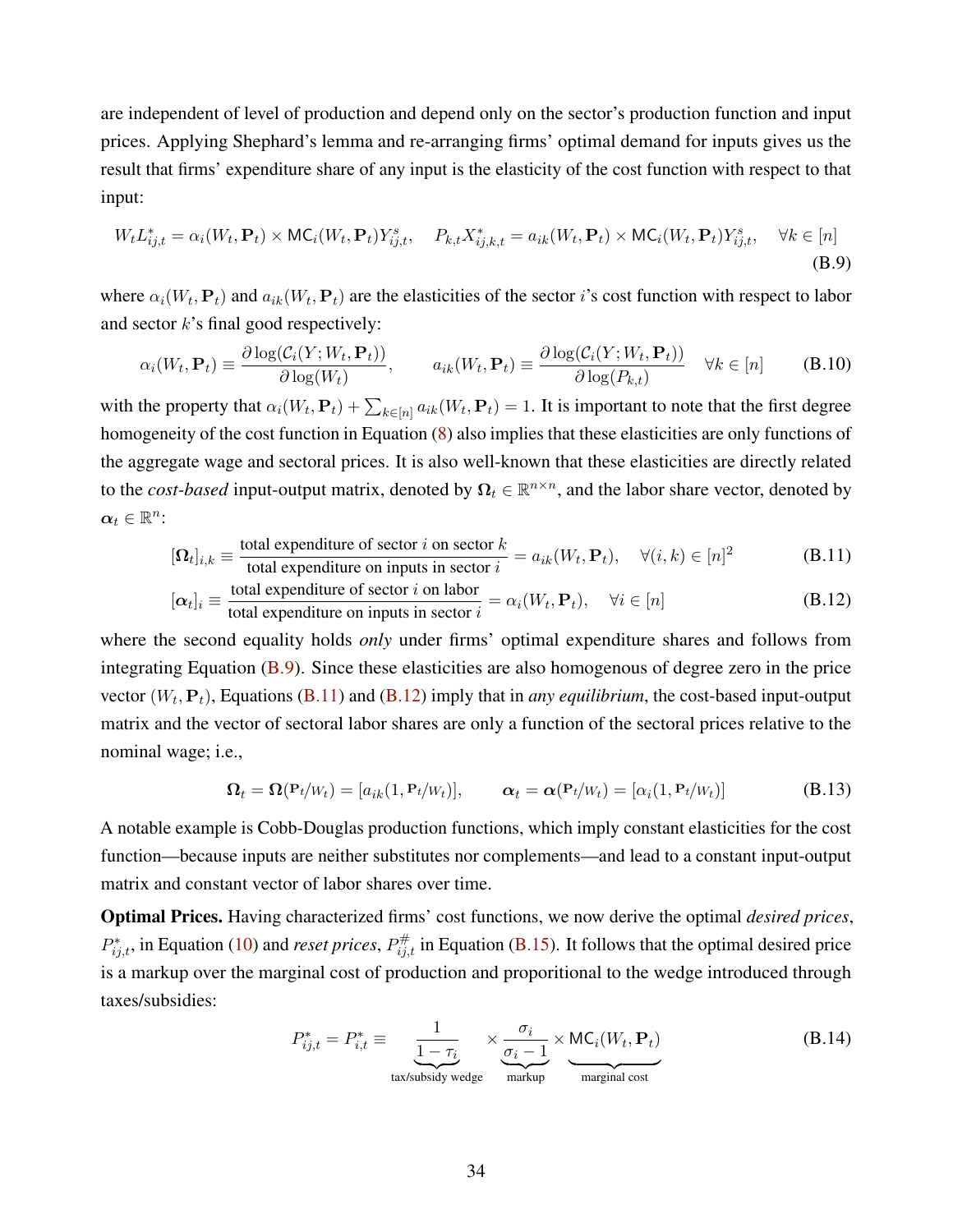are independent of level of production and depend only on the sector's production function and input prices. Applying Shephard's lemma and re-arranging firms' optimal demand for inputs gives us the result that firms' expenditure share of any input is the elasticity of the cost function with respect to that input:

$$W_t L^*_{ij,t} = \alpha_i(W_t, \mathbf{P}_t) \times \mathsf{MC}_i(W_t, \mathbf{P}_t) Y^s_{ij,t}, \quad P_{k,t} X^*_{ij,k,t} = a_{ik}(W_t, \mathbf{P}_t) \times \mathsf{MC}_i(W_t, \mathbf{P}_t) Y^s_{ij,t}, \quad \forall k \in [n] \tag{B.9}$$

where $\alpha_i(W_t, \mathbf{P}_t)$ and $a_{ik}(W_t, \mathbf{P}_t)$ are the elasticities of the sector $i$'s cost function with respect to labor and sector $k$'s final good respectively:

$$\alpha_i(W_t, \mathbf{P}_t) \equiv \frac{\partial \log(\mathcal{C}_i(Y; W_t, \mathbf{P}_t))}{\partial \log(W_t)}, \qquad a_{ik}(W_t, \mathbf{P}_t) \equiv \frac{\partial \log(\mathcal{C}_i(Y; W_t, \mathbf{P}_t))}{\partial \log(P_{k,t})} \quad \forall k \in [n] \tag{B.10}$$

with the property that $\alpha_i(W_t, \mathbf{P}_t) + \sum_{k \in [n]} a_{ik}(W_t, \mathbf{P}_t) = 1$. It is important to note that the first degree homogeneity of the cost function in Equation (8) also implies that these elasticities are only functions of the aggregate wage and sectoral prices. It is also well-known that these elasticities are directly related to the *cost-based* input-output matrix, denoted by $\mathbf{\Omega}_t \in \mathbb{R}^{n \times n}$, and the labor share vector, denoted by $\boldsymbol{\alpha}_t \in \mathbb{R}^n$:

$$[\mathbf{\Omega}_t]_{i,k} \equiv \frac{\text{total expenditure of sector } i \text{ on sector } k}{\text{total expenditure on inputs in sector } i} = a_{ik}(W_t, \mathbf{P}_t), \quad \forall (i,k) \in [n]^2 \tag{B.11}$$

$$[\boldsymbol{\alpha}_t]_i \equiv \frac{\text{total expenditure of sector } i \text{ on labor}}{\text{total expenditure on inputs in sector } i} = \alpha_i(W_t, \mathbf{P}_t), \quad \forall i \in [n] \tag{B.12}$$

where the second equality holds *only* under firms' optimal expenditure shares and follows from integrating Equation (B.9). Since these elasticities are also homogenous of degree zero in the price vector $(W_t, \mathbf{P}_t)$, Equations (B.11) and (B.12) imply that in *any equilibrium*, the cost-based input-output matrix and the vector of sectoral labor shares are only a function of the sectoral prices relative to the nominal wage; i.e.,

$$\mathbf{\Omega}_t = \mathbf{\Omega}(\mathbf{P}_t/W_t) = [a_{ik}(1, \mathbf{P}_t/W_t)], \qquad \boldsymbol{\alpha}_t = \boldsymbol{\alpha}(\mathbf{P}_t/W_t) = [\alpha_i(1, \mathbf{P}_t/W_t)] \tag{B.13}$$

A notable example is Cobb-Douglas production functions, which imply constant elasticities for the cost function—because inputs are neither substitutes nor complements—and lead to a constant input-output matrix and constant vector of labor shares over time.

**Optimal Prices.** Having characterized firms' cost functions, we now derive the optimal *desired prices*, $P^*_{ij,t}$, in Equation (10) and *reset prices*, $P^{\#}_{ij,t}$ in Equation (B.15). It follows that the optimal desired price is a markup over the marginal cost of production and proporitional to the wedge introduced through taxes/subsidies:

$$P^*_{ij,t} = P^*_{i,t} \equiv \underbrace{\frac{1}{1-\tau_i}}_{\text{tax/subsidy wedge}} \times \underbrace{\frac{\sigma_i}{\sigma_i - 1}}_{\text{markup}} \times \underbrace{\mathsf{MC}_i(W_t, \mathbf{P}_t)}_{\text{marginal cost}} \tag{B.14}$$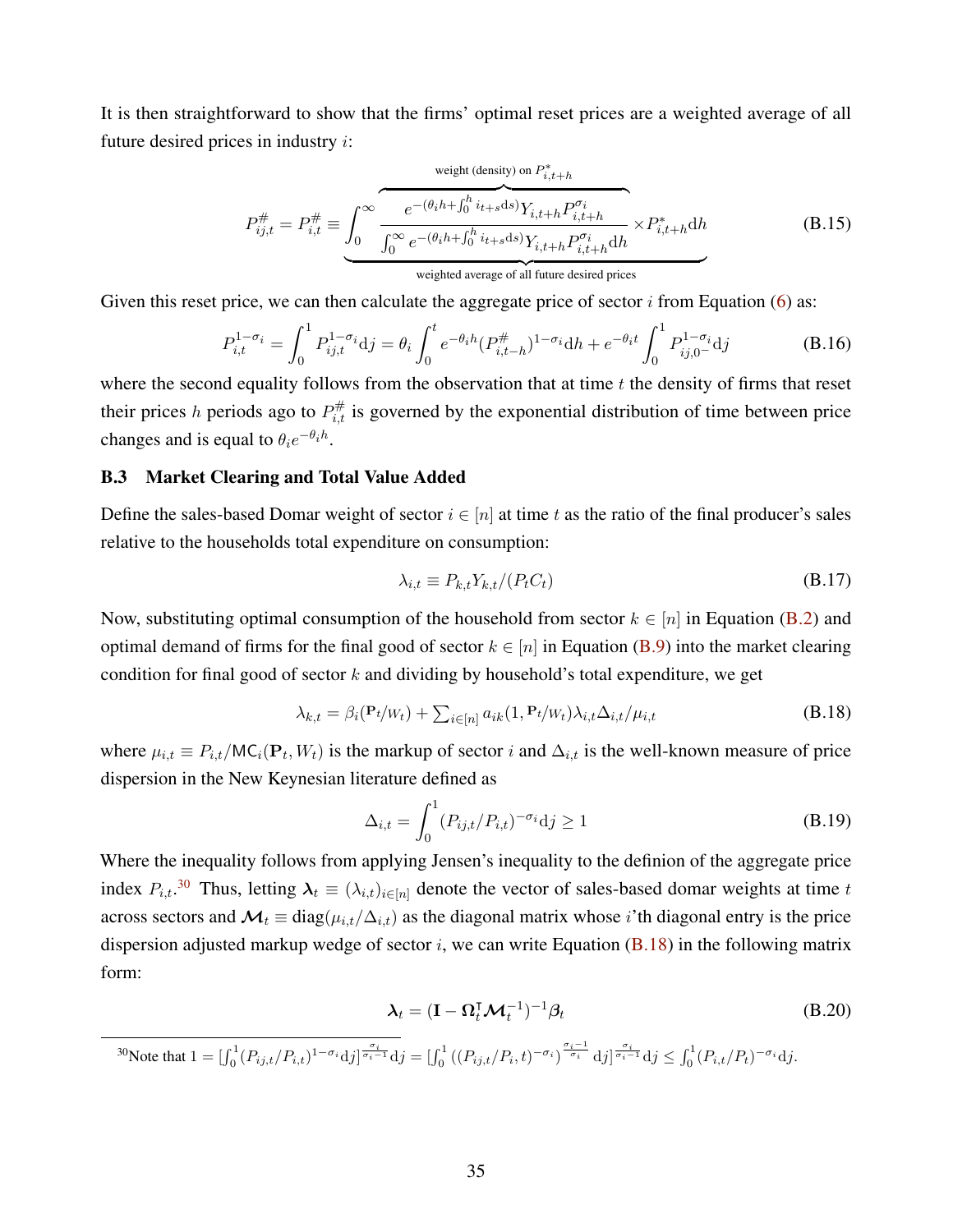It is then straightforward to show that the firms' optimal reset prices are a weighted average of all future desired prices in industry $i$:

$$P^{\#}_{ij,t} = P^{\#}_{i,t} \equiv \underbrace{\int_0^\infty \overbrace{\frac{e^{-(\theta_i h + \int_0^h i_{t+s} \mathrm{d}s)} Y_{i,t+h} P^{\sigma_i}_{i,t+h}}{\int_0^\infty e^{-(\theta_i h + \int_0^h i_{t+s} \mathrm{d}s)} Y_{i,t+h} P^{\sigma_i}_{i,t+h} \mathrm{d}h}}^{\text{weight (density) on } P^*_{i,t+h}} \times P^*_{i,t+h} \mathrm{d}h}_{\text{weighted average of all future desired prices}} \tag{B.15}$$

Given this reset price, we can then calculate the aggregate price of sector $i$ from Equation (6) as:

$$P^{1-\sigma_i}_{i,t} = \int_0^1 P^{1-\sigma_i}_{ij,t} \mathrm{d}j = \theta_i \int_0^t e^{-\theta_i h} (P^{\#}_{i,t-h})^{1-\sigma_i} \mathrm{d}h + e^{-\theta_i t} \int_0^1 P^{1-\sigma_i}_{ij,0^-} \mathrm{d}j \tag{B.16}$$

where the second equality follows from the observation that at time $t$ the density of firms that reset their prices $h$ periods ago to $P^{\#}_{i,t}$ is governed by the exponential distribution of time between price changes and is equal to $\theta_i e^{-\theta_i h}$.

### B.3 Market Clearing and Total Value Added

Define the sales-based Domar weight of sector $i \in [n]$ at time $t$ as the ratio of the final producer's sales relative to the households total expenditure on consumption:

$$\lambda_{i,t} \equiv P_{k,t} Y_{k,t} / (P_t C_t) \tag{B.17}$$

Now, substituting optimal consumption of the household from sector $k \in [n]$ in Equation (B.2) and optimal demand of firms for the final good of sector $k \in [n]$ in Equation (B.9) into the market clearing condition for final good of sector $k$ and dividing by household's total expenditure, we get

$$\lambda_{k,t} = \beta_i(\mathbf{P}_t/W_t) + \textstyle\sum_{i \in [n]} a_{ik}(1, \mathbf{P}_t/W_t) \lambda_{i,t} \Delta_{i,t} / \mu_{i,t} \tag{B.18}$$

where $\mu_{i,t} \equiv P_{i,t}/\mathsf{MC}_i(\mathbf{P}_t, W_t)$ is the markup of sector $i$ and $\Delta_{i,t}$ is the well-known measure of price dispersion in the New Keynesian literature defined as

$$\Delta_{i,t} = \int_0^1 (P_{ij,t}/P_{i,t})^{-\sigma_i} \mathrm{d}j \geq 1 \tag{B.19}$$

Where the inequality follows from applying Jensen's inequality to the definion of the aggregate price index $P_{i,t}$.[30] Thus, letting $\boldsymbol{\lambda}_t \equiv (\lambda_{i,t})_{i \in [n]}$ denote the vector of sales-based domar weights at time $t$ across sectors and $\boldsymbol{\mathcal{M}}_t \equiv \mathrm{diag}(\mu_{i,t}/\Delta_{i,t})$ as the diagonal matrix whose $i$'th diagonal entry is the price dispersion adjusted markup wedge of sector $i$, we can write Equation (B.18) in the following matrix form:

$$\boldsymbol{\lambda}_t = (\mathbf{I} - \boldsymbol{\Omega}_t^\intercal \boldsymbol{\mathcal{M}}_t^{-1})^{-1} \boldsymbol{\beta}_t \tag{B.20}$$

[30] Note that $1 = [\int_0^1 (P_{ij,t}/P_{i,t})^{1-\sigma_i} \mathrm{d}j]^{\frac{\sigma_i}{\sigma_i - 1}} \mathrm{d}j = [\int_0^1 ((P_{ij,t}/P_i, t)^{-\sigma_i})^{\frac{\sigma_i - 1}{\sigma_i}} \mathrm{d}j]^{\frac{\sigma_i}{\sigma_i - 1}} \mathrm{d}j \leq \int_0^1 (P_{i,t}/P_t)^{-\sigma_i} \mathrm{d}j$.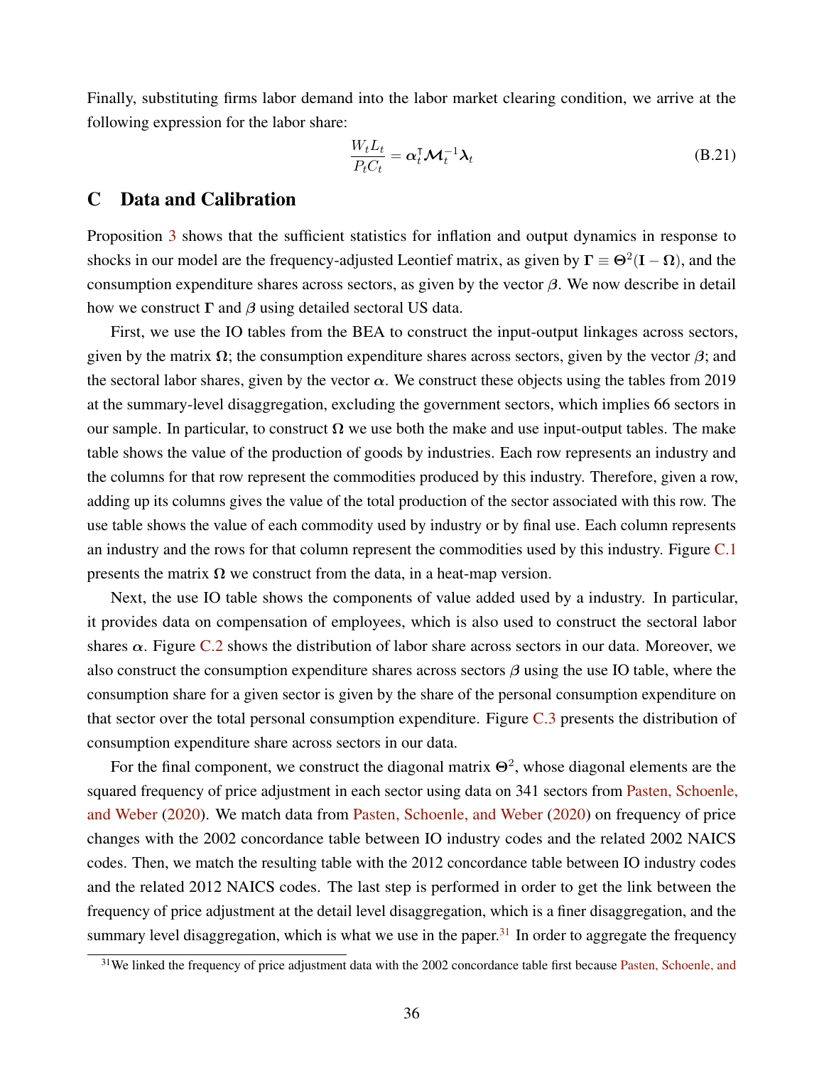Finally, substituting firms labor demand into the labor market clearing condition, we arrive at the following expression for the labor share:

$$\frac{W_t L_t}{P_t C_t} = \boldsymbol{\alpha}_t^\intercal \boldsymbol{\mathcal{M}}_t^{-1} \boldsymbol{\lambda}_t \tag{B.21}$$

# C Data and Calibration

Proposition 3 shows that the sufficient statistics for inflation and output dynamics in response to shocks in our model are the frequency-adjusted Leontief matrix, as given by $\boldsymbol{\Gamma} \equiv \boldsymbol{\Theta}^2(\mathbf{I} - \boldsymbol{\Omega})$, and the consumption expenditure shares across sectors, as given by the vector $\boldsymbol{\beta}$. We now describe in detail how we construct $\boldsymbol{\Gamma}$ and $\boldsymbol{\beta}$ using detailed sectoral US data.

First, we use the IO tables from the BEA to construct the input-output linkages across sectors, given by the matrix $\boldsymbol{\Omega}$; the consumption expenditure shares across sectors, given by the vector $\boldsymbol{\beta}$; and the sectoral labor shares, given by the vector $\boldsymbol{\alpha}$. We construct these objects using the tables from 2019 at the summary-level disaggregation, excluding the government sectors, which implies 66 sectors in our sample. In particular, to construct $\boldsymbol{\Omega}$ we use both the make and use input-output tables. The make table shows the value of the production of goods by industries. Each row represents an industry and the columns for that row represent the commodities produced by this industry. Therefore, given a row, adding up its columns gives the value of the total production of the sector associated with this row. The use table shows the value of each commodity used by industry or by final use. Each column represents an industry and the rows for that column represent the commodities used by this industry. Figure C.1 presents the matrix $\boldsymbol{\Omega}$ we construct from the data, in a heat-map version.

Next, the use IO table shows the components of value added used by a industry. In particular, it provides data on compensation of employees, which is also used to construct the sectoral labor shares $\boldsymbol{\alpha}$. Figure C.2 shows the distribution of labor share across sectors in our data. Moreover, we also construct the consumption expenditure shares across sectors $\boldsymbol{\beta}$ using the use IO table, where the consumption share for a given sector is given by the share of the personal consumption expenditure on that sector over the total personal consumption expenditure. Figure C.3 presents the distribution of consumption expenditure share across sectors in our data.

For the final component, we construct the diagonal matrix $\boldsymbol{\Theta}^2$, whose diagonal elements are the squared frequency of price adjustment in each sector using data on 341 sectors from Pasten, Schoenle, and Weber (2020). We match data from Pasten, Schoenle, and Weber (2020) on frequency of price changes with the 2002 concordance table between IO industry codes and the related 2002 NAICS codes. Then, we match the resulting table with the 2012 concordance table between IO industry codes and the related 2012 NAICS codes. The last step is performed in order to get the link between the frequency of price adjustment at the detail level disaggregation, which is a finer disaggregation, and the summary level disaggregation, which is what we use in the paper.[31] In order to aggregate the frequency

[31] We linked the frequency of price adjustment data with the 2002 concordance table first because Pasten, Schoenle, and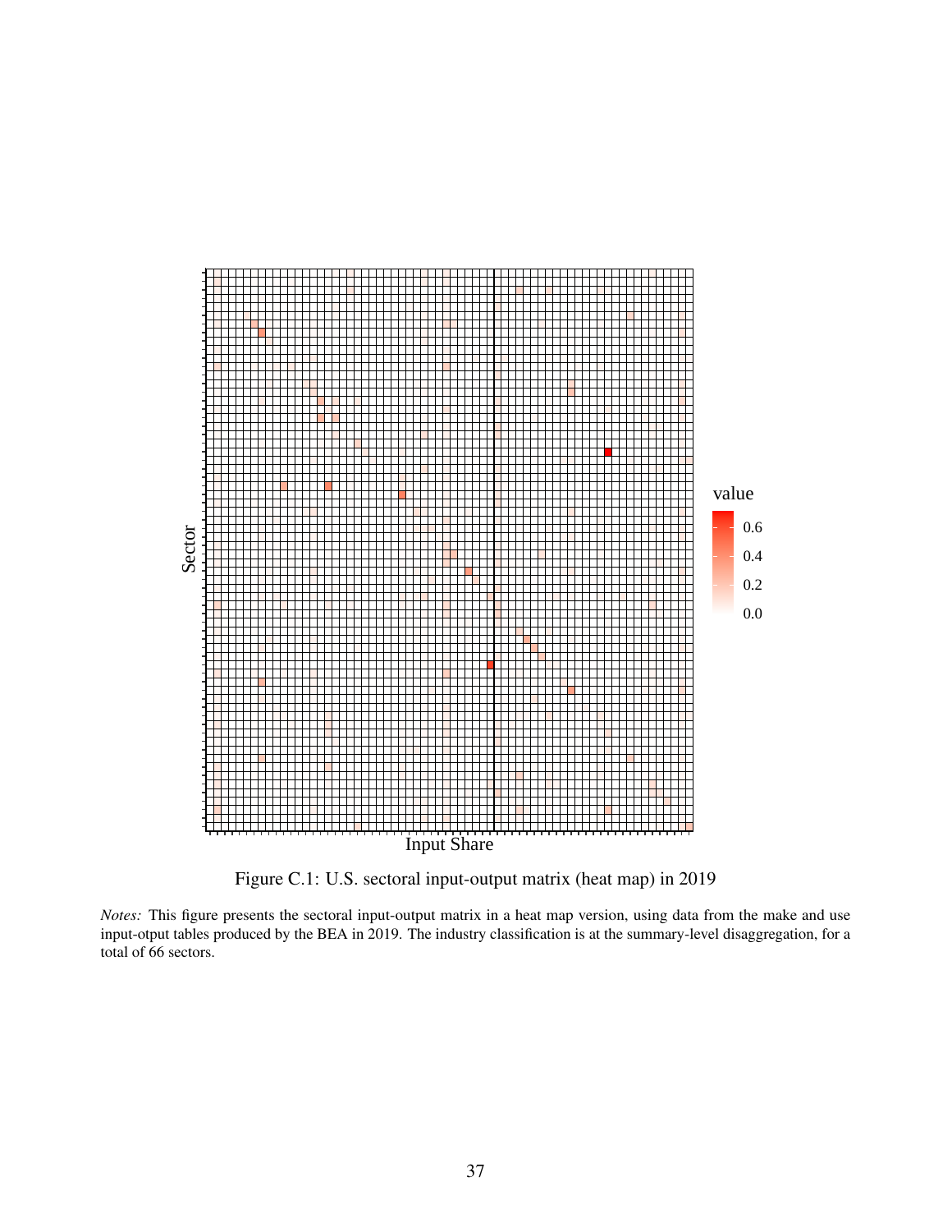Figure C.1: U.S. sectoral input-output matrix (heat map) in 2019

*Notes:* This figure presents the sectoral input-output matrix in a heat map version, using data from the make and use input-otput tables produced by the BEA in 2019. The industry classification is at the summary-level disaggregation, for a total of 66 sectors.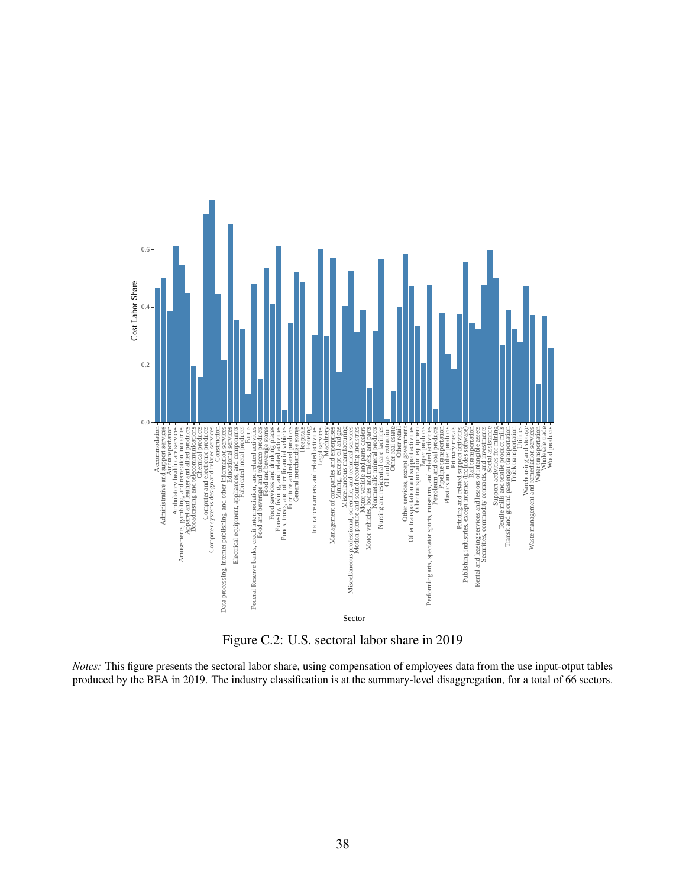Figure C.2: U.S. sectoral labor share in 2019

*Notes:* This figure presents the sectoral labor share, using compensation of employees data from the use input-otput tables produced by the BEA in 2019. The industry classification is at the summary-level disaggregation, for a total of 66 sectors.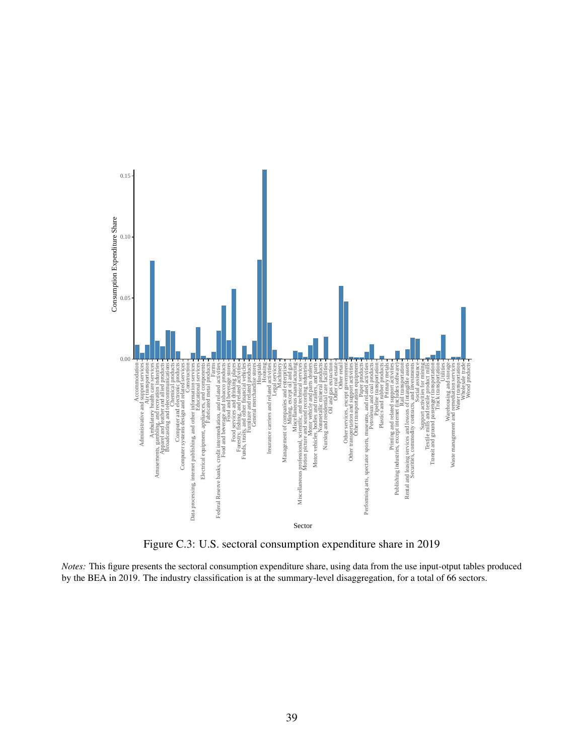Figure C.3: U.S. sectoral consumption expenditure share in 2019

*Notes:* This figure presents the sectoral consumption expenditure share, using data from the use input-otput tables produced by the BEA in 2019. The industry classification is at the summary-level disaggregation, for a total of 66 sectors.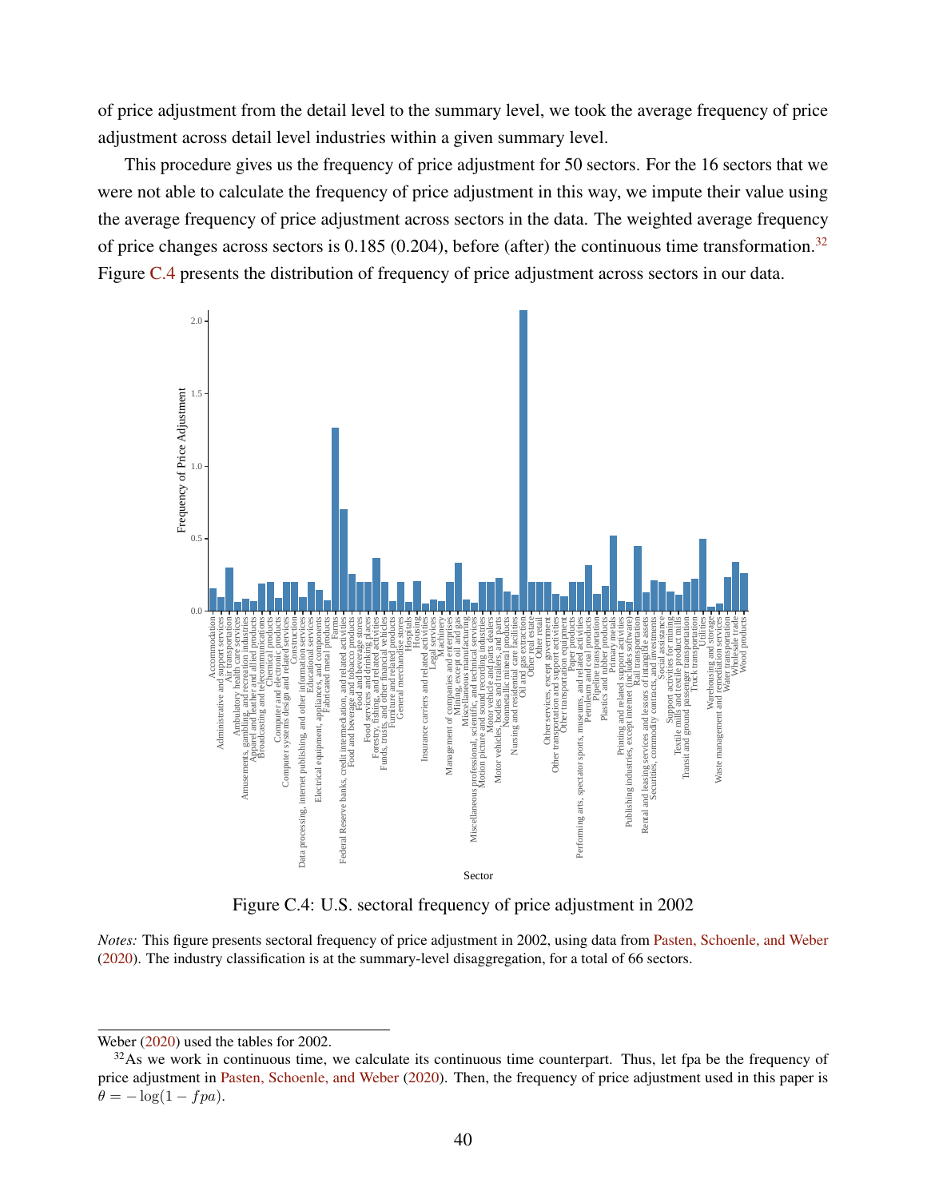of price adjustment from the detail level to the summary level, we took the average frequency of price adjustment across detail level industries within a given summary level.

This procedure gives us the frequency of price adjustment for 50 sectors. For the 16 sectors that we were not able to calculate the frequency of price adjustment in this way, we impute their value using the average frequency of price adjustment across sectors in the data. The weighted average frequency of price changes across sectors is 0.185 (0.204), before (after) the continuous time transformation.[32] Figure C.4 presents the distribution of frequency of price adjustment across sectors in our data.

Frequency of Price Adjustment

2.0
1.5
1.0
0.5
0.0

Accommodation
Administrative and support services
Air transportation
Ambulatory health care services
Amusements, gambling, and recreation industries
Apparel and leather and allied products
Broadcasting and telecommunications
Chemical products
Computer and electronic products
Computer systems design and related services
Construction
Data processing, internet publishing, and other information services
Educational services
Electrical equipment, appliances, and components
Fabricated metal products
Farms
Federal Reserve banks, credit intermediation, and related activities
Food and beverage and tobacco products
Food and beverage stores
Food services and drinking places
Forestry, fishing, and related activities
Funds, trusts, and other financial vehicles
Furniture and related products
General merchandise stores
Hospitals
Housing
Insurance carriers and related activities
Legal services
Machinery
Management of companies and enterprises
Mining, except oil and gas
Miscellaneous manufacturing
Miscellaneous professional, scientific, and technical services
Motion picture and sound recording industries
Motor vehicle and parts dealers
Motor vehicles, bodies and trailers, and parts
Nonmetallic mineral products
Nursing and residential care facilities
Oil and gas extraction
Other real estate
Other retail
Other services, except government
Other transportation and support activities
Other transportation equipment
Paper products
Performing arts, spectator sports, museums, and related activities
Petroleum and coal products
Pipeline transportation
Plastics and rubber products
Primary metals
Printing and related support activities
Publishing industries, except internet (includes software)
Rail transportation
Rental and leasing services and lessors of intangible assets
Securities, commodity contracts, and investments
Social assistance
Support activities for mining
Textile mills and textile product mills
Transit and ground passenger transportation
Truck transportation
Utilities
Warehousing and storage
Waste management and remediation services
Water transportation
Wholesale trade
Wood products

Sector

Figure C.4: U.S. sectoral frequency of price adjustment in 2002

*Notes:* This figure presents sectoral frequency of price adjustment in 2002, using data from Pasten, Schoenle, and Weber (2020). The industry classification is at the summary-level disaggregation, for a total of 66 sectors.

---

Weber (2020) used the tables for 2002.

[32] As we work in continuous time, we calculate its continuous time counterpart. Thus, let fpa be the frequency of price adjustment in Pasten, Schoenle, and Weber (2020). Then, the frequency of price adjustment used in this paper is $\theta = -\log(1 - fpa)$.